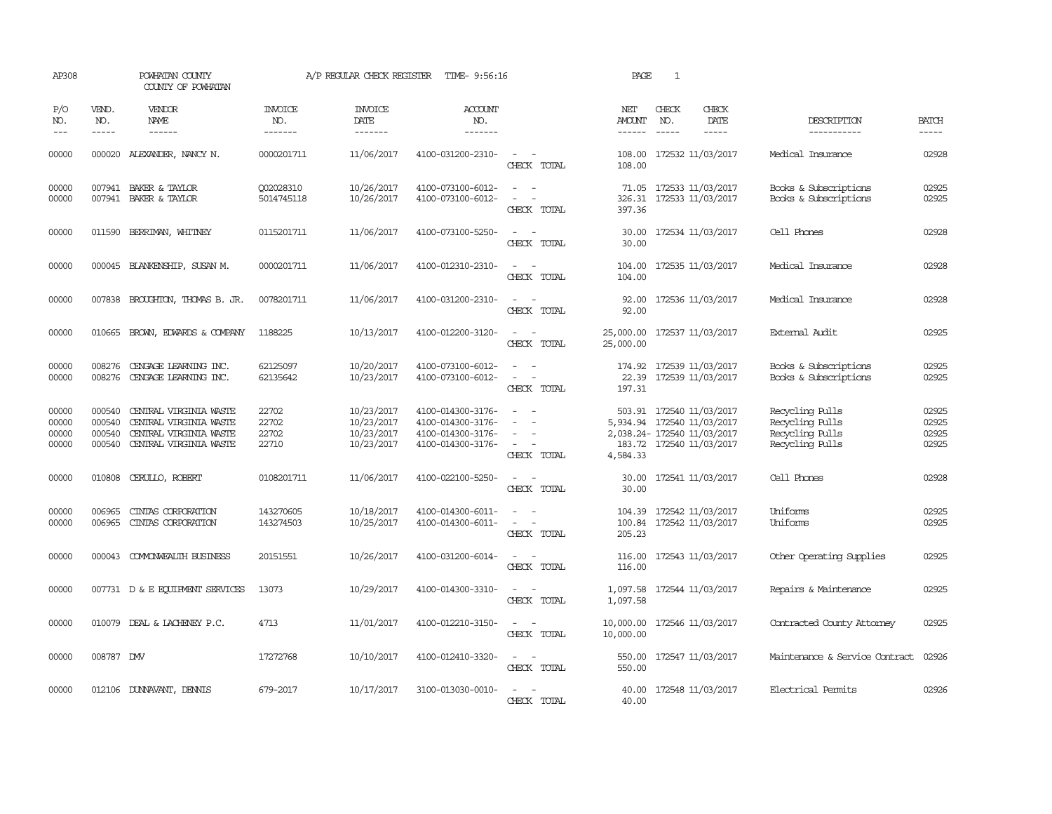AP308 POWHATAN COUNTY A/P REGULAR CHECK REGISTER TIME- 9:56:16 PAGE 1
COUNTY OF POWHATAN

| P/O NO. | VEND. NO. | VENDOR NAME | INVOICE NO. | INVOICE DATE | ACCOUNT NO. | | NET AMOUNT | CHECK NO. | CHECK DATE | DESCRIPTION | BATCH |
|---|---|---|---|---|---|---|---|---|---|---|---|
| 00000 | 000020 | ALEXANDER, NANCY N. | 0000201711 | 11/06/2017 | 4100-031200-2310- | - - | 108.00 | 172532 | 11/03/2017 | Medical Insurance | 02928 |
| | | | | | | CHECK TOTAL | 108.00 | | | | |
| 00000 | 007941 | BAKER & TAYLOR | Q02028310 | 10/26/2017 | 4100-073100-6012- | - - | 71.05 | 172533 | 11/03/2017 | Books & Subscriptions | 02925 |
| 00000 | 007941 | BAKER & TAYLOR | 5014745118 | 10/26/2017 | 4100-073100-6012- | - - | 326.31 | 172533 | 11/03/2017 | Books & Subscriptions | 02925 |
| | | | | | | CHECK TOTAL | 397.36 | | | | |
| 00000 | 011590 | BERRIMAN, WHITNEY | 0115201711 | 11/06/2017 | 4100-073100-5250- | - - | 30.00 | 172534 | 11/03/2017 | Cell Phones | 02928 |
| | | | | | | CHECK TOTAL | 30.00 | | | | |
| 00000 | 000045 | BLANKENSHIP, SUSAN M. | 0000201711 | 11/06/2017 | 4100-012310-2310- | - - | 104.00 | 172535 | 11/03/2017 | Medical Insurance | 02928 |
| | | | | | | CHECK TOTAL | 104.00 | | | | |
| 00000 | 007838 | BROUGHTON, THOMAS B. JR. | 0078201711 | 11/06/2017 | 4100-031200-2310- | - - | 92.00 | 172536 | 11/03/2017 | Medical Insurance | 02928 |
| | | | | | | CHECK TOTAL | 92.00 | | | | |
| 00000 | 010665 | BROWN, EDWARDS & COMPANY | 1188225 | 10/13/2017 | 4100-012200-3120- | - - | 25,000.00 | 172537 | 11/03/2017 | External Audit | 02925 |
| | | | | | | CHECK TOTAL | 25,000.00 | | | | |
| 00000 | 008276 | CENGAGE LEARNING INC. | 62125097 | 10/20/2017 | 4100-073100-6012- | - - | 174.92 | 172539 | 11/03/2017 | Books & Subscriptions | 02925 |
| 00000 | 008276 | CENGAGE LEARNING INC. | 62135642 | 10/23/2017 | 4100-073100-6012- | - - | 22.39 | 172539 | 11/03/2017 | Books & Subscriptions | 02925 |
| | | | | | | CHECK TOTAL | 197.31 | | | | |
| 00000 | 000540 | CENTRAL VIRGINIA WASTE | 22702 | 10/23/2017 | 4100-014300-3176- | - - | 503.91 | 172540 | 11/03/2017 | Recycling Pulls | 02925 |
| 00000 | 000540 | CENTRAL VIRGINIA WASTE | 22702 | 10/23/2017 | 4100-014300-3176- | - - | 5,934.94 | 172540 | 11/03/2017 | Recycling Pulls | 02925 |
| 00000 | 000540 | CENTRAL VIRGINIA WASTE | 22702 | 10/23/2017 | 4100-014300-3176- | - - | 2,038.24- | 172540 | 11/03/2017 | Recycling Pulls | 02925 |
| 00000 | 000540 | CENTRAL VIRGINIA WASTE | 22710 | 10/23/2017 | 4100-014300-3176- | - - | 183.72 | 172540 | 11/03/2017 | Recycling Pulls | 02925 |
| | | | | | | CHECK TOTAL | 4,584.33 | | | | |
| 00000 | 010808 | CERULLO, ROBERT | 0108201711 | 11/06/2017 | 4100-022100-5250- | - - | 30.00 | 172541 | 11/03/2017 | Cell Phones | 02928 |
| | | | | | | CHECK TOTAL | 30.00 | | | | |
| 00000 | 006965 | CINTAS CORPORATION | 143270605 | 10/18/2017 | 4100-014300-6011- | - - | 104.39 | 172542 | 11/03/2017 | Uniforms | 02925 |
| 00000 | 006965 | CINTAS CORPORATION | 143274503 | 10/25/2017 | 4100-014300-6011- | - - | 100.84 | 172542 | 11/03/2017 | Uniforms | 02925 |
| | | | | | | CHECK TOTAL | 205.23 | | | | |
| 00000 | 000043 | COMMONWEALTH BUSINESS | 20151551 | 10/26/2017 | 4100-031200-6014- | - - | 116.00 | 172543 | 11/03/2017 | Other Operating Supplies | 02925 |
| | | | | | | CHECK TOTAL | 116.00 | | | | |
| 00000 | 007731 | D & E EQUIPMENT SERVICES | 13073 | 10/29/2017 | 4100-014300-3310- | - - | 1,097.58 | 172544 | 11/03/2017 | Repairs & Maintenance | 02925 |
| | | | | | | CHECK TOTAL | 1,097.58 | | | | |
| 00000 | 010079 | DEAL & LACHENEY P.C. | 4713 | 11/01/2017 | 4100-012210-3150- | - - | 10,000.00 | 172546 | 11/03/2017 | Contracted County Attorney | 02925 |
| | | | | | | CHECK TOTAL | 10,000.00 | | | | |
| 00000 | 008787 | DMV | 17272768 | 10/10/2017 | 4100-012410-3320- | - - | 550.00 | 172547 | 11/03/2017 | Maintenance & Service Contract | 02926 |
| | | | | | | CHECK TOTAL | 550.00 | | | | |
| 00000 | 012106 | DUNNAVANT, DENNIS | 679-2017 | 10/17/2017 | 3100-013030-0010- | - - | 40.00 | 172548 | 11/03/2017 | Electrical Permits | 02926 |
| | | | | | | CHECK TOTAL | 40.00 | | | | |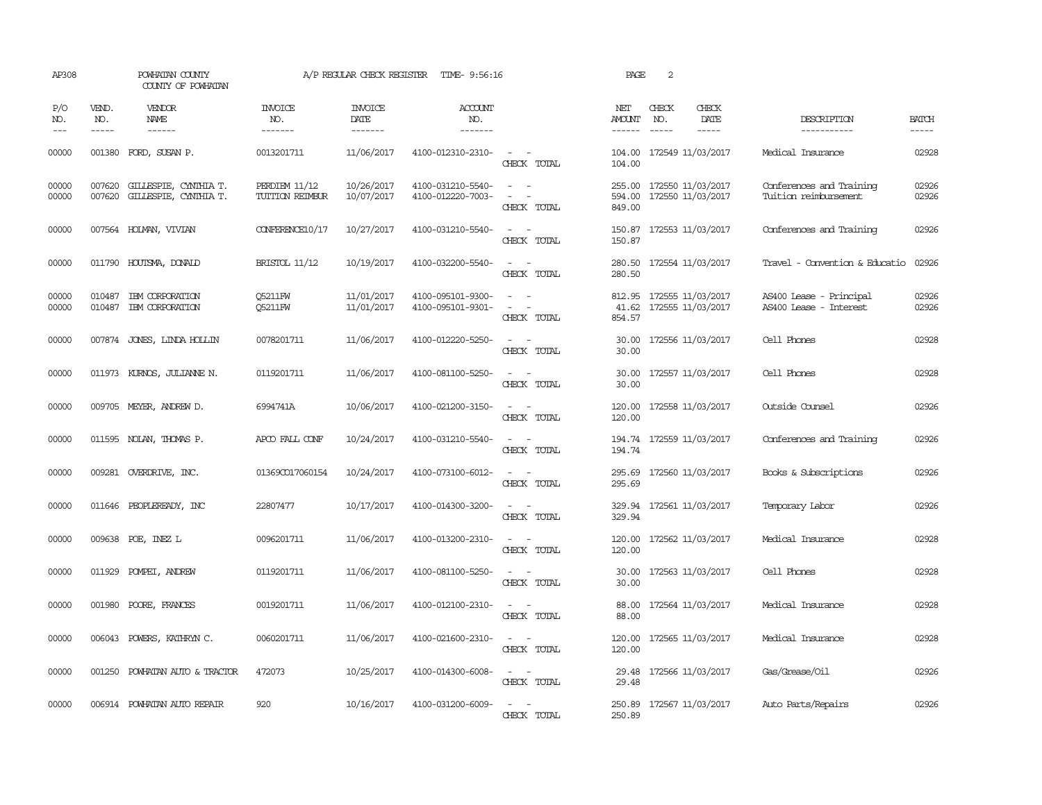AP308 POWHATAN COUNTY A/P REGULAR CHECK REGISTER TIME- 9:56:16 PAGE 2

COUNTY OF POWHATAN

| P/O NO. | VEND. NO. | VENDOR NAME | INVOICE NO. | INVOICE DATE | ACCOUNT NO. | | NET AMOUNT | CHECK NO. | CHECK DATE | DESCRIPTION | BATCH |
|---|---|---|---|---|---|---|---|---|---|---|---|
| 00000 | 001380 | FORD, SUSAN P. | 0013201711 | 11/06/2017 | 4100-012310-2310- | - - | 104.00 | 172549 | 11/03/2017 | Medical Insurance | 02928 |
| | | | | | | CHECK TOTAL | 104.00 | | | | |
| 00000 | 007620 | GILLESPIE, CYNTHIA T. | PERDIEM 11/12 | 10/26/2017 | 4100-031210-5540- | - - | 255.00 | 172550 | 11/03/2017 | Conferences and Training | 02926 |
| 00000 | 007620 | GILLESPIE, CYNTHIA T. | TUITION REIMBUR | 10/07/2017 | 4100-012220-7003- | - - | 594.00 | 172550 | 11/03/2017 | Tuition reimbursement | 02926 |
| | | | | | | CHECK TOTAL | 849.00 | | | | |
| 00000 | 007564 | HOLMAN, VIVIAN | CONFERENCE10/17 | 10/27/2017 | 4100-031210-5540- | - - | 150.87 | 172553 | 11/03/2017 | Conferences and Training | 02926 |
| | | | | | | CHECK TOTAL | 150.87 | | | | |
| 00000 | 011790 | HOUTSMA, DONALD | BRISTOL 11/12 | 10/19/2017 | 4100-032200-5540- | - - | 280.50 | 172554 | 11/03/2017 | Travel - Convention & Educatio | 02926 |
| | | | | | | CHECK TOTAL | 280.50 | | | | |
| 00000 | 010487 | IBM CORPORATION | Q5211FW | 11/01/2017 | 4100-095101-9300- | - - | 812.95 | 172555 | 11/03/2017 | AS400 Lease - Principal | 02926 |
| 00000 | 010487 | IBM CORPORATION | Q5211FW | 11/01/2017 | 4100-095101-9301- | - - | 41.62 | 172555 | 11/03/2017 | AS400 Lease - Interest | 02926 |
| | | | | | | CHECK TOTAL | 854.57 | | | | |
| 00000 | 007874 | JONES, LINDA HOLLIN | 0078201711 | 11/06/2017 | 4100-012220-5250- | - - | 30.00 | 172556 | 11/03/2017 | Cell Phones | 02928 |
| | | | | | | CHECK TOTAL | 30.00 | | | | |
| 00000 | 011973 | KURNOS, JULIANNE N. | 0119201711 | 11/06/2017 | 4100-081100-5250- | - - | 30.00 | 172557 | 11/03/2017 | Cell Phones | 02928 |
| | | | | | | CHECK TOTAL | 30.00 | | | | |
| 00000 | 009705 | MEYER, ANDREW D. | 6994741A | 10/06/2017 | 4100-021200-3150- | - - | 120.00 | 172558 | 11/03/2017 | Outside Counsel | 02926 |
| | | | | | | CHECK TOTAL | 120.00 | | | | |
| 00000 | 011595 | NOLAN, THOMAS P. | APCO FALL CONF | 10/24/2017 | 4100-031210-5540- | - - | 194.74 | 172559 | 11/03/2017 | Conferences and Training | 02926 |
| | | | | | | CHECK TOTAL | 194.74 | | | | |
| 00000 | 009281 | OVERDRIVE, INC. | 01369CO17060154 | 10/24/2017 | 4100-073100-6012- | - - | 295.69 | 172560 | 11/03/2017 | Books & Subscriptions | 02926 |
| | | | | | | CHECK TOTAL | 295.69 | | | | |
| 00000 | 011646 | PEOPLEREADY, INC | 22807477 | 10/17/2017 | 4100-014300-3200- | - - | 329.94 | 172561 | 11/03/2017 | Temporary Labor | 02926 |
| | | | | | | CHECK TOTAL | 329.94 | | | | |
| 00000 | 009638 | POE, INEZ L | 0096201711 | 11/06/2017 | 4100-013200-2310- | - - | 120.00 | 172562 | 11/03/2017 | Medical Insurance | 02928 |
| | | | | | | CHECK TOTAL | 120.00 | | | | |
| 00000 | 011929 | POMPEI, ANDREW | 0119201711 | 11/06/2017 | 4100-081100-5250- | - - | 30.00 | 172563 | 11/03/2017 | Cell Phones | 02928 |
| | | | | | | CHECK TOTAL | 30.00 | | | | |
| 00000 | 001980 | POORE, FRANCES | 0019201711 | 11/06/2017 | 4100-012100-2310- | - - | 88.00 | 172564 | 11/03/2017 | Medical Insurance | 02928 |
| | | | | | | CHECK TOTAL | 88.00 | | | | |
| 00000 | 006043 | POWERS, KATHRYN C. | 0060201711 | 11/06/2017 | 4100-021600-2310- | - - | 120.00 | 172565 | 11/03/2017 | Medical Insurance | 02928 |
| | | | | | | CHECK TOTAL | 120.00 | | | | |
| 00000 | 001250 | POWHATAN AUTO & TRACTOR | 472073 | 10/25/2017 | 4100-014300-6008- | - - | 29.48 | 172566 | 11/03/2017 | Gas/Grease/Oil | 02926 |
| | | | | | | CHECK TOTAL | 29.48 | | | | |
| 00000 | 006914 | POWHATAN AUTO REPAIR | 920 | 10/16/2017 | 4100-031200-6009- | - - | 250.89 | 172567 | 11/03/2017 | Auto Parts/Repairs | 02926 |
| | | | | | | CHECK TOTAL | 250.89 | | | | |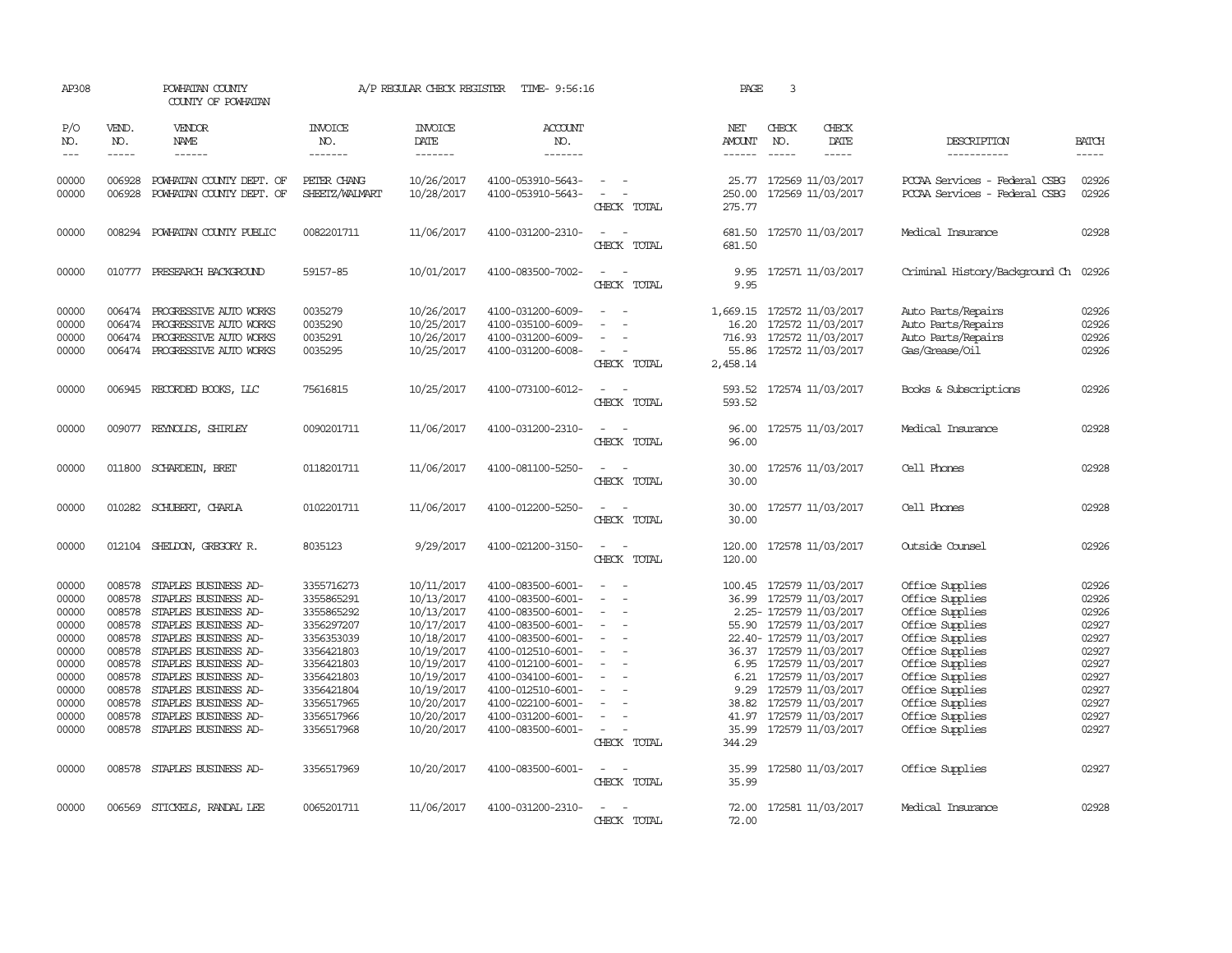AP308 POWHATAN COUNTY COUNTY OF POWHATAN A/P REGULAR CHECK REGISTER TIME- 9:56:16

| P/O NO. | VEND. NO. | VENDOR NAME | INVOICE NO. | INVOICE DATE | ACCOUNT NO. | | NET AMOUNT | CHECK NO. | CHECK DATE | DESCRIPTION | BATCH |
|---|---|---|---|---|---|---|---|---|---|---|---|
| 00000 | 006928 | POWHATAN COUNTY DEPT. OF | PETER CHANG | 10/26/2017 | 4100-053910-5643- | - - | 25.77 | 172569 | 11/03/2017 | PCCAA Services - Federal CSBG | 02926 |
| 00000 | 006928 | POWHATAN COUNTY DEPT. OF | SHEETZ/WALMART | 10/28/2017 | 4100-053910-5643- | - - | 250.00 | 172569 | 11/03/2017 | PCCAA Services - Federal CSBG | 02926 |
| | | | | | | CHECK TOTAL | 275.77 | | | | |
| 00000 | 008294 | POWHATAN COUNTY PUBLIC | 0082201711 | 11/06/2017 | 4100-031200-2310- | - - | 681.50 | 172570 | 11/03/2017 | Medical Insurance | 02928 |
| | | | | | | CHECK TOTAL | 681.50 | | | | |
| 00000 | 010777 | PRESEARCH BACKGROUND | 59157-85 | 10/01/2017 | 4100-083500-7002- | - - | 9.95 | 172571 | 11/03/2017 | Criminal History/Background Ch | 02926 |
| | | | | | | CHECK TOTAL | 9.95 | | | | |
| 00000 | 006474 | PROGRESSIVE AUTO WORKS | 0035279 | 10/26/2017 | 4100-031200-6009- | - - | 1,669.15 | 172572 | 11/03/2017 | Auto Parts/Repairs | 02926 |
| 00000 | 006474 | PROGRESSIVE AUTO WORKS | 0035290 | 10/25/2017 | 4100-035100-6009- | - - | 16.20 | 172572 | 11/03/2017 | Auto Parts/Repairs | 02926 |
| 00000 | 006474 | PROGRESSIVE AUTO WORKS | 0035291 | 10/26/2017 | 4100-031200-6009- | - - | 716.93 | 172572 | 11/03/2017 | Auto Parts/Repairs | 02926 |
| 00000 | 006474 | PROGRESSIVE AUTO WORKS | 0035295 | 10/25/2017 | 4100-031200-6008- | - - | 55.86 | 172572 | 11/03/2017 | Gas/Grease/Oil | 02926 |
| | | | | | | CHECK TOTAL | 2,458.14 | | | | |
| 00000 | 006945 | RECORDED BOOKS, LLC | 75616815 | 10/25/2017 | 4100-073100-6012- | - - | 593.52 | 172574 | 11/03/2017 | Books & Subscriptions | 02926 |
| | | | | | | CHECK TOTAL | 593.52 | | | | |
| 00000 | 009077 | REYNOLDS, SHIRLEY | 0090201711 | 11/06/2017 | 4100-031200-2310- | - - | 96.00 | 172575 | 11/03/2017 | Medical Insurance | 02928 |
| | | | | | | CHECK TOTAL | 96.00 | | | | |
| 00000 | 011800 | SCHARDEIN, BRET | 0118201711 | 11/06/2017 | 4100-081100-5250- | - - | 30.00 | 172576 | 11/03/2017 | Cell Phones | 02928 |
| | | | | | | CHECK TOTAL | 30.00 | | | | |
| 00000 | 010282 | SCHUBERT, CHARLA | 0102201711 | 11/06/2017 | 4100-012200-5250- | - - | 30.00 | 172577 | 11/03/2017 | Cell Phones | 02928 |
| | | | | | | CHECK TOTAL | 30.00 | | | | |
| 00000 | 012104 | SHELDON, GREGORY R. | 8035123 | 9/29/2017 | 4100-021200-3150- | - - | 120.00 | 172578 | 11/03/2017 | Outside Counsel | 02926 |
| | | | | | | CHECK TOTAL | 120.00 | | | | |
| 00000 | 008578 | STAPLES BUSINESS AD- | 3355716273 | 10/11/2017 | 4100-083500-6001- | - - | 100.45 | 172579 | 11/03/2017 | Office Supplies | 02926 |
| 00000 | 008578 | STAPLES BUSINESS AD- | 3355865291 | 10/13/2017 | 4100-083500-6001- | - - | 36.99 | 172579 | 11/03/2017 | Office Supplies | 02926 |
| 00000 | 008578 | STAPLES BUSINESS AD- | 3355865292 | 10/13/2017 | 4100-083500-6001- | - - | 2.25- | 172579 | 11/03/2017 | Office Supplies | 02926 |
| 00000 | 008578 | STAPLES BUSINESS AD- | 3356297207 | 10/17/2017 | 4100-083500-6001- | - - | 55.90 | 172579 | 11/03/2017 | Office Supplies | 02927 |
| 00000 | 008578 | STAPLES BUSINESS AD- | 3356353039 | 10/18/2017 | 4100-083500-6001- | - - | 22.40- | 172579 | 11/03/2017 | Office Supplies | 02927 |
| 00000 | 008578 | STAPLES BUSINESS AD- | 3356421803 | 10/19/2017 | 4100-012510-6001- | - - | 36.37 | 172579 | 11/03/2017 | Office Supplies | 02927 |
| 00000 | 008578 | STAPLES BUSINESS AD- | 3356421803 | 10/19/2017 | 4100-012100-6001- | - - | 6.95 | 172579 | 11/03/2017 | Office Supplies | 02927 |
| 00000 | 008578 | STAPLES BUSINESS AD- | 3356421803 | 10/19/2017 | 4100-034100-6001- | - - | 6.21 | 172579 | 11/03/2017 | Office Supplies | 02927 |
| 00000 | 008578 | STAPLES BUSINESS AD- | 3356421804 | 10/19/2017 | 4100-012510-6001- | - - | 9.29 | 172579 | 11/03/2017 | Office Supplies | 02927 |
| 00000 | 008578 | STAPLES BUSINESS AD- | 3356517965 | 10/20/2017 | 4100-022100-6001- | - - | 38.82 | 172579 | 11/03/2017 | Office Supplies | 02927 |
| 00000 | 008578 | STAPLES BUSINESS AD- | 3356517966 | 10/20/2017 | 4100-031200-6001- | - - | 41.97 | 172579 | 11/03/2017 | Office Supplies | 02927 |
| 00000 | 008578 | STAPLES BUSINESS AD- | 3356517968 | 10/20/2017 | 4100-083500-6001- | - - | 35.99 | 172579 | 11/03/2017 | Office Supplies | 02927 |
| | | | | | | CHECK TOTAL | 344.29 | | | | |
| 00000 | 008578 | STAPLES BUSINESS AD- | 3356517969 | 10/20/2017 | 4100-083500-6001- | - - | 35.99 | 172580 | 11/03/2017 | Office Supplies | 02927 |
| | | | | | | CHECK TOTAL | 35.99 | | | | |
| 00000 | 006569 | STICKELS, RANDAL LEE | 0065201711 | 11/06/2017 | 4100-031200-2310- | - - | 72.00 | 172581 | 11/03/2017 | Medical Insurance | 02928 |
| | | | | | | CHECK TOTAL | 72.00 | | | | |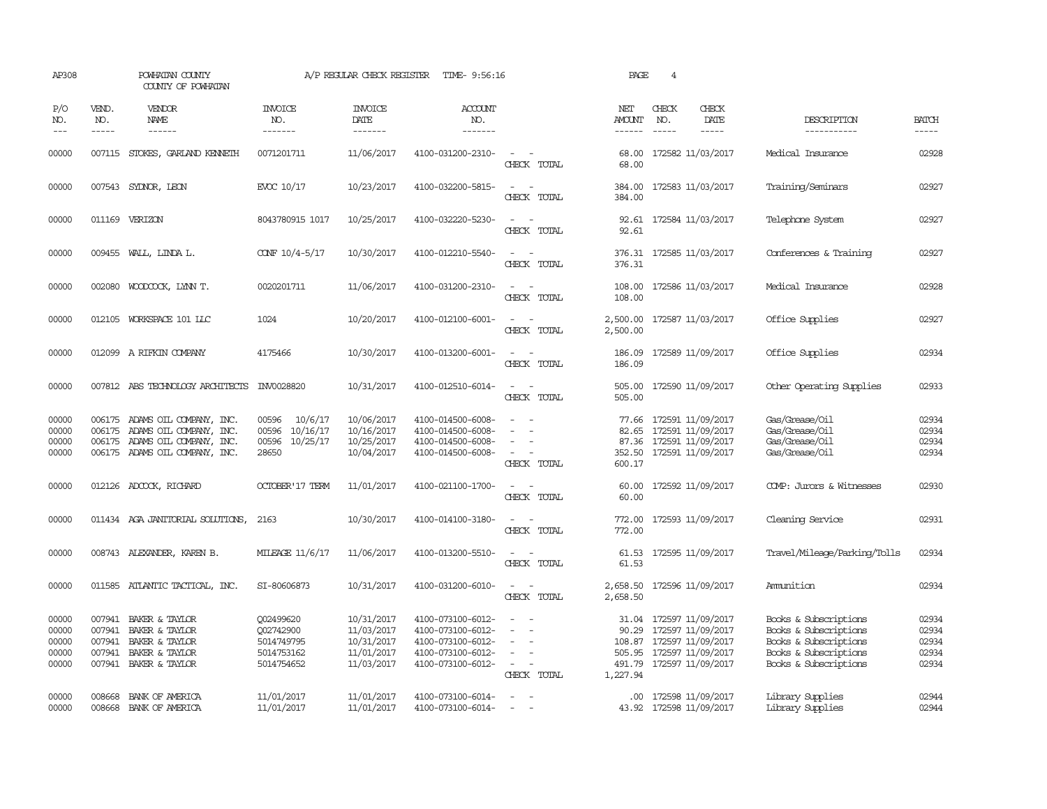AP308 POWHATAN COUNTY A/P REGULAR CHECK REGISTER TIME- 9:56:16 PAGE 4

COUNTY OF POWHATAN

| P/O NO. | VEND. NO. | VENDOR NAME | INVOICE NO. | INVOICE DATE | ACCOUNT NO. | | NET AMOUNT | CHECK NO. | CHECK DATE | DESCRIPTION | BATCH |
|---|---|---|---|---|---|---|---|---|---|---|---|
| 00000 | 007115 | STOKES, GARLAND KENNETH | 0071201711 | 11/06/2017 | 4100-031200-2310- | - - | 68.00 | 172582 | 11/03/2017 | Medical Insurance | 02928 |
| | | | | | | CHECK TOTAL | 68.00 | | | | |
| 00000 | 007543 | SYDNOR, LEON | EVOC 10/17 | 10/23/2017 | 4100-032200-5815- | - - | 384.00 | 172583 | 11/03/2017 | Training/Seminars | 02927 |
| | | | | | | CHECK TOTAL | 384.00 | | | | |
| 00000 | 011169 | VERIZON | 8043780915 1017 | 10/25/2017 | 4100-032220-5230- | - - | 92.61 | 172584 | 11/03/2017 | Telephone System | 02927 |
| | | | | | | CHECK TOTAL | 92.61 | | | | |
| 00000 | 009455 | WALL, LINDA L. | CONF 10/4-5/17 | 10/30/2017 | 4100-012210-5540- | - - | 376.31 | 172585 | 11/03/2017 | Conferences & Training | 02927 |
| | | | | | | CHECK TOTAL | 376.31 | | | | |
| 00000 | 002080 | WOODCOCK, LYNN T. | 0020201711 | 11/06/2017 | 4100-031200-2310- | - - | 108.00 | 172586 | 11/03/2017 | Medical Insurance | 02928 |
| | | | | | | CHECK TOTAL | 108.00 | | | | |
| 00000 | 012105 | WORKSPACE 101 LLC | 1024 | 10/20/2017 | 4100-012100-6001- | - - | 2,500.00 | 172587 | 11/03/2017 | Office Supplies | 02927 |
| | | | | | | CHECK TOTAL | 2,500.00 | | | | |
| 00000 | 012099 | A RIFKIN COMPANY | 4175466 | 10/30/2017 | 4100-013200-6001- | - - | 186.09 | 172589 | 11/09/2017 | Office Supplies | 02934 |
| | | | | | | CHECK TOTAL | 186.09 | | | | |
| 00000 | 007812 | ABS TECHNOLOGY ARCHITECTS | INV0028820 | 10/31/2017 | 4100-012510-6014- | - - | 505.00 | 172590 | 11/09/2017 | Other Operating Supplies | 02933 |
| | | | | | | CHECK TOTAL | 505.00 | | | | |
| 00000 | 006175 | ADAMS OIL COMPANY, INC. | 00596 10/6/17 | 10/06/2017 | 4100-014500-6008- | - - | 77.66 | 172591 | 11/09/2017 | Gas/Grease/Oil | 02934 |
| 00000 | 006175 | ADAMS OIL COMPANY, INC. | 00596 10/16/17 | 10/16/2017 | 4100-014500-6008- | - - | 82.65 | 172591 | 11/09/2017 | Gas/Grease/Oil | 02934 |
| 00000 | 006175 | ADAMS OIL COMPANY, INC. | 00596 10/25/17 | 10/25/2017 | 4100-014500-6008- | - - | 87.36 | 172591 | 11/09/2017 | Gas/Grease/Oil | 02934 |
| 00000 | 006175 | ADAMS OIL COMPANY, INC. | 28650 | 10/04/2017 | 4100-014500-6008- | - - | 352.50 | 172591 | 11/09/2017 | Gas/Grease/Oil | 02934 |
| | | | | | | CHECK TOTAL | 600.17 | | | | |
| 00000 | 012126 | ADCOCK, RICHARD | OCTOBER'17 TERM | 11/01/2017 | 4100-021100-1700- | - - | 60.00 | 172592 | 11/09/2017 | COMP: Jurors & Witnesses | 02930 |
| | | | | | | CHECK TOTAL | 60.00 | | | | |
| 00000 | 011434 | AGA JANITORIAL SOLUTIONS, | 2163 | 10/30/2017 | 4100-014100-3180- | - - | 772.00 | 172593 | 11/09/2017 | Cleaning Service | 02931 |
| | | | | | | CHECK TOTAL | 772.00 | | | | |
| 00000 | 008743 | ALEXANDER, KAREN B. | MILEAGE 11/6/17 | 11/06/2017 | 4100-013200-5510- | - - | 61.53 | 172595 | 11/09/2017 | Travel/Mileage/Parking/Tolls | 02934 |
| | | | | | | CHECK TOTAL | 61.53 | | | | |
| 00000 | 011585 | ATLANTIC TACTICAL, INC. | SI-80606873 | 10/31/2017 | 4100-031200-6010- | - - | 2,658.50 | 172596 | 11/09/2017 | Ammunition | 02934 |
| | | | | | | CHECK TOTAL | 2,658.50 | | | | |
| 00000 | 007941 | BAKER & TAYLOR | Q02499620 | 10/31/2017 | 4100-073100-6012- | - - | 31.04 | 172597 | 11/09/2017 | Books & Subscriptions | 02934 |
| 00000 | 007941 | BAKER & TAYLOR | Q02742900 | 11/03/2017 | 4100-073100-6012- | - - | 90.29 | 172597 | 11/09/2017 | Books & Subscriptions | 02934 |
| 00000 | 007941 | BAKER & TAYLOR | 5014749795 | 10/31/2017 | 4100-073100-6012- | - - | 108.87 | 172597 | 11/09/2017 | Books & Subscriptions | 02934 |
| 00000 | 007941 | BAKER & TAYLOR | 5014753162 | 11/01/2017 | 4100-073100-6012- | - - | 505.95 | 172597 | 11/09/2017 | Books & Subscriptions | 02934 |
| 00000 | 007941 | BAKER & TAYLOR | 5014754652 | 11/03/2017 | 4100-073100-6012- | - - | 491.79 | 172597 | 11/09/2017 | Books & Subscriptions | 02934 |
| | | | | | | CHECK TOTAL | 1,227.94 | | | | |
| 00000 | 008668 | BANK OF AMERICA | 11/01/2017 | 11/01/2017 | 4100-073100-6014- | - - | .00 | 172598 | 11/09/2017 | Library Supplies | 02944 |
| 00000 | 008668 | BANK OF AMERICA | 11/01/2017 | 11/01/2017 | 4100-073100-6014- | - - | 43.92 | 172598 | 11/09/2017 | Library Supplies | 02944 |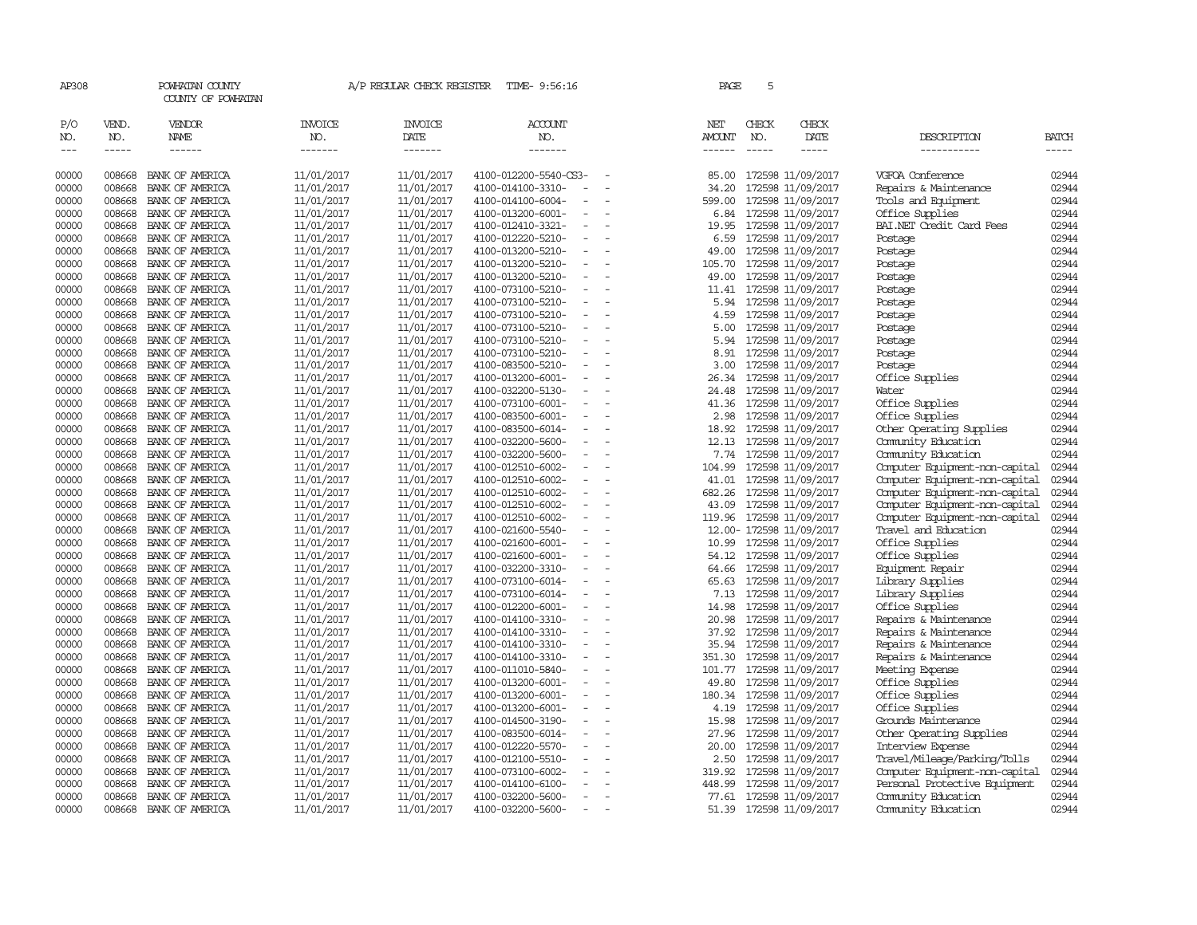AP308 POWHATAN COUNTY A/P REGULAR CHECK REGISTER TIME- 9:56:16 PAGE 5

COUNTY OF POWHATAN

| P/O NO. | VEND. NO. | VENDOR NAME | INVOICE NO. | INVOICE DATE | ACCOUNT NO. | NET AMOUNT | CHECK NO. | CHECK DATE | DESCRIPTION | BATCH |
|---|---|---|---|---|---|---|---|---|---|---|
| 00000 | 008668 | BANK OF AMERICA | 11/01/2017 | 11/01/2017 | 4100-012200-5540-CS3- - | 85.00 | 172598 | 11/09/2017 | VGFOA Conference | 02944 |
| 00000 | 008668 | BANK OF AMERICA | 11/01/2017 | 11/01/2017 | 4100-014100-3310- - - | 34.20 | 172598 | 11/09/2017 | Repairs & Maintenance | 02944 |
| 00000 | 008668 | BANK OF AMERICA | 11/01/2017 | 11/01/2017 | 4100-014100-6004- - - | 599.00 | 172598 | 11/09/2017 | Tools and Equipment | 02944 |
| 00000 | 008668 | BANK OF AMERICA | 11/01/2017 | 11/01/2017 | 4100-013200-6001- - - | 6.84 | 172598 | 11/09/2017 | Office Supplies | 02944 |
| 00000 | 008668 | BANK OF AMERICA | 11/01/2017 | 11/01/2017 | 4100-012410-3321- - - | 19.95 | 172598 | 11/09/2017 | BAI.NET Credit Card Fees | 02944 |
| 00000 | 008668 | BANK OF AMERICA | 11/01/2017 | 11/01/2017 | 4100-012220-5210- - - | 6.59 | 172598 | 11/09/2017 | Postage | 02944 |
| 00000 | 008668 | BANK OF AMERICA | 11/01/2017 | 11/01/2017 | 4100-013200-5210- - - | 49.00 | 172598 | 11/09/2017 | Postage | 02944 |
| 00000 | 008668 | BANK OF AMERICA | 11/01/2017 | 11/01/2017 | 4100-013200-5210- - - | 105.70 | 172598 | 11/09/2017 | Postage | 02944 |
| 00000 | 008668 | BANK OF AMERICA | 11/01/2017 | 11/01/2017 | 4100-013200-5210- - - | 49.00 | 172598 | 11/09/2017 | Postage | 02944 |
| 00000 | 008668 | BANK OF AMERICA | 11/01/2017 | 11/01/2017 | 4100-073100-5210- - - | 11.41 | 172598 | 11/09/2017 | Postage | 02944 |
| 00000 | 008668 | BANK OF AMERICA | 11/01/2017 | 11/01/2017 | 4100-073100-5210- - - | 5.94 | 172598 | 11/09/2017 | Postage | 02944 |
| 00000 | 008668 | BANK OF AMERICA | 11/01/2017 | 11/01/2017 | 4100-073100-5210- - - | 4.59 | 172598 | 11/09/2017 | Postage | 02944 |
| 00000 | 008668 | BANK OF AMERICA | 11/01/2017 | 11/01/2017 | 4100-073100-5210- - - | 5.00 | 172598 | 11/09/2017 | Postage | 02944 |
| 00000 | 008668 | BANK OF AMERICA | 11/01/2017 | 11/01/2017 | 4100-073100-5210- - - | 5.94 | 172598 | 11/09/2017 | Postage | 02944 |
| 00000 | 008668 | BANK OF AMERICA | 11/01/2017 | 11/01/2017 | 4100-073100-5210- - - | 8.91 | 172598 | 11/09/2017 | Postage | 02944 |
| 00000 | 008668 | BANK OF AMERICA | 11/01/2017 | 11/01/2017 | 4100-083500-5210- - - | 3.00 | 172598 | 11/09/2017 | Postage | 02944 |
| 00000 | 008668 | BANK OF AMERICA | 11/01/2017 | 11/01/2017 | 4100-013200-6001- - - | 26.34 | 172598 | 11/09/2017 | Office Supplies | 02944 |
| 00000 | 008668 | BANK OF AMERICA | 11/01/2017 | 11/01/2017 | 4100-032200-5130- - - | 24.48 | 172598 | 11/09/2017 | Water | 02944 |
| 00000 | 008668 | BANK OF AMERICA | 11/01/2017 | 11/01/2017 | 4100-073100-6001- - - | 41.36 | 172598 | 11/09/2017 | Office Supplies | 02944 |
| 00000 | 008668 | BANK OF AMERICA | 11/01/2017 | 11/01/2017 | 4100-083500-6001- - - | 2.98 | 172598 | 11/09/2017 | Office Supplies | 02944 |
| 00000 | 008668 | BANK OF AMERICA | 11/01/2017 | 11/01/2017 | 4100-083500-6014- - - | 18.92 | 172598 | 11/09/2017 | Other Operating Supplies | 02944 |
| 00000 | 008668 | BANK OF AMERICA | 11/01/2017 | 11/01/2017 | 4100-032200-5600- - - | 12.13 | 172598 | 11/09/2017 | Community Education | 02944 |
| 00000 | 008668 | BANK OF AMERICA | 11/01/2017 | 11/01/2017 | 4100-032200-5600- - - | 7.74 | 172598 | 11/09/2017 | Community Education | 02944 |
| 00000 | 008668 | BANK OF AMERICA | 11/01/2017 | 11/01/2017 | 4100-012510-6002- - - | 104.99 | 172598 | 11/09/2017 | Computer Equipment-non-capital | 02944 |
| 00000 | 008668 | BANK OF AMERICA | 11/01/2017 | 11/01/2017 | 4100-012510-6002- - - | 41.01 | 172598 | 11/09/2017 | Computer Equipment-non-capital | 02944 |
| 00000 | 008668 | BANK OF AMERICA | 11/01/2017 | 11/01/2017 | 4100-012510-6002- - - | 682.26 | 172598 | 11/09/2017 | Computer Equipment-non-capital | 02944 |
| 00000 | 008668 | BANK OF AMERICA | 11/01/2017 | 11/01/2017 | 4100-012510-6002- - - | 43.09 | 172598 | 11/09/2017 | Computer Equipment-non-capital | 02944 |
| 00000 | 008668 | BANK OF AMERICA | 11/01/2017 | 11/01/2017 | 4100-012510-6002- - - | 119.96 | 172598 | 11/09/2017 | Computer Equipment-non-capital | 02944 |
| 00000 | 008668 | BANK OF AMERICA | 11/01/2017 | 11/01/2017 | 4100-021600-5540- - - | 12.00- | 172598 | 11/09/2017 | Travel and Education | 02944 |
| 00000 | 008668 | BANK OF AMERICA | 11/01/2017 | 11/01/2017 | 4100-021600-6001- - - | 10.99 | 172598 | 11/09/2017 | Office Supplies | 02944 |
| 00000 | 008668 | BANK OF AMERICA | 11/01/2017 | 11/01/2017 | 4100-021600-6001- - - | 54.12 | 172598 | 11/09/2017 | Office Supplies | 02944 |
| 00000 | 008668 | BANK OF AMERICA | 11/01/2017 | 11/01/2017 | 4100-032200-3310- - - | 64.66 | 172598 | 11/09/2017 | Equipment Repair | 02944 |
| 00000 | 008668 | BANK OF AMERICA | 11/01/2017 | 11/01/2017 | 4100-073100-6014- - - | 65.63 | 172598 | 11/09/2017 | Library Supplies | 02944 |
| 00000 | 008668 | BANK OF AMERICA | 11/01/2017 | 11/01/2017 | 4100-073100-6014- - - | 7.13 | 172598 | 11/09/2017 | Library Supplies | 02944 |
| 00000 | 008668 | BANK OF AMERICA | 11/01/2017 | 11/01/2017 | 4100-012200-6001- - - | 14.98 | 172598 | 11/09/2017 | Office Supplies | 02944 |
| 00000 | 008668 | BANK OF AMERICA | 11/01/2017 | 11/01/2017 | 4100-014100-3310- - - | 20.98 | 172598 | 11/09/2017 | Repairs & Maintenance | 02944 |
| 00000 | 008668 | BANK OF AMERICA | 11/01/2017 | 11/01/2017 | 4100-014100-3310- - - | 37.92 | 172598 | 11/09/2017 | Repairs & Maintenance | 02944 |
| 00000 | 008668 | BANK OF AMERICA | 11/01/2017 | 11/01/2017 | 4100-014100-3310- - - | 35.94 | 172598 | 11/09/2017 | Repairs & Maintenance | 02944 |
| 00000 | 008668 | BANK OF AMERICA | 11/01/2017 | 11/01/2017 | 4100-014100-3310- - - | 351.30 | 172598 | 11/09/2017 | Repairs & Maintenance | 02944 |
| 00000 | 008668 | BANK OF AMERICA | 11/01/2017 | 11/01/2017 | 4100-011010-5840- - - | 101.77 | 172598 | 11/09/2017 | Meeting Expense | 02944 |
| 00000 | 008668 | BANK OF AMERICA | 11/01/2017 | 11/01/2017 | 4100-013200-6001- - - | 49.80 | 172598 | 11/09/2017 | Office Supplies | 02944 |
| 00000 | 008668 | BANK OF AMERICA | 11/01/2017 | 11/01/2017 | 4100-013200-6001- - - | 180.34 | 172598 | 11/09/2017 | Office Supplies | 02944 |
| 00000 | 008668 | BANK OF AMERICA | 11/01/2017 | 11/01/2017 | 4100-013200-6001- - - | 4.19 | 172598 | 11/09/2017 | Office Supplies | 02944 |
| 00000 | 008668 | BANK OF AMERICA | 11/01/2017 | 11/01/2017 | 4100-014500-3190- - - | 15.98 | 172598 | 11/09/2017 | Grounds Maintenance | 02944 |
| 00000 | 008668 | BANK OF AMERICA | 11/01/2017 | 11/01/2017 | 4100-083500-6014- - - | 27.96 | 172598 | 11/09/2017 | Other Operating Supplies | 02944 |
| 00000 | 008668 | BANK OF AMERICA | 11/01/2017 | 11/01/2017 | 4100-012220-5570- - - | 20.00 | 172598 | 11/09/2017 | Interview Expense | 02944 |
| 00000 | 008668 | BANK OF AMERICA | 11/01/2017 | 11/01/2017 | 4100-012100-5510- - - | 2.50 | 172598 | 11/09/2017 | Travel/Mileage/Parking/Tolls | 02944 |
| 00000 | 008668 | BANK OF AMERICA | 11/01/2017 | 11/01/2017 | 4100-073100-6002- - - | 319.92 | 172598 | 11/09/2017 | Computer Equipment-non-capital | 02944 |
| 00000 | 008668 | BANK OF AMERICA | 11/01/2017 | 11/01/2017 | 4100-014100-6100- - - | 448.99 | 172598 | 11/09/2017 | Personal Protective Equipment | 02944 |
| 00000 | 008668 | BANK OF AMERICA | 11/01/2017 | 11/01/2017 | 4100-032200-5600- - - | 77.61 | 172598 | 11/09/2017 | Community Education | 02944 |
| 00000 | 008668 | BANK OF AMERICA | 11/01/2017 | 11/01/2017 | 4100-032200-5600- - - | 51.39 | 172598 | 11/09/2017 | Community Education | 02944 |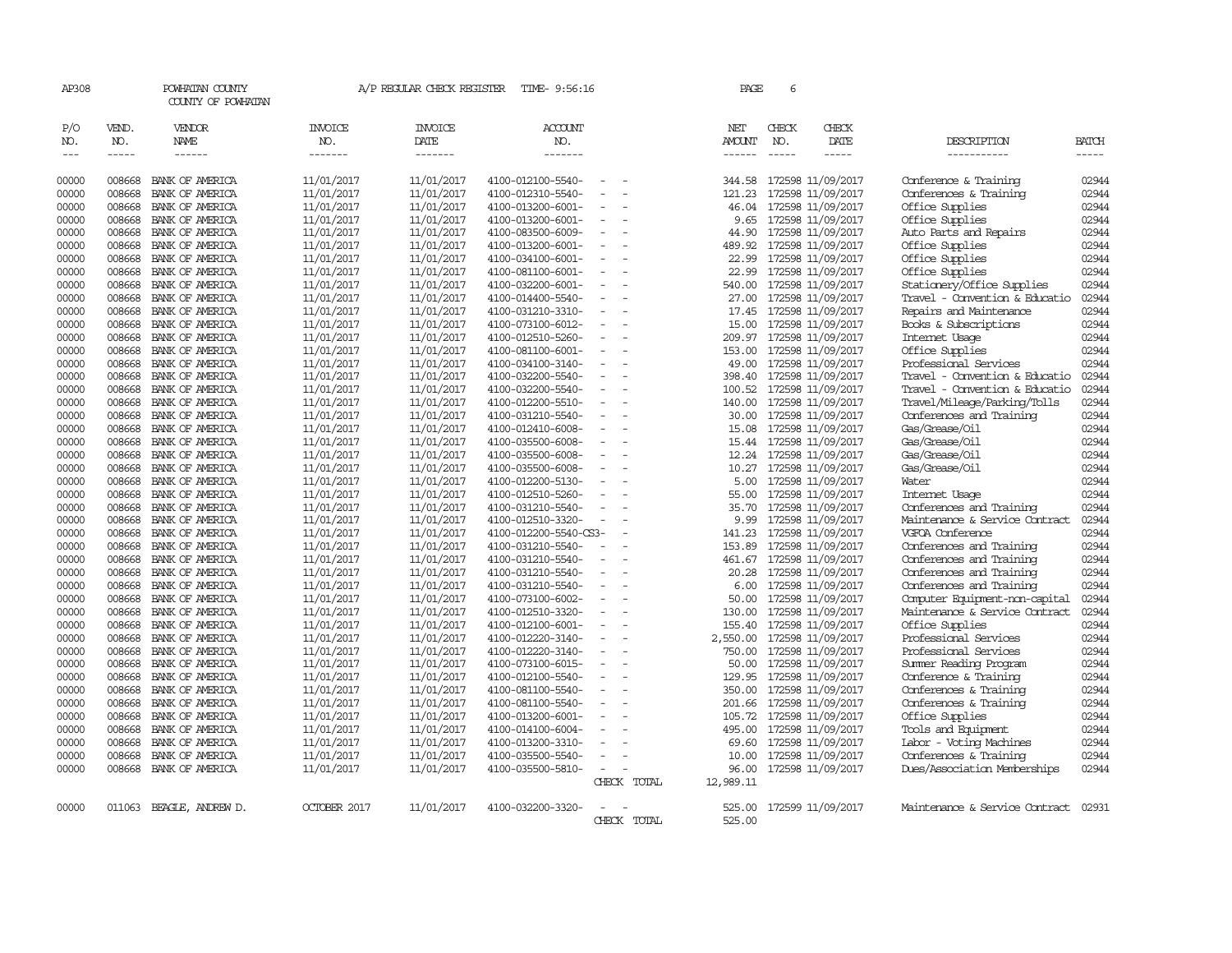AP308 POWHATAN COUNTY A/P REGULAR CHECK REGISTER TIME- 9:56:16 PAGE 6

COUNTY OF POWHATAN

| P/O NO. | VEND. NO. | VENDOR NAME | INVOICE NO. | INVOICE DATE | ACCOUNT NO. | | NET AMOUNT | CHECK NO. | CHECK DATE | DESCRIPTION | BATCH |
|---|---|---|---|---|---|---|---|---|---|---|---|
| 00000 | 008668 | BANK OF AMERICA | 11/01/2017 | 11/01/2017 | 4100-012100-5540- | - - | 344.58 | 172598 | 11/09/2017 | Conference & Training | 02944 |
| 00000 | 008668 | BANK OF AMERICA | 11/01/2017 | 11/01/2017 | 4100-012310-5540- | - - | 121.23 | 172598 | 11/09/2017 | Conferences & Training | 02944 |
| 00000 | 008668 | BANK OF AMERICA | 11/01/2017 | 11/01/2017 | 4100-013200-6001- | - - | 46.04 | 172598 | 11/09/2017 | Office Supplies | 02944 |
| 00000 | 008668 | BANK OF AMERICA | 11/01/2017 | 11/01/2017 | 4100-013200-6001- | - - | 9.65 | 172598 | 11/09/2017 | Office Supplies | 02944 |
| 00000 | 008668 | BANK OF AMERICA | 11/01/2017 | 11/01/2017 | 4100-083500-6009- | - - | 44.90 | 172598 | 11/09/2017 | Auto Parts and Repairs | 02944 |
| 00000 | 008668 | BANK OF AMERICA | 11/01/2017 | 11/01/2017 | 4100-013200-6001- | - - | 489.92 | 172598 | 11/09/2017 | Office Supplies | 02944 |
| 00000 | 008668 | BANK OF AMERICA | 11/01/2017 | 11/01/2017 | 4100-034100-6001- | - - | 22.99 | 172598 | 11/09/2017 | Office Supplies | 02944 |
| 00000 | 008668 | BANK OF AMERICA | 11/01/2017 | 11/01/2017 | 4100-081100-6001- | - - | 22.99 | 172598 | 11/09/2017 | Office Supplies | 02944 |
| 00000 | 008668 | BANK OF AMERICA | 11/01/2017 | 11/01/2017 | 4100-032200-6001- | - - | 540.00 | 172598 | 11/09/2017 | Stationery/Office Supplies | 02944 |
| 00000 | 008668 | BANK OF AMERICA | 11/01/2017 | 11/01/2017 | 4100-014400-5540- | - - | 27.00 | 172598 | 11/09/2017 | Travel - Convention & Educatio | 02944 |
| 00000 | 008668 | BANK OF AMERICA | 11/01/2017 | 11/01/2017 | 4100-031210-3310- | - - | 17.45 | 172598 | 11/09/2017 | Repairs and Maintenance | 02944 |
| 00000 | 008668 | BANK OF AMERICA | 11/01/2017 | 11/01/2017 | 4100-073100-6012- | - - | 15.00 | 172598 | 11/09/2017 | Books & Subscriptions | 02944 |
| 00000 | 008668 | BANK OF AMERICA | 11/01/2017 | 11/01/2017 | 4100-012510-5260- | - - | 209.97 | 172598 | 11/09/2017 | Internet Usage | 02944 |
| 00000 | 008668 | BANK OF AMERICA | 11/01/2017 | 11/01/2017 | 4100-081100-6001- | - - | 153.00 | 172598 | 11/09/2017 | Office Supplies | 02944 |
| 00000 | 008668 | BANK OF AMERICA | 11/01/2017 | 11/01/2017 | 4100-034100-3140- | - - | 49.00 | 172598 | 11/09/2017 | Professional Services | 02944 |
| 00000 | 008668 | BANK OF AMERICA | 11/01/2017 | 11/01/2017 | 4100-032200-5540- | - - | 398.40 | 172598 | 11/09/2017 | Travel - Convention & Educatio | 02944 |
| 00000 | 008668 | BANK OF AMERICA | 11/01/2017 | 11/01/2017 | 4100-032200-5540- | - - | 100.52 | 172598 | 11/09/2017 | Travel - Convention & Educatio | 02944 |
| 00000 | 008668 | BANK OF AMERICA | 11/01/2017 | 11/01/2017 | 4100-012200-5510- | - - | 140.00 | 172598 | 11/09/2017 | Travel/Mileage/Parking/Tolls | 02944 |
| 00000 | 008668 | BANK OF AMERICA | 11/01/2017 | 11/01/2017 | 4100-031210-5540- | - - | 30.00 | 172598 | 11/09/2017 | Conferences and Training | 02944 |
| 00000 | 008668 | BANK OF AMERICA | 11/01/2017 | 11/01/2017 | 4100-012410-6008- | - - | 15.08 | 172598 | 11/09/2017 | Gas/Grease/Oil | 02944 |
| 00000 | 008668 | BANK OF AMERICA | 11/01/2017 | 11/01/2017 | 4100-035500-6008- | - - | 15.44 | 172598 | 11/09/2017 | Gas/Grease/Oil | 02944 |
| 00000 | 008668 | BANK OF AMERICA | 11/01/2017 | 11/01/2017 | 4100-035500-6008- | - - | 12.24 | 172598 | 11/09/2017 | Gas/Grease/Oil | 02944 |
| 00000 | 008668 | BANK OF AMERICA | 11/01/2017 | 11/01/2017 | 4100-035500-6008- | - - | 10.27 | 172598 | 11/09/2017 | Gas/Grease/Oil | 02944 |
| 00000 | 008668 | BANK OF AMERICA | 11/01/2017 | 11/01/2017 | 4100-012200-5130- | - - | 5.00 | 172598 | 11/09/2017 | Water | 02944 |
| 00000 | 008668 | BANK OF AMERICA | 11/01/2017 | 11/01/2017 | 4100-012510-5260- | - - | 55.00 | 172598 | 11/09/2017 | Internet Usage | 02944 |
| 00000 | 008668 | BANK OF AMERICA | 11/01/2017 | 11/01/2017 | 4100-031210-5540- | - - | 35.70 | 172598 | 11/09/2017 | Conferences and Training | 02944 |
| 00000 | 008668 | BANK OF AMERICA | 11/01/2017 | 11/01/2017 | 4100-012510-3320- | - - | 9.99 | 172598 | 11/09/2017 | Maintenance & Service Contract | 02944 |
| 00000 | 008668 | BANK OF AMERICA | 11/01/2017 | 11/01/2017 | 4100-012200-5540-CS3- | - | 141.23 | 172598 | 11/09/2017 | VGFOA Conference | 02944 |
| 00000 | 008668 | BANK OF AMERICA | 11/01/2017 | 11/01/2017 | 4100-031210-5540- | - - | 153.89 | 172598 | 11/09/2017 | Conferences and Training | 02944 |
| 00000 | 008668 | BANK OF AMERICA | 11/01/2017 | 11/01/2017 | 4100-031210-5540- | - - | 461.67 | 172598 | 11/09/2017 | Conferences and Training | 02944 |
| 00000 | 008668 | BANK OF AMERICA | 11/01/2017 | 11/01/2017 | 4100-031210-5540- | - - | 20.28 | 172598 | 11/09/2017 | Conferences and Training | 02944 |
| 00000 | 008668 | BANK OF AMERICA | 11/01/2017 | 11/01/2017 | 4100-031210-5540- | - - | 6.00 | 172598 | 11/09/2017 | Conferences and Training | 02944 |
| 00000 | 008668 | BANK OF AMERICA | 11/01/2017 | 11/01/2017 | 4100-073100-6002- | - - | 50.00 | 172598 | 11/09/2017 | Computer Equipment-non-capital | 02944 |
| 00000 | 008668 | BANK OF AMERICA | 11/01/2017 | 11/01/2017 | 4100-012510-3320- | - - | 130.00 | 172598 | 11/09/2017 | Maintenance & Service Contract | 02944 |
| 00000 | 008668 | BANK OF AMERICA | 11/01/2017 | 11/01/2017 | 4100-012100-6001- | - - | 155.40 | 172598 | 11/09/2017 | Office Supplies | 02944 |
| 00000 | 008668 | BANK OF AMERICA | 11/01/2017 | 11/01/2017 | 4100-012220-3140- | - - | 2,550.00 | 172598 | 11/09/2017 | Professional Services | 02944 |
| 00000 | 008668 | BANK OF AMERICA | 11/01/2017 | 11/01/2017 | 4100-012220-3140- | - - | 750.00 | 172598 | 11/09/2017 | Professional Services | 02944 |
| 00000 | 008668 | BANK OF AMERICA | 11/01/2017 | 11/01/2017 | 4100-073100-6015- | - - | 50.00 | 172598 | 11/09/2017 | Summer Reading Program | 02944 |
| 00000 | 008668 | BANK OF AMERICA | 11/01/2017 | 11/01/2017 | 4100-012100-5540- | - - | 129.95 | 172598 | 11/09/2017 | Conference & Training | 02944 |
| 00000 | 008668 | BANK OF AMERICA | 11/01/2017 | 11/01/2017 | 4100-081100-5540- | - - | 350.00 | 172598 | 11/09/2017 | Conferences & Training | 02944 |
| 00000 | 008668 | BANK OF AMERICA | 11/01/2017 | 11/01/2017 | 4100-081100-5540- | - - | 201.66 | 172598 | 11/09/2017 | Conferences & Training | 02944 |
| 00000 | 008668 | BANK OF AMERICA | 11/01/2017 | 11/01/2017 | 4100-013200-6001- | - - | 105.72 | 172598 | 11/09/2017 | Office Supplies | 02944 |
| 00000 | 008668 | BANK OF AMERICA | 11/01/2017 | 11/01/2017 | 4100-014100-6004- | - - | 495.00 | 172598 | 11/09/2017 | Tools and Equipment | 02944 |
| 00000 | 008668 | BANK OF AMERICA | 11/01/2017 | 11/01/2017 | 4100-013200-3310- | - - | 69.60 | 172598 | 11/09/2017 | Labor - Voting Machines | 02944 |
| 00000 | 008668 | BANK OF AMERICA | 11/01/2017 | 11/01/2017 | 4100-035500-5540- | - - | 10.00 | 172598 | 11/09/2017 | Conferences & Training | 02944 |
| 00000 | 008668 | BANK OF AMERICA | 11/01/2017 | 11/01/2017 | 4100-035500-5810- | - - | 96.00 | 172598 | 11/09/2017 | Dues/Association Memberships | 02944 |
| | | | | | | CHECK TOTAL | 12,989.11 | | | | |
| 00000 | 011063 | BEAGLE, ANDREW D. | OCTOBER 2017 | 11/01/2017 | 4100-032200-3320- | - - | 525.00 | 172599 | 11/09/2017 | Maintenance & Service Contract | 02931 |
| | | | | | | CHECK TOTAL | 525.00 | | | | |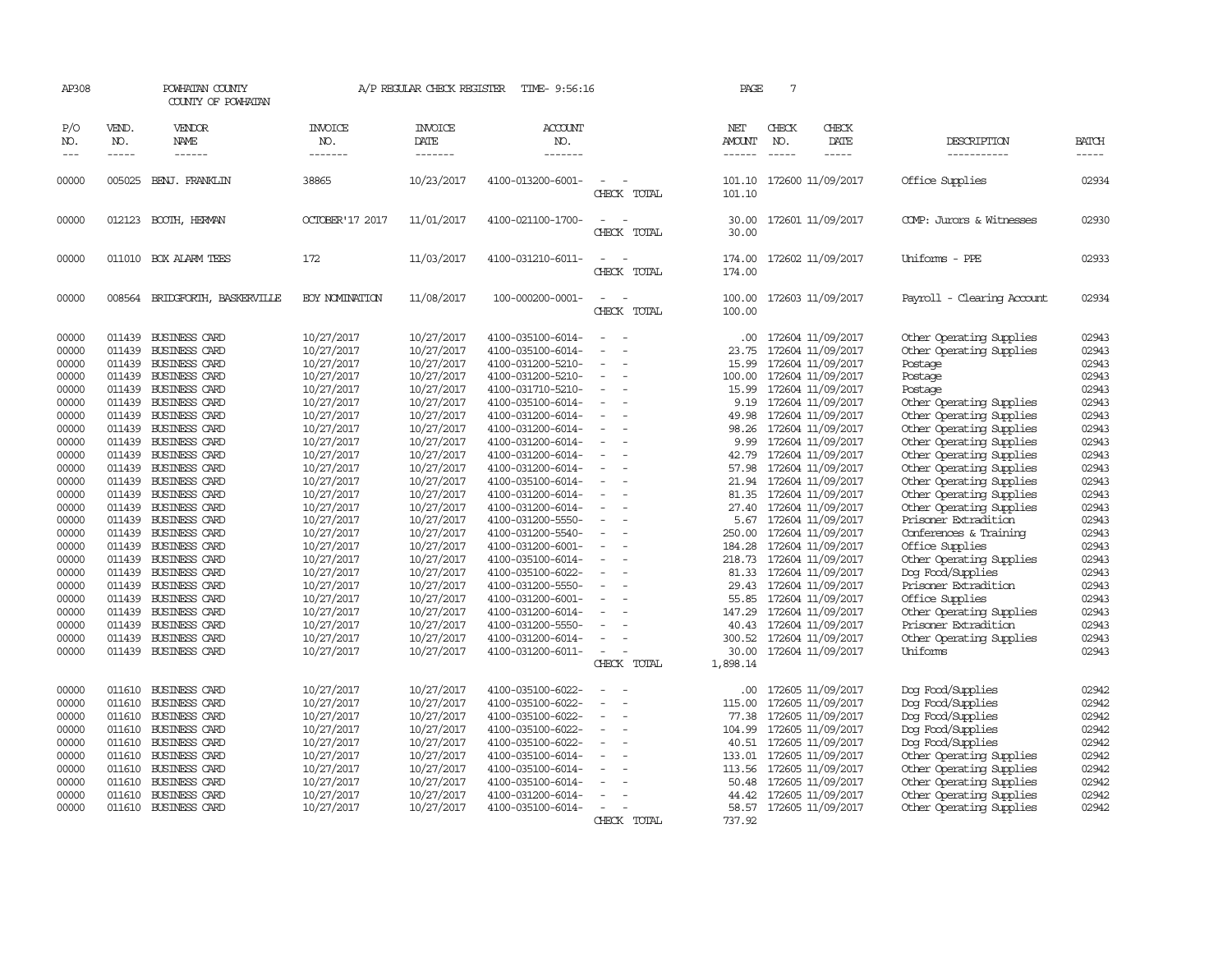AP308 POWHATAN COUNTY A/P REGULAR CHECK REGISTER TIME- 9:56:16 PAGE 7

COUNTY OF POWHATAN

| P/O NO. | VEND. NO. | VENDOR NAME | INVOICE NO. | INVOICE DATE | ACCOUNT NO. | | NET AMOUNT | CHECK NO. | CHECK DATE | DESCRIPTION | BATCH |
|---|---|---|---|---|---|---|---|---|---|---|---|
| --- | ----- | ------ | ------- | ------- | ------- | | ------ | ----- | ----- | ----------- | ----- |
| 00000 | 005025 | BENJ. FRANKLIN | 38865 | 10/23/2017 | 4100-013200-6001- | - - | 101.10 | 172600 | 11/09/2017 | Office Supplies | 02934 |
| | | | | | | CHECK TOTAL | 101.10 | | | | |
| 00000 | 012123 | BOOTH, HERMAN | OCTOBER'17 2017 | 11/01/2017 | 4100-021100-1700- | - - | 30.00 | 172601 | 11/09/2017 | COMP: Jurors & Witnesses | 02930 |
| | | | | | | CHECK TOTAL | 30.00 | | | | |
| 00000 | 011010 | BOX ALARM TEES | 172 | 11/03/2017 | 4100-031210-6011- | - - | 174.00 | 172602 | 11/09/2017 | Uniforms - PPE | 02933 |
| | | | | | | CHECK TOTAL | 174.00 | | | | |
| 00000 | 008564 | BRIDGFORTH, BASKERVILLE | EOY NOMINATION | 11/08/2017 | 100-000200-0001- | - - | 100.00 | 172603 | 11/09/2017 | Payroll - Clearing Account | 02934 |
| | | | | | | CHECK TOTAL | 100.00 | | | | |
| 00000 | 011439 | BUSINESS CARD | 10/27/2017 | 10/27/2017 | 4100-035100-6014- | - - | .00 | 172604 | 11/09/2017 | Other Operating Supplies | 02943 |
| 00000 | 011439 | BUSINESS CARD | 10/27/2017 | 10/27/2017 | 4100-035100-6014- | - - | 23.75 | 172604 | 11/09/2017 | Other Operating Supplies | 02943 |
| 00000 | 011439 | BUSINESS CARD | 10/27/2017 | 10/27/2017 | 4100-031200-5210- | - - | 15.99 | 172604 | 11/09/2017 | Postage | 02943 |
| 00000 | 011439 | BUSINESS CARD | 10/27/2017 | 10/27/2017 | 4100-031200-5210- | - - | 100.00 | 172604 | 11/09/2017 | Postage | 02943 |
| 00000 | 011439 | BUSINESS CARD | 10/27/2017 | 10/27/2017 | 4100-031710-5210- | - - | 15.99 | 172604 | 11/09/2017 | Postage | 02943 |
| 00000 | 011439 | BUSINESS CARD | 10/27/2017 | 10/27/2017 | 4100-035100-6014- | - - | 9.19 | 172604 | 11/09/2017 | Other Operating Supplies | 02943 |
| 00000 | 011439 | BUSINESS CARD | 10/27/2017 | 10/27/2017 | 4100-031200-6014- | - - | 49.98 | 172604 | 11/09/2017 | Other Operating Supplies | 02943 |
| 00000 | 011439 | BUSINESS CARD | 10/27/2017 | 10/27/2017 | 4100-031200-6014- | - - | 98.26 | 172604 | 11/09/2017 | Other Operating Supplies | 02943 |
| 00000 | 011439 | BUSINESS CARD | 10/27/2017 | 10/27/2017 | 4100-031200-6014- | - - | 9.99 | 172604 | 11/09/2017 | Other Operating Supplies | 02943 |
| 00000 | 011439 | BUSINESS CARD | 10/27/2017 | 10/27/2017 | 4100-031200-6014- | - - | 42.79 | 172604 | 11/09/2017 | Other Operating Supplies | 02943 |
| 00000 | 011439 | BUSINESS CARD | 10/27/2017 | 10/27/2017 | 4100-031200-6014- | - - | 57.98 | 172604 | 11/09/2017 | Other Operating Supplies | 02943 |
| 00000 | 011439 | BUSINESS CARD | 10/27/2017 | 10/27/2017 | 4100-035100-6014- | - - | 21.94 | 172604 | 11/09/2017 | Other Operating Supplies | 02943 |
| 00000 | 011439 | BUSINESS CARD | 10/27/2017 | 10/27/2017 | 4100-031200-6014- | - - | 81.35 | 172604 | 11/09/2017 | Other Operating Supplies | 02943 |
| 00000 | 011439 | BUSINESS CARD | 10/27/2017 | 10/27/2017 | 4100-031200-6014- | - - | 27.40 | 172604 | 11/09/2017 | Other Operating Supplies | 02943 |
| 00000 | 011439 | BUSINESS CARD | 10/27/2017 | 10/27/2017 | 4100-031200-5550- | - - | 5.67 | 172604 | 11/09/2017 | Prisoner Extradition | 02943 |
| 00000 | 011439 | BUSINESS CARD | 10/27/2017 | 10/27/2017 | 4100-031200-5540- | - - | 250.00 | 172604 | 11/09/2017 | Conferences & Training | 02943 |
| 00000 | 011439 | BUSINESS CARD | 10/27/2017 | 10/27/2017 | 4100-031200-6001- | - - | 184.28 | 172604 | 11/09/2017 | Office Supplies | 02943 |
| 00000 | 011439 | BUSINESS CARD | 10/27/2017 | 10/27/2017 | 4100-035100-6014- | - - | 218.73 | 172604 | 11/09/2017 | Other Operating Supplies | 02943 |
| 00000 | 011439 | BUSINESS CARD | 10/27/2017 | 10/27/2017 | 4100-035100-6022- | - - | 81.33 | 172604 | 11/09/2017 | Dog Food/Supplies | 02943 |
| 00000 | 011439 | BUSINESS CARD | 10/27/2017 | 10/27/2017 | 4100-031200-5550- | - - | 29.43 | 172604 | 11/09/2017 | Prisoner Extradition | 02943 |
| 00000 | 011439 | BUSINESS CARD | 10/27/2017 | 10/27/2017 | 4100-031200-6001- | - - | 55.85 | 172604 | 11/09/2017 | Office Supplies | 02943 |
| 00000 | 011439 | BUSINESS CARD | 10/27/2017 | 10/27/2017 | 4100-031200-6014- | - - | 147.29 | 172604 | 11/09/2017 | Other Operating Supplies | 02943 |
| 00000 | 011439 | BUSINESS CARD | 10/27/2017 | 10/27/2017 | 4100-031200-5550- | - - | 40.43 | 172604 | 11/09/2017 | Prisoner Extradition | 02943 |
| 00000 | 011439 | BUSINESS CARD | 10/27/2017 | 10/27/2017 | 4100-031200-6014- | - - | 300.52 | 172604 | 11/09/2017 | Other Operating Supplies | 02943 |
| 00000 | 011439 | BUSINESS CARD | 10/27/2017 | 10/27/2017 | 4100-031200-6011- | - - | 30.00 | 172604 | 11/09/2017 | Uniforms | 02943 |
| | | | | | | CHECK TOTAL | 1,898.14 | | | | |
| 00000 | 011610 | BUSINESS CARD | 10/27/2017 | 10/27/2017 | 4100-035100-6022- | - - | .00 | 172605 | 11/09/2017 | Dog Food/Supplies | 02942 |
| 00000 | 011610 | BUSINESS CARD | 10/27/2017 | 10/27/2017 | 4100-035100-6022- | - - | 115.00 | 172605 | 11/09/2017 | Dog Food/Supplies | 02942 |
| 00000 | 011610 | BUSINESS CARD | 10/27/2017 | 10/27/2017 | 4100-035100-6022- | - - | 77.38 | 172605 | 11/09/2017 | Dog Food/Supplies | 02942 |
| 00000 | 011610 | BUSINESS CARD | 10/27/2017 | 10/27/2017 | 4100-035100-6022- | - - | 104.99 | 172605 | 11/09/2017 | Dog Food/Supplies | 02942 |
| 00000 | 011610 | BUSINESS CARD | 10/27/2017 | 10/27/2017 | 4100-035100-6022- | - - | 40.51 | 172605 | 11/09/2017 | Dog Food/Supplies | 02942 |
| 00000 | 011610 | BUSINESS CARD | 10/27/2017 | 10/27/2017 | 4100-035100-6014- | - - | 133.01 | 172605 | 11/09/2017 | Other Operating Supplies | 02942 |
| 00000 | 011610 | BUSINESS CARD | 10/27/2017 | 10/27/2017 | 4100-035100-6014- | - - | 113.56 | 172605 | 11/09/2017 | Other Operating Supplies | 02942 |
| 00000 | 011610 | BUSINESS CARD | 10/27/2017 | 10/27/2017 | 4100-035100-6014- | - - | 50.48 | 172605 | 11/09/2017 | Other Operating Supplies | 02942 |
| 00000 | 011610 | BUSINESS CARD | 10/27/2017 | 10/27/2017 | 4100-031200-6014- | - - | 44.42 | 172605 | 11/09/2017 | Other Operating Supplies | 02942 |
| 00000 | 011610 | BUSINESS CARD | 10/27/2017 | 10/27/2017 | 4100-035100-6014- | - - | 58.57 | 172605 | 11/09/2017 | Other Operating Supplies | 02942 |
| | | | | | | CHECK TOTAL | 737.92 | | | | |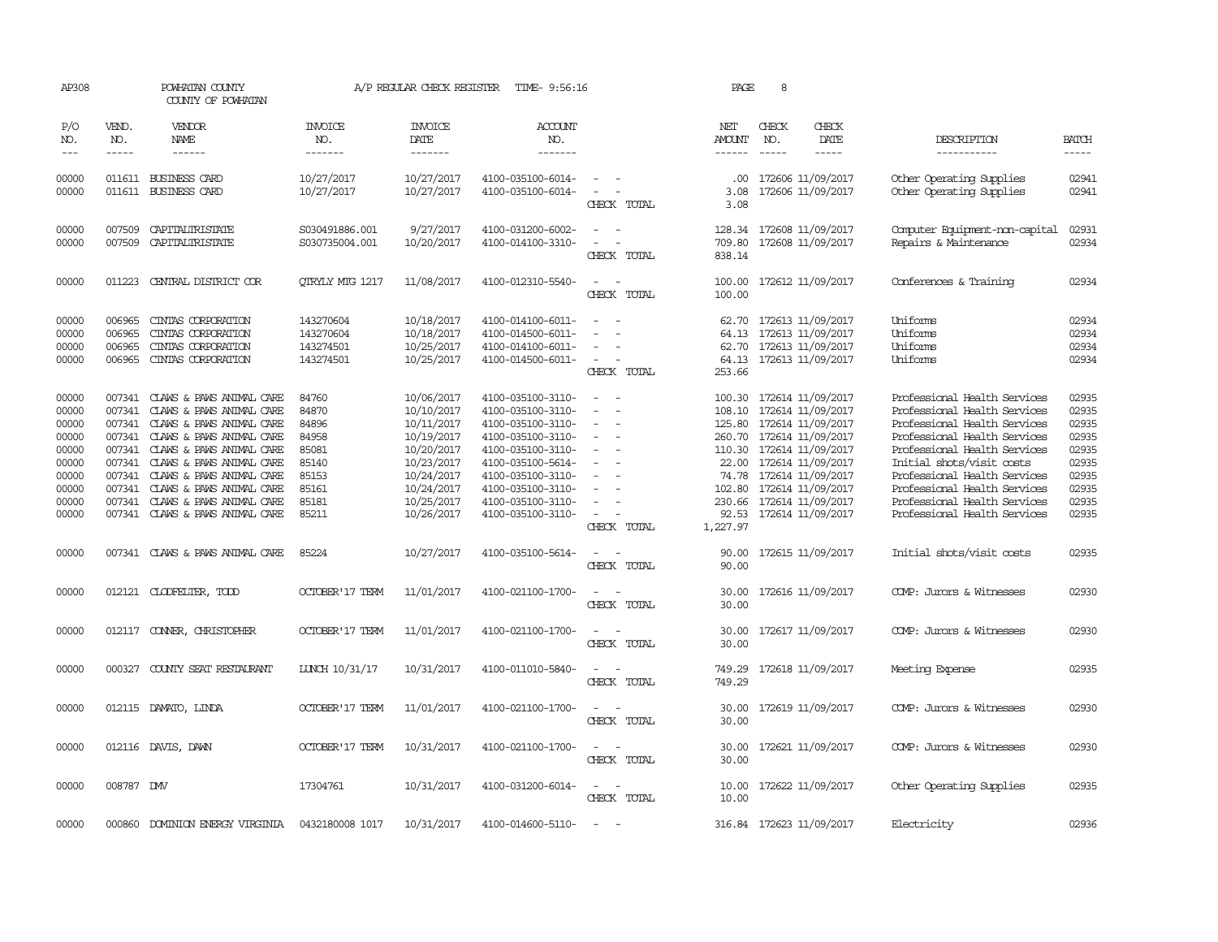AP308 POWHATAN COUNTY A/P REGULAR CHECK REGISTER TIME- 9:56:16 PAGE 8

COUNTY OF POWHATAN

| P/O NO. | VEND. NO. | VENDOR NAME | INVOICE NO. | INVOICE DATE | ACCOUNT NO. | | NET AMOUNT | CHECK NO. | CHECK DATE | DESCRIPTION | BATCH |
|---|---|---|---|---|---|---|---|---|---|---|---|
| 00000 | 011611 | BUSINESS CARD | 10/27/2017 | 10/27/2017 | 4100-035100-6014- | - - | .00 | 172606 | 11/09/2017 | Other Operating Supplies | 02941 |
| 00000 | 011611 | BUSINESS CARD | 10/27/2017 | 10/27/2017 | 4100-035100-6014- | - - | 3.08 | 172606 | 11/09/2017 | Other Operating Supplies | 02941 |
| | | | | | | CHECK TOTAL | 3.08 | | | | |
| 00000 | 007509 | CAPITALTRISTATE | S030491886.001 | 9/27/2017 | 4100-031200-6002- | - - | 128.34 | 172608 | 11/09/2017 | Computer Equipment-non-capital | 02931 |
| 00000 | 007509 | CAPITALTRISTATE | S030735004.001 | 10/20/2017 | 4100-014100-3310- | - - | 709.80 | 172608 | 11/09/2017 | Repairs & Maintenance | 02934 |
| | | | | | | CHECK TOTAL | 838.14 | | | | |
| 00000 | 011223 | CENTRAL DISTRICT COR | QTRYLY MTG 1217 | 11/08/2017 | 4100-012310-5540- | - - | 100.00 | 172612 | 11/09/2017 | Conferences & Training | 02934 |
| | | | | | | CHECK TOTAL | 100.00 | | | | |
| 00000 | 006965 | CINTAS CORPORATION | 143270604 | 10/18/2017 | 4100-014100-6011- | - - | 62.70 | 172613 | 11/09/2017 | Uniforms | 02934 |
| 00000 | 006965 | CINTAS CORPORATION | 143270604 | 10/18/2017 | 4100-014500-6011- | - - | 64.13 | 172613 | 11/09/2017 | Uniforms | 02934 |
| 00000 | 006965 | CINTAS CORPORATION | 143274501 | 10/25/2017 | 4100-014100-6011- | - - | 62.70 | 172613 | 11/09/2017 | Uniforms | 02934 |
| 00000 | 006965 | CINTAS CORPORATION | 143274501 | 10/25/2017 | 4100-014500-6011- | - - | 64.13 | 172613 | 11/09/2017 | Uniforms | 02934 |
| | | | | | | CHECK TOTAL | 253.66 | | | | |
| 00000 | 007341 | CLAWS & PAWS ANIMAL CARE | 84760 | 10/06/2017 | 4100-035100-3110- | - - | 100.30 | 172614 | 11/09/2017 | Professional Health Services | 02935 |
| 00000 | 007341 | CLAWS & PAWS ANIMAL CARE | 84870 | 10/10/2017 | 4100-035100-3110- | - - | 108.10 | 172614 | 11/09/2017 | Professional Health Services | 02935 |
| 00000 | 007341 | CLAWS & PAWS ANIMAL CARE | 84896 | 10/11/2017 | 4100-035100-3110- | - - | 125.80 | 172614 | 11/09/2017 | Professional Health Services | 02935 |
| 00000 | 007341 | CLAWS & PAWS ANIMAL CARE | 84958 | 10/19/2017 | 4100-035100-3110- | - - | 260.70 | 172614 | 11/09/2017 | Professional Health Services | 02935 |
| 00000 | 007341 | CLAWS & PAWS ANIMAL CARE | 85081 | 10/20/2017 | 4100-035100-3110- | - - | 110.30 | 172614 | 11/09/2017 | Professional Health Services | 02935 |
| 00000 | 007341 | CLAWS & PAWS ANIMAL CARE | 85140 | 10/23/2017 | 4100-035100-5614- | - - | 22.00 | 172614 | 11/09/2017 | Initial shots/visit costs | 02935 |
| 00000 | 007341 | CLAWS & PAWS ANIMAL CARE | 85153 | 10/24/2017 | 4100-035100-3110- | - - | 74.78 | 172614 | 11/09/2017 | Professional Health Services | 02935 |
| 00000 | 007341 | CLAWS & PAWS ANIMAL CARE | 85161 | 10/24/2017 | 4100-035100-3110- | - - | 102.80 | 172614 | 11/09/2017 | Professional Health Services | 02935 |
| 00000 | 007341 | CLAWS & PAWS ANIMAL CARE | 85181 | 10/25/2017 | 4100-035100-3110- | - - | 230.66 | 172614 | 11/09/2017 | Professional Health Services | 02935 |
| 00000 | 007341 | CLAWS & PAWS ANIMAL CARE | 85211 | 10/26/2017 | 4100-035100-3110- | - - | 92.53 | 172614 | 11/09/2017 | Professional Health Services | 02935 |
| | | | | | | CHECK TOTAL | 1,227.97 | | | | |
| 00000 | 007341 | CLAWS & PAWS ANIMAL CARE | 85224 | 10/27/2017 | 4100-035100-5614- | - - | 90.00 | 172615 | 11/09/2017 | Initial shots/visit costs | 02935 |
| | | | | | | CHECK TOTAL | 90.00 | | | | |
| 00000 | 012121 | CLODFELTER, TODD | OCTOBER'17 TERM | 11/01/2017 | 4100-021100-1700- | - - | 30.00 | 172616 | 11/09/2017 | COMP: Jurors & Witnesses | 02930 |
| | | | | | | CHECK TOTAL | 30.00 | | | | |
| 00000 | 012117 | CONNER, CHRISTOPHER | OCTOBER'17 TERM | 11/01/2017 | 4100-021100-1700- | - - | 30.00 | 172617 | 11/09/2017 | COMP: Jurors & Witnesses | 02930 |
| | | | | | | CHECK TOTAL | 30.00 | | | | |
| 00000 | 000327 | COUNTY SEAT RESTAURANT | LUNCH 10/31/17 | 10/31/2017 | 4100-011010-5840- | - - | 749.29 | 172618 | 11/09/2017 | Meeting Expense | 02935 |
| | | | | | | CHECK TOTAL | 749.29 | | | | |
| 00000 | 012115 | DAMATO, LINDA | OCTOBER'17 TERM | 11/01/2017 | 4100-021100-1700- | - - | 30.00 | 172619 | 11/09/2017 | COMP: Jurors & Witnesses | 02930 |
| | | | | | | CHECK TOTAL | 30.00 | | | | |
| 00000 | 012116 | DAVIS, DAWN | OCTOBER'17 TERM | 10/31/2017 | 4100-021100-1700- | - - | 30.00 | 172621 | 11/09/2017 | COMP: Jurors & Witnesses | 02930 |
| | | | | | | CHECK TOTAL | 30.00 | | | | |
| 00000 | 008787 | DMV | 17304761 | 10/31/2017 | 4100-031200-6014- | - - | 10.00 | 172622 | 11/09/2017 | Other Operating Supplies | 02935 |
| | | | | | | CHECK TOTAL | 10.00 | | | | |
| 00000 | 000860 | DOMINION ENERGY VIRGINIA | 0432180008 1017 | 10/31/2017 | 4100-014600-5110- | - - | 316.84 | 172623 | 11/09/2017 | Electricity | 02936 |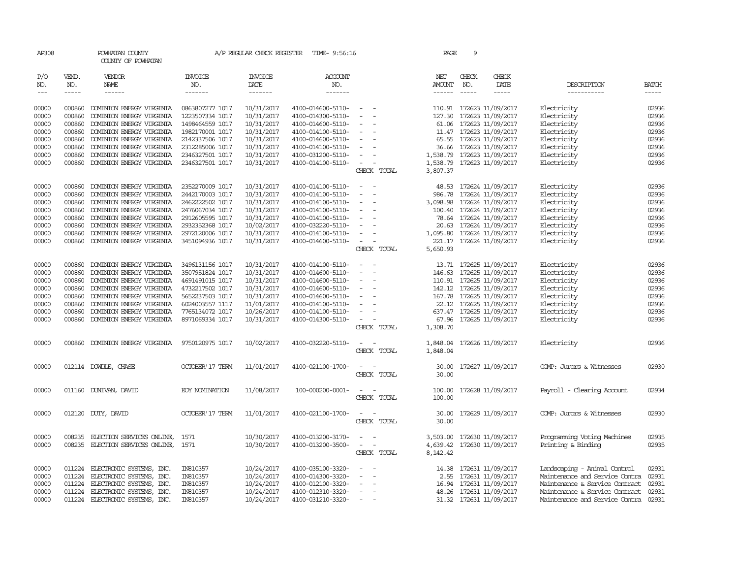AP308 POWHATAN COUNTY A/P REGULAR CHECK REGISTER TIME- 9:56:16 PAGE 9

COUNTY OF POWHATAN

| P/O NO. | VEND. NO. | VENDOR NAME | INVOICE NO. | INVOICE DATE | ACCOUNT NO. | | NET AMOUNT | CHECK NO. | CHECK DATE | DESCRIPTION | BATCH |
|---|---|---|---|---|---|---|---|---|---|---|---|
| 00000 | 000860 | DOMINION ENERGY VIRGINIA | 0863807277 1017 | 10/31/2017 | 4100-014600-5110- | - - | 110.91 | 172623 | 11/09/2017 | Electricity | 02936 |
| 00000 | 000860 | DOMINION ENERGY VIRGINIA | 1223507334 1017 | 10/31/2017 | 4100-014300-5110- | - - | 127.30 | 172623 | 11/09/2017 | Electricity | 02936 |
| 00000 | 000860 | DOMINION ENERGY VIRGINIA | 1498464559 1017 | 10/31/2017 | 4100-014600-5110- | - - | 61.06 | 172623 | 11/09/2017 | Electricity | 02936 |
| 00000 | 000860 | DOMINION ENERGY VIRGINIA | 1982170001 1017 | 10/31/2017 | 4100-014100-5110- | - - | 11.47 | 172623 | 11/09/2017 | Electricity | 02936 |
| 00000 | 000860 | DOMINION ENERGY VIRGINIA | 2142337506 1017 | 10/31/2017 | 4100-014600-5110- | - - | 65.55 | 172623 | 11/09/2017 | Electricity | 02936 |
| 00000 | 000860 | DOMINION ENERGY VIRGINIA | 2312285006 1017 | 10/31/2017 | 4100-014100-5110- | - - | 36.66 | 172623 | 11/09/2017 | Electricity | 02936 |
| 00000 | 000860 | DOMINION ENERGY VIRGINIA | 2346327501 1017 | 10/31/2017 | 4100-031200-5110- | - - | 1,538.79 | 172623 | 11/09/2017 | Electricity | 02936 |
| 00000 | 000860 | DOMINION ENERGY VIRGINIA | 2346327501 1017 | 10/31/2017 | 4100-014100-5110- | - - | 1,538.79 | 172623 | 11/09/2017 | Electricity | 02936 |
| | | | | | | CHECK TOTAL | 3,807.37 | | | | |
| 00000 | 000860 | DOMINION ENERGY VIRGINIA | 2352270009 1017 | 10/31/2017 | 4100-014100-5110- | - - | 48.53 | 172624 | 11/09/2017 | Electricity | 02936 |
| 00000 | 000860 | DOMINION ENERGY VIRGINIA | 2442170003 1017 | 10/31/2017 | 4100-014100-5110- | - - | 986.78 | 172624 | 11/09/2017 | Electricity | 02936 |
| 00000 | 000860 | DOMINION ENERGY VIRGINIA | 2462222502 1017 | 10/31/2017 | 4100-014100-5110- | - - | 3,098.98 | 172624 | 11/09/2017 | Electricity | 02936 |
| 00000 | 000860 | DOMINION ENERGY VIRGINIA | 2476067034 1017 | 10/31/2017 | 4100-014100-5110- | - - | 100.40 | 172624 | 11/09/2017 | Electricity | 02936 |
| 00000 | 000860 | DOMINION ENERGY VIRGINIA | 2912605595 1017 | 10/31/2017 | 4100-014100-5110- | - - | 78.64 | 172624 | 11/09/2017 | Electricity | 02936 |
| 00000 | 000860 | DOMINION ENERGY VIRGINIA | 2932352368 1017 | 10/02/2017 | 4100-032220-5110- | - - | 20.63 | 172624 | 11/09/2017 | Electricity | 02936 |
| 00000 | 000860 | DOMINION ENERGY VIRGINIA | 2972120006 1017 | 10/31/2017 | 4100-014100-5110- | - - | 1,095.80 | 172624 | 11/09/2017 | Electricity | 02936 |
| 00000 | 000860 | DOMINION ENERGY VIRGINIA | 3451094936 1017 | 10/31/2017 | 4100-014600-5110- | - - | 221.17 | 172624 | 11/09/2017 | Electricity | 02936 |
| | | | | | | CHECK TOTAL | 5,650.93 | | | | |
| 00000 | 000860 | DOMINION ENERGY VIRGINIA | 3496131156 1017 | 10/31/2017 | 4100-014100-5110- | - - | 13.71 | 172625 | 11/09/2017 | Electricity | 02936 |
| 00000 | 000860 | DOMINION ENERGY VIRGINIA | 3507951824 1017 | 10/31/2017 | 4100-014600-5110- | - - | 146.63 | 172625 | 11/09/2017 | Electricity | 02936 |
| 00000 | 000860 | DOMINION ENERGY VIRGINIA | 4691491015 1017 | 10/31/2017 | 4100-014600-5110- | - - | 110.91 | 172625 | 11/09/2017 | Electricity | 02936 |
| 00000 | 000860 | DOMINION ENERGY VIRGINIA | 4732217502 1017 | 10/31/2017 | 4100-014600-5110- | - - | 142.12 | 172625 | 11/09/2017 | Electricity | 02936 |
| 00000 | 000860 | DOMINION ENERGY VIRGINIA | 5652237503 1017 | 10/31/2017 | 4100-014600-5110- | - - | 167.78 | 172625 | 11/09/2017 | Electricity | 02936 |
| 00000 | 000860 | DOMINION ENERGY VIRGINIA | 6024003557 1117 | 11/01/2017 | 4100-014100-5110- | - - | 22.12 | 172625 | 11/09/2017 | Electricity | 02936 |
| 00000 | 000860 | DOMINION ENERGY VIRGINIA | 7765134072 1017 | 10/26/2017 | 4100-014100-5110- | - - | 637.47 | 172625 | 11/09/2017 | Electricity | 02936 |
| 00000 | 000860 | DOMINION ENERGY VIRGINIA | 8971069334 1017 | 10/31/2017 | 4100-014300-5110- | - - | 67.96 | 172625 | 11/09/2017 | Electricity | 02936 |
| | | | | | | CHECK TOTAL | 1,308.70 | | | | |
| 00000 | 000860 | DOMINION ENERGY VIRGINIA | 9750120975 1017 | 10/02/2017 | 4100-032220-5110- | - - | 1,848.04 | 172626 | 11/09/2017 | Electricity | 02936 |
| | | | | | | CHECK TOTAL | 1,848.04 | | | | |
| 00000 | 012114 | DOWDLE, CHASE | OCTOBER'17 TERM | 11/01/2017 | 4100-021100-1700- | - - | 30.00 | 172627 | 11/09/2017 | COMP: Jurors & Witnesses | 02930 |
| | | | | | | CHECK TOTAL | 30.00 | | | | |
| 00000 | 011160 | DUNIVAN, DAVID | EOY NOMINATION | 11/08/2017 | 100-000200-0001- | - - | 100.00 | 172628 | 11/09/2017 | Payroll - Clearing Account | 02934 |
| | | | | | | CHECK TOTAL | 100.00 | | | | |
| 00000 | 012120 | DUTY, DAVID | OCTOBER'17 TERM | 11/01/2017 | 4100-021100-1700- | - - | 30.00 | 172629 | 11/09/2017 | COMP: Jurors & Witnesses | 02930 |
| | | | | | | CHECK TOTAL | 30.00 | | | | |
| 00000 | 008235 | ELECTION SERVICES ONLINE, | 1571 | 10/30/2017 | 4100-013200-3170- | - - | 3,503.00 | 172630 | 11/09/2017 | Programming Voting Machines | 02935 |
| 00000 | 008235 | ELECTION SERVICES ONLINE, | 1571 | 10/30/2017 | 4100-013200-3500- | - - | 4,639.42 | 172630 | 11/09/2017 | Printing & Binding | 02935 |
| | | | | | | CHECK TOTAL | 8,142.42 | | | | |
| 00000 | 011224 | ELECTRONIC SYSTEMS, INC. | IN810357 | 10/24/2017 | 4100-035100-3320- | - - | 14.38 | 172631 | 11/09/2017 | Landscaping - Animal Control | 02931 |
| 00000 | 011224 | ELECTRONIC SYSTEMS, INC. | IN810357 | 10/24/2017 | 4100-014300-3320- | - - | 2.55 | 172631 | 11/09/2017 | Maintenance and Service Contra | 02931 |
| 00000 | 011224 | ELECTRONIC SYSTEMS, INC. | IN810357 | 10/24/2017 | 4100-012100-3320- | - - | 16.94 | 172631 | 11/09/2017 | Maintenance & Service Contract | 02931 |
| 00000 | 011224 | ELECTRONIC SYSTEMS, INC. | IN810357 | 10/24/2017 | 4100-012310-3320- | - - | 48.26 | 172631 | 11/09/2017 | Maintenance & Service Contract | 02931 |
| 00000 | 011224 | ELECTRONIC SYSTEMS, INC. | IN810357 | 10/24/2017 | 4100-031210-3320- | - - | 31.32 | 172631 | 11/09/2017 | Maintenance and Service Contra | 02931 |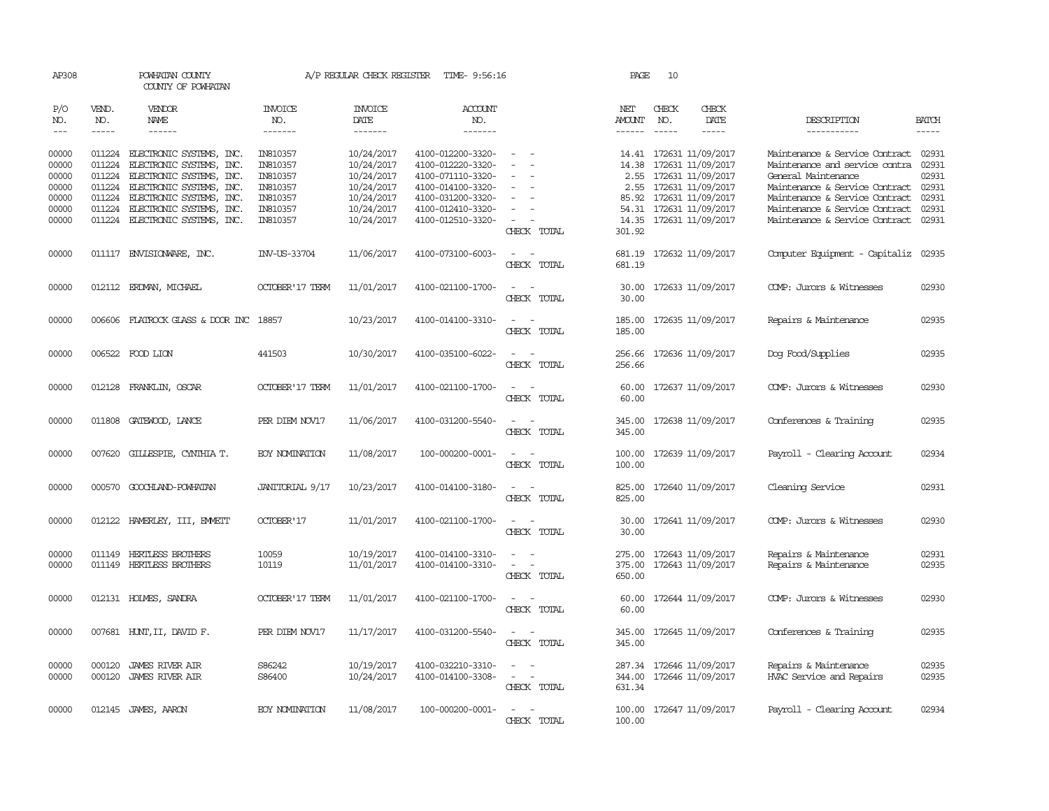AP308 POWHATAN COUNTY A/P REGULAR CHECK REGISTER TIME- 9:56:16 PAGE 10

COUNTY OF POWHATAN

| P/O NO. | VEND. NO. | VENDOR NAME | INVOICE NO. | INVOICE DATE | ACCOUNT NO. | | NET AMOUNT | CHECK NO. | CHECK DATE | DESCRIPTION | BATCH |
|---|---|---|---|---|---|---|---|---|---|---|---|
| 00000 | 011224 | ELECTRONIC SYSTEMS, INC. | IN810357 | 10/24/2017 | 4100-012200-3320- | - - | 14.41 | 172631 | 11/09/2017 | Maintenance & Service Contract | 02931 |
| 00000 | 011224 | ELECTRONIC SYSTEMS, INC. | IN810357 | 10/24/2017 | 4100-012220-3320- | - - | 14.38 | 172631 | 11/09/2017 | Maintenance and service contra | 02931 |
| 00000 | 011224 | ELECTRONIC SYSTEMS, INC. | IN810357 | 10/24/2017 | 4100-071110-3320- | - - | 2.55 | 172631 | 11/09/2017 | General Maintenance | 02931 |
| 00000 | 011224 | ELECTRONIC SYSTEMS, INC. | IN810357 | 10/24/2017 | 4100-014100-3320- | - - | 2.55 | 172631 | 11/09/2017 | Maintenance & Service Contract | 02931 |
| 00000 | 011224 | ELECTRONIC SYSTEMS, INC. | IN810357 | 10/24/2017 | 4100-031200-3320- | - - | 85.92 | 172631 | 11/09/2017 | Maintenance & Service Contract | 02931 |
| 00000 | 011224 | ELECTRONIC SYSTEMS, INC. | IN810357 | 10/24/2017 | 4100-012410-3320- | - - | 54.31 | 172631 | 11/09/2017 | Maintenance & Service Contract | 02931 |
| 00000 | 011224 | ELECTRONIC SYSTEMS, INC. | IN810357 | 10/24/2017 | 4100-012510-3320- | - - | 14.35 | 172631 | 11/09/2017 | Maintenance & Service Contract | 02931 |
| | | | | | | CHECK TOTAL | 301.92 | | | | |
| 00000 | 011117 | ENVISIONWARE, INC. | INV-US-33704 | 11/06/2017 | 4100-073100-6003- | - - | 681.19 | 172632 | 11/09/2017 | Computer Equipment - Capitaliz | 02935 |
| | | | | | | CHECK TOTAL | 681.19 | | | | |
| 00000 | 012112 | ERDMAN, MICHAEL | OCTOBER'17 TERM | 11/01/2017 | 4100-021100-1700- | - - | 30.00 | 172633 | 11/09/2017 | COMP: Jurors & Witnesses | 02930 |
| | | | | | | CHECK TOTAL | 30.00 | | | | |
| 00000 | 006606 | FLATROCK GLASS & DOOR INC | 18857 | 10/23/2017 | 4100-014100-3310- | - - | 185.00 | 172635 | 11/09/2017 | Repairs & Maintenance | 02935 |
| | | | | | | CHECK TOTAL | 185.00 | | | | |
| 00000 | 006522 | FOOD LION | 441503 | 10/30/2017 | 4100-035100-6022- | - - | 256.66 | 172636 | 11/09/2017 | Dog Food/Supplies | 02935 |
| | | | | | | CHECK TOTAL | 256.66 | | | | |
| 00000 | 012128 | FRANKLIN, OSCAR | OCTOBER'17 TERM | 11/01/2017 | 4100-021100-1700- | - - | 60.00 | 172637 | 11/09/2017 | COMP: Jurors & Witnesses | 02930 |
| | | | | | | CHECK TOTAL | 60.00 | | | | |
| 00000 | 011808 | GATEWOOD, LANCE | PER DIEM NOV17 | 11/06/2017 | 4100-031200-5540- | - - | 345.00 | 172638 | 11/09/2017 | Conferences & Training | 02935 |
| | | | | | | CHECK TOTAL | 345.00 | | | | |
| 00000 | 007620 | GILLESPIE, CYNTHIA T. | EOY NOMINATION | 11/08/2017 | 100-000200-0001- | - - | 100.00 | 172639 | 11/09/2017 | Payroll - Clearing Account | 02934 |
| | | | | | | CHECK TOTAL | 100.00 | | | | |
| 00000 | 000570 | GOOCHLAND-POWHATAN | JANITORIAL 9/17 | 10/23/2017 | 4100-014100-3180- | - - | 825.00 | 172640 | 11/09/2017 | Cleaning Service | 02931 |
| | | | | | | CHECK TOTAL | 825.00 | | | | |
| 00000 | 012122 | HAMERLEY, III, EMMETT | OCTOBER'17 | 11/01/2017 | 4100-021100-1700- | - - | 30.00 | 172641 | 11/09/2017 | COMP: Jurors & Witnesses | 02930 |
| | | | | | | CHECK TOTAL | 30.00 | | | | |
| 00000 | 011149 | HERTLESS BROTHERS | 10059 | 10/19/2017 | 4100-014100-3310- | - - | 275.00 | 172643 | 11/09/2017 | Repairs & Maintenance | 02931 |
| 00000 | 011149 | HERTLESS BROTHERS | 10119 | 11/01/2017 | 4100-014100-3310- | - - | 375.00 | 172643 | 11/09/2017 | Repairs & Maintenance | 02935 |
| | | | | | | CHECK TOTAL | 650.00 | | | | |
| 00000 | 012131 | HOLMES, SANDRA | OCTOBER'17 TERM | 11/01/2017 | 4100-021100-1700- | - - | 60.00 | 172644 | 11/09/2017 | COMP: Jurors & Witnesses | 02930 |
| | | | | | | CHECK TOTAL | 60.00 | | | | |
| 00000 | 007681 | HUNT,II, DAVID F. | PER DIEM NOV17 | 11/17/2017 | 4100-031200-5540- | - - | 345.00 | 172645 | 11/09/2017 | Conferences & Training | 02935 |
| | | | | | | CHECK TOTAL | 345.00 | | | | |
| 00000 | 000120 | JAMES RIVER AIR | S86242 | 10/19/2017 | 4100-032210-3310- | - - | 287.34 | 172646 | 11/09/2017 | Repairs & Maintenance | 02935 |
| 00000 | 000120 | JAMES RIVER AIR | S86400 | 10/24/2017 | 4100-014100-3308- | - - | 344.00 | 172646 | 11/09/2017 | HVAC Service and Repairs | 02935 |
| | | | | | | CHECK TOTAL | 631.34 | | | | |
| 00000 | 012145 | JAMES, AARON | EOY NOMINATION | 11/08/2017 | 100-000200-0001- | - - | 100.00 | 172647 | 11/09/2017 | Payroll - Clearing Account | 02934 |
| | | | | | | CHECK TOTAL | 100.00 | | | | |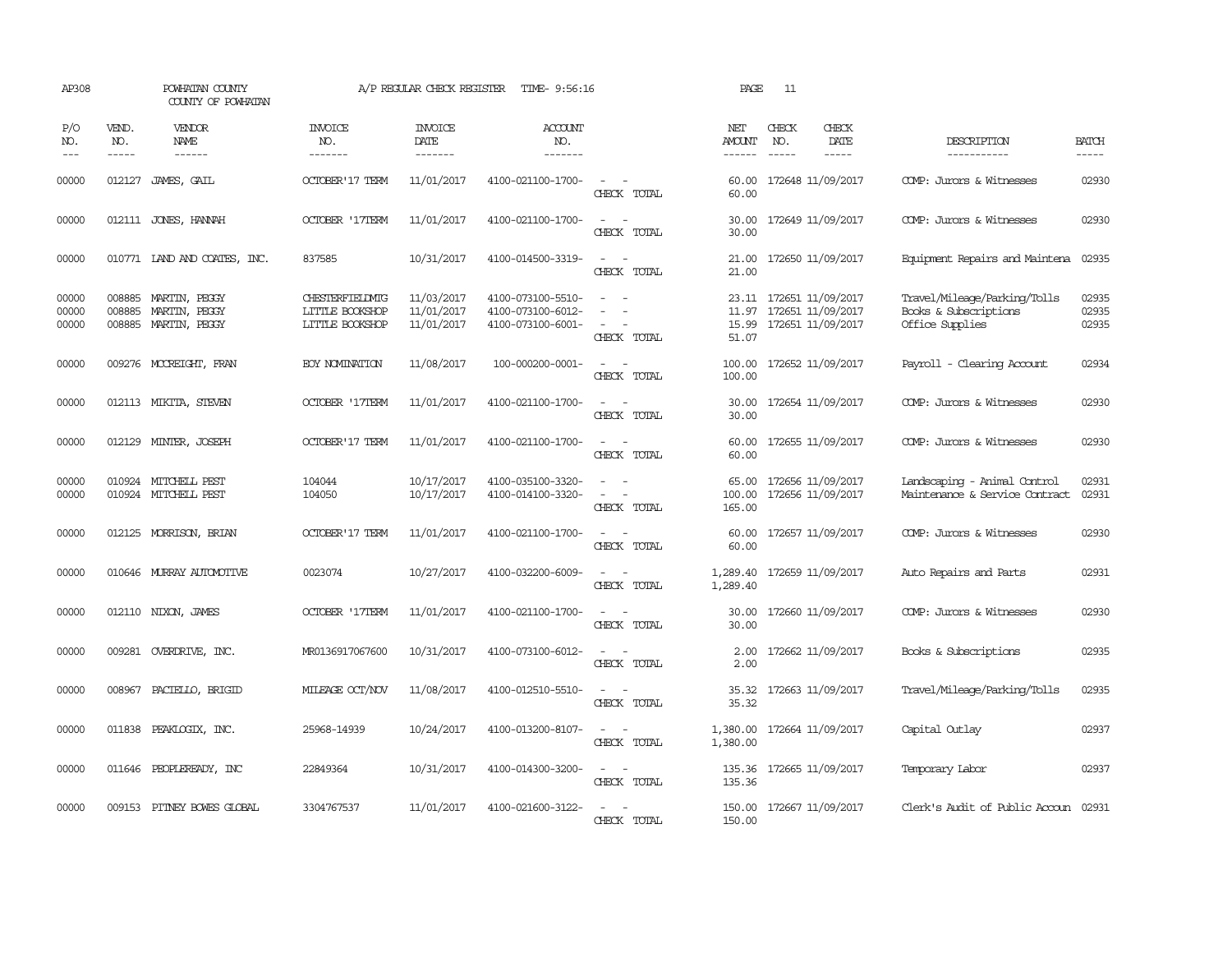AP308 POWHATAN COUNTY A/P REGULAR CHECK REGISTER TIME- 9:56:16 PAGE 11

COUNTY OF POWHATAN

| P/O NO. | VEND. NO. | VENDOR NAME | INVOICE NO. | INVOICE DATE | ACCOUNT NO. | | NET AMOUNT | CHECK NO. | CHECK DATE | DESCRIPTION | BATCH |
|---|---|---|---|---|---|---|---|---|---|---|---|
| --- | ----- | ------ | ------- | ------- | ------- | | ------ | ----- | ----- | ----------- | ----- |
| 00000 | 012127 | JAMES, GAIL | OCTOBER'17 TERM | 11/01/2017 | 4100-021100-1700- | - - | 60.00 | 172648 | 11/09/2017 | COMP: Jurors & Witnesses | 02930 |
| | | | | | | CHECK TOTAL | 60.00 | | | | |
| 00000 | 012111 | JONES, HANNAH | OCTOBER '17TERM | 11/01/2017 | 4100-021100-1700- | - - | 30.00 | 172649 | 11/09/2017 | COMP: Jurors & Witnesses | 02930 |
| | | | | | | CHECK TOTAL | 30.00 | | | | |
| 00000 | 010771 | LAND AND COATES, INC. | 837585 | 10/31/2017 | 4100-014500-3319- | - - | 21.00 | 172650 | 11/09/2017 | Equipment Repairs and Maintena | 02935 |
| | | | | | | CHECK TOTAL | 21.00 | | | | |
| 00000 | 008885 | MARTIN, PEGGY | CHESTERFIELDMTG | 11/03/2017 | 4100-073100-5510- | - - | 23.11 | 172651 | 11/09/2017 | Travel/Mileage/Parking/Tolls | 02935 |
| 00000 | 008885 | MARTIN, PEGGY | LITTLE BOOKSHOP | 11/01/2017 | 4100-073100-6012- | - - | 11.97 | 172651 | 11/09/2017 | Books & Subscriptions | 02935 |
| 00000 | 008885 | MARTIN, PEGGY | LITTLE BOOKSHOP | 11/01/2017 | 4100-073100-6001- | - - | 15.99 | 172651 | 11/09/2017 | Office Supplies | 02935 |
| | | | | | | CHECK TOTAL | 51.07 | | | | |
| 00000 | 009276 | MCCREIGHT, FRAN | EOY NOMINATION | 11/08/2017 | 100-000200-0001- | - - | 100.00 | 172652 | 11/09/2017 | Payroll - Clearing Account | 02934 |
| | | | | | | CHECK TOTAL | 100.00 | | | | |
| 00000 | 012113 | MIKITA, STEVEN | OCTOBER '17TERM | 11/01/2017 | 4100-021100-1700- | - - | 30.00 | 172654 | 11/09/2017 | COMP: Jurors & Witnesses | 02930 |
| | | | | | | CHECK TOTAL | 30.00 | | | | |
| 00000 | 012129 | MINTER, JOSEPH | OCTOBER'17 TERM | 11/01/2017 | 4100-021100-1700- | - - | 60.00 | 172655 | 11/09/2017 | COMP: Jurors & Witnesses | 02930 |
| | | | | | | CHECK TOTAL | 60.00 | | | | |
| 00000 | 010924 | MITCHELL PEST | 104044 | 10/17/2017 | 4100-035100-3320- | - - | 65.00 | 172656 | 11/09/2017 | Landscaping - Animal Control | 02931 |
| 00000 | 010924 | MITCHELL PEST | 104050 | 10/17/2017 | 4100-014100-3320- | - - | 100.00 | 172656 | 11/09/2017 | Maintenance & Service Contract | 02931 |
| | | | | | | CHECK TOTAL | 165.00 | | | | |
| 00000 | 012125 | MORRISON, BRIAN | OCTOBER'17 TERM | 11/01/2017 | 4100-021100-1700- | - - | 60.00 | 172657 | 11/09/2017 | COMP: Jurors & Witnesses | 02930 |
| | | | | | | CHECK TOTAL | 60.00 | | | | |
| 00000 | 010646 | MURRAY AUTOMOTIVE | 0023074 | 10/27/2017 | 4100-032200-6009- | - - | 1,289.40 | 172659 | 11/09/2017 | Auto Repairs and Parts | 02931 |
| | | | | | | CHECK TOTAL | 1,289.40 | | | | |
| 00000 | 012110 | NIXON, JAMES | OCTOBER '17TERM | 11/01/2017 | 4100-021100-1700- | - - | 30.00 | 172660 | 11/09/2017 | COMP: Jurors & Witnesses | 02930 |
| | | | | | | CHECK TOTAL | 30.00 | | | | |
| 00000 | 009281 | OVERDRIVE, INC. | MR0136917067600 | 10/31/2017 | 4100-073100-6012- | - - | 2.00 | 172662 | 11/09/2017 | Books & Subscriptions | 02935 |
| | | | | | | CHECK TOTAL | 2.00 | | | | |
| 00000 | 008967 | PACIELLO, BRIGID | MILEAGE OCT/NOV | 11/08/2017 | 4100-012510-5510- | - - | 35.32 | 172663 | 11/09/2017 | Travel/Mileage/Parking/Tolls | 02935 |
| | | | | | | CHECK TOTAL | 35.32 | | | | |
| 00000 | 011838 | PEAKLOGIX, INC. | 25968-14939 | 10/24/2017 | 4100-013200-8107- | - - | 1,380.00 | 172664 | 11/09/2017 | Capital Outlay | 02937 |
| | | | | | | CHECK TOTAL | 1,380.00 | | | | |
| 00000 | 011646 | PEOPLEREADY, INC | 22849364 | 10/31/2017 | 4100-014300-3200- | - - | 135.36 | 172665 | 11/09/2017 | Temporary Labor | 02937 |
| | | | | | | CHECK TOTAL | 135.36 | | | | |
| 00000 | 009153 | PITNEY BOWES GLOBAL | 3304767537 | 11/01/2017 | 4100-021600-3122- | - - | 150.00 | 172667 | 11/09/2017 | Clerk's Audit of Public Accoun | 02931 |
| | | | | | | CHECK TOTAL | 150.00 | | | | |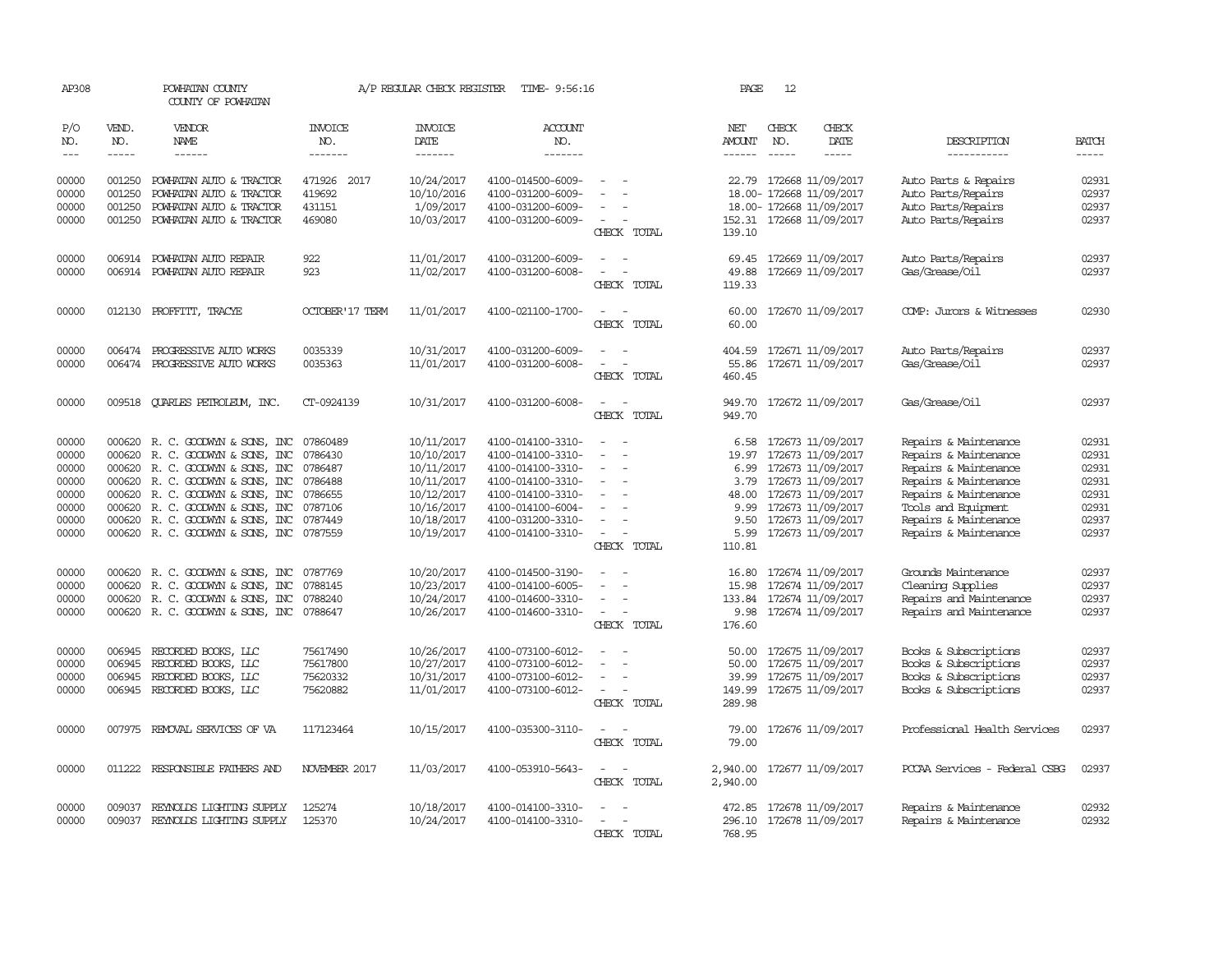AP308 POWHATAN COUNTY A/P REGULAR CHECK REGISTER TIME- 9:56:16 PAGE 12
COUNTY OF POWHATAN

| P/O NO. | VEND. NO. | VENDOR NAME | INVOICE NO. | INVOICE DATE | ACCOUNT NO. | | NET AMOUNT | CHECK NO. | CHECK DATE | DESCRIPTION | BATCH |
|---|---|---|---|---|---|---|---|---|---|---|---|
| 00000 | 001250 | POWHATAN AUTO & TRACTOR | 471926 2017 | 10/24/2017 | 4100-014500-6009- | - - | 22.79 | 172668 | 11/09/2017 | Auto Parts & Repairs | 02931 |
| 00000 | 001250 | POWHATAN AUTO & TRACTOR | 419692 | 10/10/2016 | 4100-031200-6009- | - - | 18.00- | 172668 | 11/09/2017 | Auto Parts/Repairs | 02937 |
| 00000 | 001250 | POWHATAN AUTO & TRACTOR | 431151 | 1/09/2017 | 4100-031200-6009- | - - | 18.00- | 172668 | 11/09/2017 | Auto Parts/Repairs | 02937 |
| 00000 | 001250 | POWHATAN AUTO & TRACTOR | 469080 | 10/03/2017 | 4100-031200-6009- | - - | 152.31 | 172668 | 11/09/2017 | Auto Parts/Repairs | 02937 |
| | | | | | | CHECK TOTAL | 139.10 | | | | |
| 00000 | 006914 | POWHATAN AUTO REPAIR | 922 | 11/01/2017 | 4100-031200-6009- | - - | 69.45 | 172669 | 11/09/2017 | Auto Parts/Repairs | 02937 |
| 00000 | 006914 | POWHATAN AUTO REPAIR | 923 | 11/02/2017 | 4100-031200-6008- | - - | 49.88 | 172669 | 11/09/2017 | Gas/Grease/Oil | 02937 |
| | | | | | | CHECK TOTAL | 119.33 | | | | |
| 00000 | 012130 | PROFFITT, TRACYE | OCTOBER'17 TERM | 11/01/2017 | 4100-021100-1700- | - - | 60.00 | 172670 | 11/09/2017 | COMP: Jurors & Witnesses | 02930 |
| | | | | | | CHECK TOTAL | 60.00 | | | | |
| 00000 | 006474 | PROGRESSIVE AUTO WORKS | 0035339 | 10/31/2017 | 4100-031200-6009- | - - | 404.59 | 172671 | 11/09/2017 | Auto Parts/Repairs | 02937 |
| 00000 | 006474 | PROGRESSIVE AUTO WORKS | 0035363 | 11/01/2017 | 4100-031200-6008- | - - | 55.86 | 172671 | 11/09/2017 | Gas/Grease/Oil | 02937 |
| | | | | | | CHECK TOTAL | 460.45 | | | | |
| 00000 | 009518 | QUARLES PETROLEUM, INC. | CT-0924139 | 10/31/2017 | 4100-031200-6008- | - - | 949.70 | 172672 | 11/09/2017 | Gas/Grease/Oil | 02937 |
| | | | | | | CHECK TOTAL | 949.70 | | | | |
| 00000 | 000620 | R. C. GOODWYN & SONS, INC | 07860489 | 10/11/2017 | 4100-014100-3310- | - - | 6.58 | 172673 | 11/09/2017 | Repairs & Maintenance | 02931 |
| 00000 | 000620 | R. C. GOODWYN & SONS, INC | 0786430 | 10/10/2017 | 4100-014100-3310- | - - | 19.97 | 172673 | 11/09/2017 | Repairs & Maintenance | 02931 |
| 00000 | 000620 | R. C. GOODWYN & SONS, INC | 0786487 | 10/11/2017 | 4100-014100-3310- | - - | 6.99 | 172673 | 11/09/2017 | Repairs & Maintenance | 02931 |
| 00000 | 000620 | R. C. GOODWYN & SONS, INC | 0786488 | 10/11/2017 | 4100-014100-3310- | - - | 3.79 | 172673 | 11/09/2017 | Repairs & Maintenance | 02931 |
| 00000 | 000620 | R. C. GOODWYN & SONS, INC | 0786655 | 10/12/2017 | 4100-014100-3310- | - - | 48.00 | 172673 | 11/09/2017 | Repairs & Maintenance | 02931 |
| 00000 | 000620 | R. C. GOODWYN & SONS, INC | 0787106 | 10/16/2017 | 4100-014100-6004- | - - | 9.99 | 172673 | 11/09/2017 | Tools and Equipment | 02931 |
| 00000 | 000620 | R. C. GOODWYN & SONS, INC | 0787449 | 10/18/2017 | 4100-031200-3310- | - - | 9.50 | 172673 | 11/09/2017 | Repairs & Maintenance | 02937 |
| 00000 | 000620 | R. C. GOODWYN & SONS, INC | 0787559 | 10/19/2017 | 4100-014100-3310- | - - | 5.99 | 172673 | 11/09/2017 | Repairs & Maintenance | 02937 |
| | | | | | | CHECK TOTAL | 110.81 | | | | |
| 00000 | 000620 | R. C. GOODWYN & SONS, INC | 0787769 | 10/20/2017 | 4100-014500-3190- | - - | 16.80 | 172674 | 11/09/2017 | Grounds Maintenance | 02937 |
| 00000 | 000620 | R. C. GOODWYN & SONS, INC | 0788145 | 10/23/2017 | 4100-014100-6005- | - - | 15.98 | 172674 | 11/09/2017 | Cleaning Supplies | 02937 |
| 00000 | 000620 | R. C. GOODWYN & SONS, INC | 0788240 | 10/24/2017 | 4100-014600-3310- | - - | 133.84 | 172674 | 11/09/2017 | Repairs and Maintenance | 02937 |
| 00000 | 000620 | R. C. GOODWYN & SONS, INC | 0788647 | 10/26/2017 | 4100-014600-3310- | - - | 9.98 | 172674 | 11/09/2017 | Repairs and Maintenance | 02937 |
| | | | | | | CHECK TOTAL | 176.60 | | | | |
| 00000 | 006945 | RECORDED BOOKS, LLC | 75617490 | 10/26/2017 | 4100-073100-6012- | - - | 50.00 | 172675 | 11/09/2017 | Books & Subscriptions | 02937 |
| 00000 | 006945 | RECORDED BOOKS, LLC | 75617800 | 10/27/2017 | 4100-073100-6012- | - - | 50.00 | 172675 | 11/09/2017 | Books & Subscriptions | 02937 |
| 00000 | 006945 | RECORDED BOOKS, LLC | 75620332 | 10/31/2017 | 4100-073100-6012- | - - | 39.99 | 172675 | 11/09/2017 | Books & Subscriptions | 02937 |
| 00000 | 006945 | RECORDED BOOKS, LLC | 75620882 | 11/01/2017 | 4100-073100-6012- | - - | 149.99 | 172675 | 11/09/2017 | Books & Subscriptions | 02937 |
| | | | | | | CHECK TOTAL | 289.98 | | | | |
| 00000 | 007975 | REMOVAL SERVICES OF VA | 117123464 | 10/15/2017 | 4100-035300-3110- | - - | 79.00 | 172676 | 11/09/2017 | Professional Health Services | 02937 |
| | | | | | | CHECK TOTAL | 79.00 | | | | |
| 00000 | 011222 | RESPONSIBLE FATHERS AND | NOVEMBER 2017 | 11/03/2017 | 4100-053910-5643- | - - | 2,940.00 | 172677 | 11/09/2017 | PCCAA Services - Federal CSBG | 02937 |
| | | | | | | CHECK TOTAL | 2,940.00 | | | | |
| 00000 | 009037 | REYNOLDS LIGHTING SUPPLY | 125274 | 10/18/2017 | 4100-014100-3310- | - - | 472.85 | 172678 | 11/09/2017 | Repairs & Maintenance | 02932 |
| 00000 | 009037 | REYNOLDS LIGHTING SUPPLY | 125370 | 10/24/2017 | 4100-014100-3310- | - - | 296.10 | 172678 | 11/09/2017 | Repairs & Maintenance | 02932 |
| | | | | | | CHECK TOTAL | 768.95 | | | | |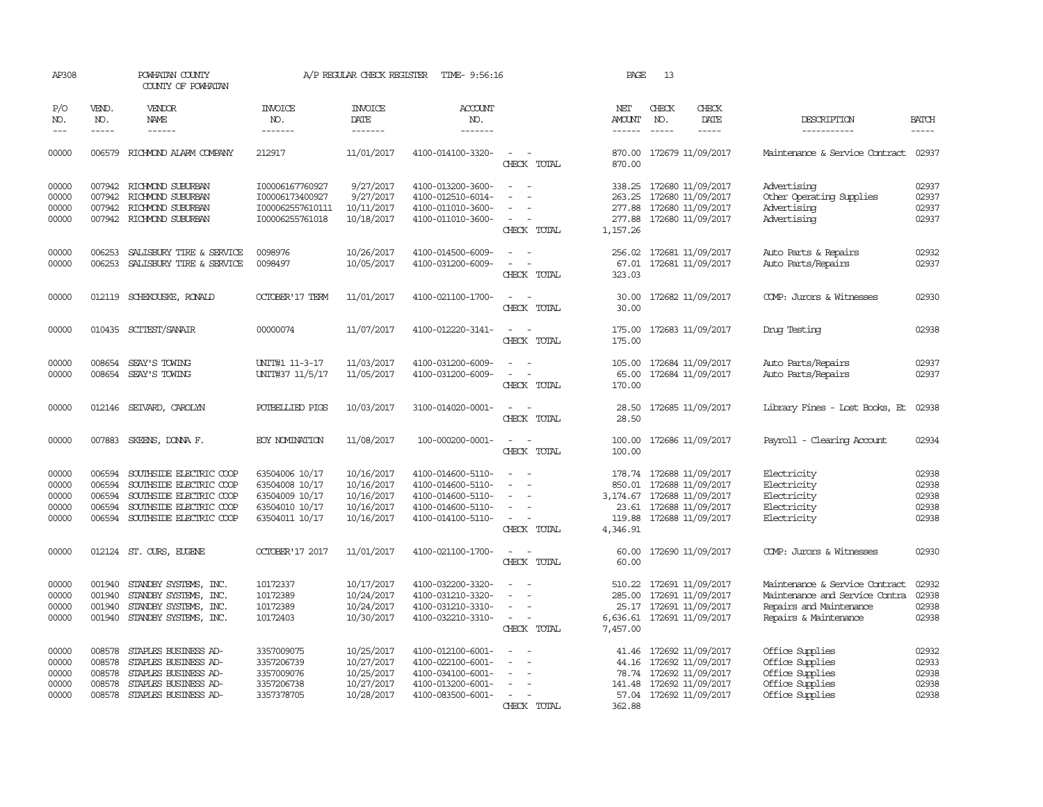AP308 POWHATAN COUNTY A/P REGULAR CHECK REGISTER TIME- 9:56:16 PAGE 13

COUNTY OF POWHATAN

| P/O NO. | VEND. NO. | VENDOR NAME | INVOICE NO. | INVOICE DATE | ACCOUNT NO. | | NET AMOUNT | CHECK NO. | CHECK DATE | DESCRIPTION | BATCH |
|---|---|---|---|---|---|---|---|---|---|---|---|
| 00000 | 006579 | RICHMOND ALARM COMPANY | 212917 | 11/01/2017 | 4100-014100-3320- | - - | 870.00 | 172679 | 11/09/2017 | Maintenance & Service Contract | 02937 |
| | | | | | | CHECK TOTAL | 870.00 | | | | |
| 00000 | 007942 | RICHMOND SUBURBAN | I00006167760927 | 9/27/2017 | 4100-013200-3600- | - - | 338.25 | 172680 | 11/09/2017 | Advertising | 02937 |
| 00000 | 007942 | RICHMOND SUBURBAN | I00006173400927 | 9/27/2017 | 4100-012510-6014- | - - | 263.25 | 172680 | 11/09/2017 | Other Operating Supplies | 02937 |
| 00000 | 007942 | RICHMOND SUBURBAN | I000062557610111 | 10/11/2017 | 4100-011010-3600- | - - | 277.88 | 172680 | 11/09/2017 | Advertising | 02937 |
| 00000 | 007942 | RICHMOND SUBURBAN | I00006255761018 | 10/18/2017 | 4100-011010-3600- | - - | 277.88 | 172680 | 11/09/2017 | Advertising | 02937 |
| | | | | | | CHECK TOTAL | 1,157.26 | | | | |
| 00000 | 006253 | SALISBURY TIRE & SERVICE | 0098976 | 10/26/2017 | 4100-014500-6009- | - - | 256.02 | 172681 | 11/09/2017 | Auto Parts & Repairs | 02932 |
| 00000 | 006253 | SALISBURY TIRE & SERVICE | 0098497 | 10/05/2017 | 4100-031200-6009- | - - | 67.01 | 172681 | 11/09/2017 | Auto Parts/Repairs | 02937 |
| | | | | | | CHECK TOTAL | 323.03 | | | | |
| 00000 | 012119 | SCHEKOUSKE, RONALD | OCTOBER'17 TERM | 11/01/2017 | 4100-021100-1700- | - - | 30.00 | 172682 | 11/09/2017 | COMP: Jurors & Witnesses | 02930 |
| | | | | | | CHECK TOTAL | 30.00 | | | | |
| 00000 | 010435 | SCITEST/SANAIR | 00000074 | 11/07/2017 | 4100-012220-3141- | - - | 175.00 | 172683 | 11/09/2017 | Drug Testing | 02938 |
| | | | | | | CHECK TOTAL | 175.00 | | | | |
| 00000 | 008654 | SEAY'S TOWING | UNIT#1 11-3-17 | 11/03/2017 | 4100-031200-6009- | - - | 105.00 | 172684 | 11/09/2017 | Auto Parts/Repairs | 02937 |
| 00000 | 008654 | SEAY'S TOWING | UNIT#37 11/5/17 | 11/05/2017 | 4100-031200-6009- | - - | 65.00 | 172684 | 11/09/2017 | Auto Parts/Repairs | 02937 |
| | | | | | | CHECK TOTAL | 170.00 | | | | |
| 00000 | 012146 | SEIVARD, CAROLYN | POTBELLIED PIGS | 10/03/2017 | 3100-014020-0001- | - - | 28.50 | 172685 | 11/09/2017 | Library Fines - Lost Books, Et | 02938 |
| | | | | | | CHECK TOTAL | 28.50 | | | | |
| 00000 | 007883 | SKEENS, DONNA F. | EOY NOMINATION | 11/08/2017 | 100-000200-0001- | - - | 100.00 | 172686 | 11/09/2017 | Payroll - Clearing Account | 02934 |
| | | | | | | CHECK TOTAL | 100.00 | | | | |
| 00000 | 006594 | SOUTHSIDE ELECTRIC COOP | 63504006 10/17 | 10/16/2017 | 4100-014600-5110- | - - | 178.74 | 172688 | 11/09/2017 | Electricity | 02938 |
| 00000 | 006594 | SOUTHSIDE ELECTRIC COOP | 63504008 10/17 | 10/16/2017 | 4100-014600-5110- | - - | 850.01 | 172688 | 11/09/2017 | Electricity | 02938 |
| 00000 | 006594 | SOUTHSIDE ELECTRIC COOP | 63504009 10/17 | 10/16/2017 | 4100-014600-5110- | - - | 3,174.67 | 172688 | 11/09/2017 | Electricity | 02938 |
| 00000 | 006594 | SOUTHSIDE ELECTRIC COOP | 63504010 10/17 | 10/16/2017 | 4100-014600-5110- | - - | 23.61 | 172688 | 11/09/2017 | Electricity | 02938 |
| 00000 | 006594 | SOUTHSIDE ELECTRIC COOP | 63504011 10/17 | 10/16/2017 | 4100-014100-5110- | - - | 119.88 | 172688 | 11/09/2017 | Electricity | 02938 |
| | | | | | | CHECK TOTAL | 4,346.91 | | | | |
| 00000 | 012124 | ST. OURS, EUGENE | OCTOBER'17 2017 | 11/01/2017 | 4100-021100-1700- | - - | 60.00 | 172690 | 11/09/2017 | COMP: Jurors & Witnesses | 02930 |
| | | | | | | CHECK TOTAL | 60.00 | | | | |
| 00000 | 001940 | STANDBY SYSTEMS, INC. | 10172337 | 10/17/2017 | 4100-032200-3320- | - - | 510.22 | 172691 | 11/09/2017 | Maintenance & Service Contract | 02932 |
| 00000 | 001940 | STANDBY SYSTEMS, INC. | 10172389 | 10/24/2017 | 4100-031210-3320- | - - | 285.00 | 172691 | 11/09/2017 | Maintenance and Service Contra | 02938 |
| 00000 | 001940 | STANDBY SYSTEMS, INC. | 10172389 | 10/24/2017 | 4100-031210-3310- | - - | 25.17 | 172691 | 11/09/2017 | Repairs and Maintenance | 02938 |
| 00000 | 001940 | STANDBY SYSTEMS, INC. | 10172403 | 10/30/2017 | 4100-032210-3310- | - - | 6,636.61 | 172691 | 11/09/2017 | Repairs & Maintenance | 02938 |
| | | | | | | CHECK TOTAL | 7,457.00 | | | | |
| 00000 | 008578 | STAPLES BUSINESS AD- | 3357009075 | 10/25/2017 | 4100-012100-6001- | - - | 41.46 | 172692 | 11/09/2017 | Office Supplies | 02932 |
| 00000 | 008578 | STAPLES BUSINESS AD- | 3357206739 | 10/27/2017 | 4100-022100-6001- | - - | 44.16 | 172692 | 11/09/2017 | Office Supplies | 02933 |
| 00000 | 008578 | STAPLES BUSINESS AD- | 3357009076 | 10/25/2017 | 4100-034100-6001- | - - | 78.74 | 172692 | 11/09/2017 | Office Supplies | 02938 |
| 00000 | 008578 | STAPLES BUSINESS AD- | 3357206738 | 10/27/2017 | 4100-013200-6001- | - - | 141.48 | 172692 | 11/09/2017 | Office Supplies | 02938 |
| 00000 | 008578 | STAPLES BUSINESS AD- | 3357378705 | 10/28/2017 | 4100-083500-6001- | - - | 57.04 | 172692 | 11/09/2017 | Office Supplies | 02938 |
| | | | | | | CHECK TOTAL | 362.88 | | | | |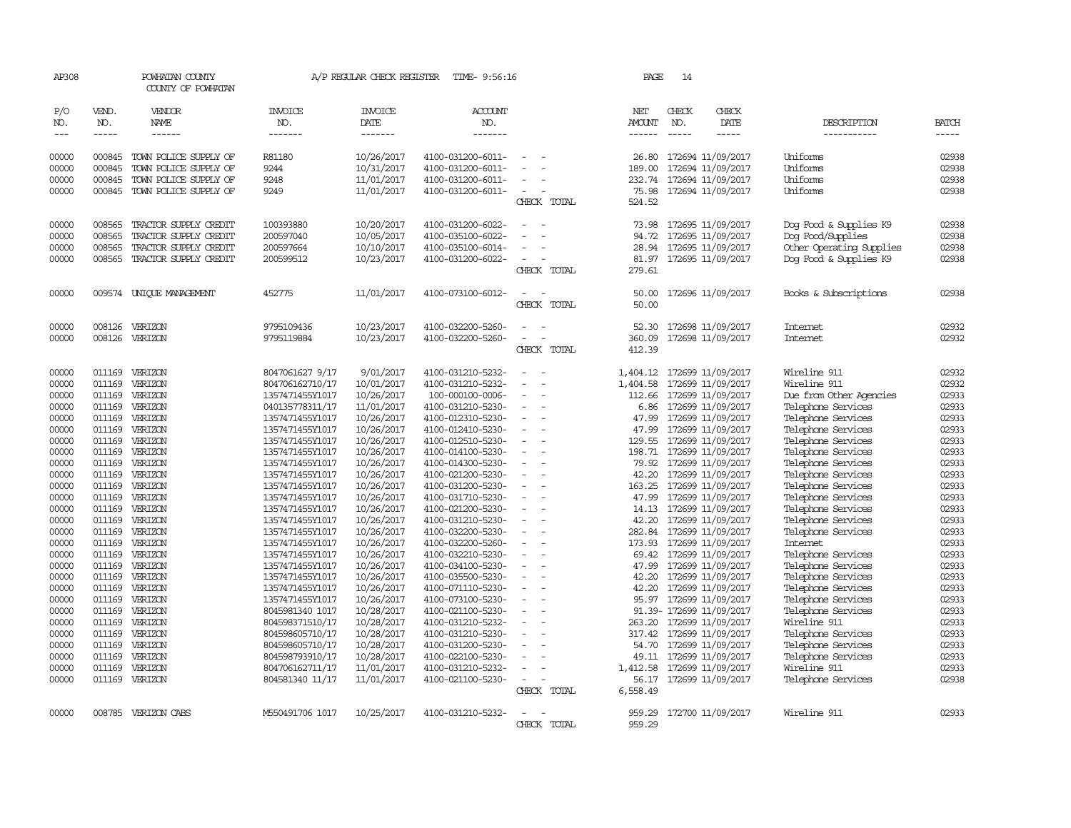AP308 POWHATAN COUNTY A/P REGULAR CHECK REGISTER TIME- 9:56:16 PAGE 14

COUNTY OF POWHATAN

| P/O NO. | VEND. NO. | VENDOR NAME | INVOICE NO. | INVOICE DATE | ACCOUNT NO. | | NET AMOUNT | CHECK NO. | CHECK DATE | DESCRIPTION | BATCH |
|---|---|---|---|---|---|---|---|---|---|---|---|
| 00000 | 000845 | TOWN POLICE SUPPLY OF | R81180 | 10/26/2017 | 4100-031200-6011- | - - | 26.80 | 172694 | 11/09/2017 | Uniforms | 02938 |
| 00000 | 000845 | TOWN POLICE SUPPLY OF | 9244 | 10/31/2017 | 4100-031200-6011- | - - | 189.00 | 172694 | 11/09/2017 | Uniforms | 02938 |
| 00000 | 000845 | TOWN POLICE SUPPLY OF | 9248 | 11/01/2017 | 4100-031200-6011- | - - | 232.74 | 172694 | 11/09/2017 | Uniforms | 02938 |
| 00000 | 000845 | TOWN POLICE SUPPLY OF | 9249 | 11/01/2017 | 4100-031200-6011- | - - | 75.98 | 172694 | 11/09/2017 | Uniforms | 02938 |
| | | | | | | CHECK TOTAL | 524.52 | | | | |
| 00000 | 008565 | TRACTOR SUPPLY CREDIT | 100393880 | 10/20/2017 | 4100-031200-6022- | - - | 73.98 | 172695 | 11/09/2017 | Dog Food & Supplies K9 | 02938 |
| 00000 | 008565 | TRACTOR SUPPLY CREDIT | 200597040 | 10/05/2017 | 4100-035100-6022- | - - | 94.72 | 172695 | 11/09/2017 | Dog Food/Supplies | 02938 |
| 00000 | 008565 | TRACTOR SUPPLY CREDIT | 200597664 | 10/10/2017 | 4100-035100-6014- | - - | 28.94 | 172695 | 11/09/2017 | Other Operating Supplies | 02938 |
| 00000 | 008565 | TRACTOR SUPPLY CREDIT | 200599512 | 10/23/2017 | 4100-031200-6022- | - - | 81.97 | 172695 | 11/09/2017 | Dog Food & Supplies K9 | 02938 |
| | | | | | | CHECK TOTAL | 279.61 | | | | |
| 00000 | 009574 | UNIQUE MANAGEMENT | 452775 | 11/01/2017 | 4100-073100-6012- | - - | 50.00 | 172696 | 11/09/2017 | Books & Subscriptions | 02938 |
| | | | | | | CHECK TOTAL | 50.00 | | | | |
| 00000 | 008126 | VERIZON | 9795109436 | 10/23/2017 | 4100-032200-5260- | - - | 52.30 | 172698 | 11/09/2017 | Internet | 02932 |
| 00000 | 008126 | VERIZON | 9795119884 | 10/23/2017 | 4100-032200-5260- | - - | 360.09 | 172698 | 11/09/2017 | Internet | 02932 |
| | | | | | | CHECK TOTAL | 412.39 | | | | |
| 00000 | 011169 | VERIZON | 8047061627 9/17 | 9/01/2017 | 4100-031210-5232- | - - | 1,404.12 | 172699 | 11/09/2017 | Wireline 911 | 02932 |
| 00000 | 011169 | VERIZON | 804706162710/17 | 10/01/2017 | 4100-031210-5232- | - - | 1,404.58 | 172699 | 11/09/2017 | Wireline 911 | 02932 |
| 00000 | 011169 | VERIZON | 1357471455Y1017 | 10/26/2017 | 100-000100-0006- | - - | 112.66 | 172699 | 11/09/2017 | Due from Other Agencies | 02933 |
| 00000 | 011169 | VERIZON | 040135778311/17 | 11/01/2017 | 4100-031210-5230- | - - | 6.86 | 172699 | 11/09/2017 | Telephone Services | 02933 |
| 00000 | 011169 | VERIZON | 1357471455Y1017 | 10/26/2017 | 4100-012310-5230- | - - | 47.99 | 172699 | 11/09/2017 | Telephone Services | 02933 |
| 00000 | 011169 | VERIZON | 1357471455Y1017 | 10/26/2017 | 4100-012410-5230- | - - | 47.99 | 172699 | 11/09/2017 | Telephone Services | 02933 |
| 00000 | 011169 | VERIZON | 1357471455Y1017 | 10/26/2017 | 4100-012510-5230- | - - | 129.55 | 172699 | 11/09/2017 | Telephone Services | 02933 |
| 00000 | 011169 | VERIZON | 1357471455Y1017 | 10/26/2017 | 4100-014100-5230- | - - | 198.71 | 172699 | 11/09/2017 | Telephone Services | 02933 |
| 00000 | 011169 | VERIZON | 1357471455Y1017 | 10/26/2017 | 4100-014300-5230- | - - | 79.92 | 172699 | 11/09/2017 | Telephone Services | 02933 |
| 00000 | 011169 | VERIZON | 1357471455Y1017 | 10/26/2017 | 4100-021200-5230- | - - | 42.20 | 172699 | 11/09/2017 | Telephone Services | 02933 |
| 00000 | 011169 | VERIZON | 1357471455Y1017 | 10/26/2017 | 4100-031200-5230- | - - | 163.25 | 172699 | 11/09/2017 | Telephone Services | 02933 |
| 00000 | 011169 | VERIZON | 1357471455Y1017 | 10/26/2017 | 4100-031710-5230- | - - | 47.99 | 172699 | 11/09/2017 | Telephone Services | 02933 |
| 00000 | 011169 | VERIZON | 1357471455Y1017 | 10/26/2017 | 4100-021200-5230- | - - | 14.13 | 172699 | 11/09/2017 | Telephone Services | 02933 |
| 00000 | 011169 | VERIZON | 1357471455Y1017 | 10/26/2017 | 4100-031210-5230- | - - | 42.20 | 172699 | 11/09/2017 | Telephone Services | 02933 |
| 00000 | 011169 | VERIZON | 1357471455Y1017 | 10/26/2017 | 4100-032200-5230- | - - | 282.84 | 172699 | 11/09/2017 | Telephone Services | 02933 |
| 00000 | 011169 | VERIZON | 1357471455Y1017 | 10/26/2017 | 4100-032200-5260- | - - | 173.93 | 172699 | 11/09/2017 | Internet | 02933 |
| 00000 | 011169 | VERIZON | 1357471455Y1017 | 10/26/2017 | 4100-032210-5230- | - - | 69.42 | 172699 | 11/09/2017 | Telephone Services | 02933 |
| 00000 | 011169 | VERIZON | 1357471455Y1017 | 10/26/2017 | 4100-034100-5230- | - - | 47.99 | 172699 | 11/09/2017 | Telephone Services | 02933 |
| 00000 | 011169 | VERIZON | 1357471455Y1017 | 10/26/2017 | 4100-035500-5230- | - - | 42.20 | 172699 | 11/09/2017 | Telephone Services | 02933 |
| 00000 | 011169 | VERIZON | 1357471455Y1017 | 10/26/2017 | 4100-071110-5230- | - - | 42.20 | 172699 | 11/09/2017 | Telephone Services | 02933 |
| 00000 | 011169 | VERIZON | 1357471455Y1017 | 10/26/2017 | 4100-073100-5230- | - - | 95.97 | 172699 | 11/09/2017 | Telephone Services | 02933 |
| 00000 | 011169 | VERIZON | 8045981340 1017 | 10/28/2017 | 4100-021100-5230- | - - | 91.39- | 172699 | 11/09/2017 | Telephone Services | 02933 |
| 00000 | 011169 | VERIZON | 804598371510/17 | 10/28/2017 | 4100-031210-5232- | - - | 263.20 | 172699 | 11/09/2017 | Wireline 911 | 02933 |
| 00000 | 011169 | VERIZON | 804598605710/17 | 10/28/2017 | 4100-031210-5230- | - - | 317.42 | 172699 | 11/09/2017 | Telephone Services | 02933 |
| 00000 | 011169 | VERIZON | 804598605710/17 | 10/28/2017 | 4100-031200-5230- | - - | 54.70 | 172699 | 11/09/2017 | Telephone Services | 02933 |
| 00000 | 011169 | VERIZON | 804598793910/17 | 10/28/2017 | 4100-022100-5230- | - - | 49.11 | 172699 | 11/09/2017 | Telephone Services | 02933 |
| 00000 | 011169 | VERIZON | 804706162711/17 | 11/01/2017 | 4100-031210-5232- | - - | 1,412.58 | 172699 | 11/09/2017 | Wireline 911 | 02933 |
| 00000 | 011169 | VERIZON | 804581340 11/17 | 11/01/2017 | 4100-021100-5230- | - - | 56.17 | 172699 | 11/09/2017 | Telephone Services | 02938 |
| | | | | | | CHECK TOTAL | 6,558.49 | | | | |
| 00000 | 008785 | VERIZON CABS | M550491706 1017 | 10/25/2017 | 4100-031210-5232- | - - | 959.29 | 172700 | 11/09/2017 | Wireline 911 | 02933 |
| | | | | | | CHECK TOTAL | 959.29 | | | | |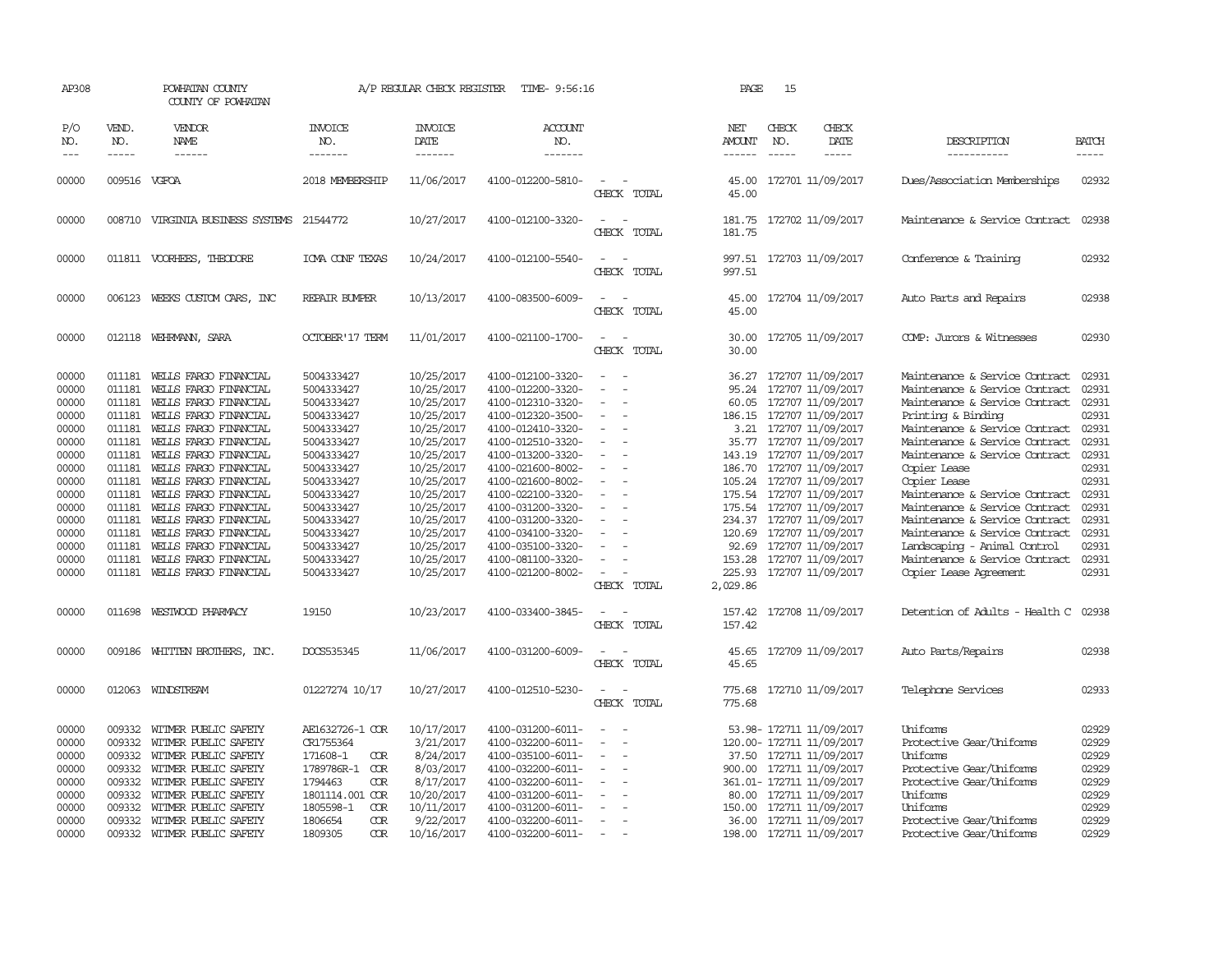AP308 POWHATAN COUNTY A/P REGULAR CHECK REGISTER TIME- 9:56:16 PAGE 15

COUNTY OF POWHATAN

| P/O NO. | VEND. NO. | VENDOR NAME | INVOICE NO. | INVOICE DATE | ACCOUNT NO. | | NET AMOUNT | CHECK NO. | CHECK DATE | DESCRIPTION | BATCH |
|---|---|---|---|---|---|---|---|---|---|---|---|
| 00000 | 009516 | VGFOA | 2018 MEMBERSHIP | 11/06/2017 | 4100-012200-5810- | - - | 45.00 | 172701 | 11/09/2017 | Dues/Association Memberships | 02932 |
| | | | | | | CHECK TOTAL | 45.00 | | | | |
| 00000 | 008710 | VIRGINIA BUSINESS SYSTEMS | 21544772 | 10/27/2017 | 4100-012100-3320- | - - | 181.75 | 172702 | 11/09/2017 | Maintenance & Service Contract | 02938 |
| | | | | | | CHECK TOTAL | 181.75 | | | | |
| 00000 | 011811 | VOORHEES, THEODORE | ICMA CONF TEXAS | 10/24/2017 | 4100-012100-5540- | - - | 997.51 | 172703 | 11/09/2017 | Conference & Training | 02932 |
| | | | | | | CHECK TOTAL | 997.51 | | | | |
| 00000 | 006123 | WEEKS CUSTOM CARS, INC | REPAIR BUMPER | 10/13/2017 | 4100-083500-6009- | - - | 45.00 | 172704 | 11/09/2017 | Auto Parts and Repairs | 02938 |
| | | | | | | CHECK TOTAL | 45.00 | | | | |
| 00000 | 012118 | WEHRMANN, SARA | OCTOBER'17 TERM | 11/01/2017 | 4100-021100-1700- | - - | 30.00 | 172705 | 11/09/2017 | COMP: Jurors & Witnesses | 02930 |
| | | | | | | CHECK TOTAL | 30.00 | | | | |
| 00000 | 011181 | WELLS FARGO FINANCIAL | 5004333427 | 10/25/2017 | 4100-012100-3320- | - - | 36.27 | 172707 | 11/09/2017 | Maintenance & Service Contract | 02931 |
| 00000 | 011181 | WELLS FARGO FINANCIAL | 5004333427 | 10/25/2017 | 4100-012200-3320- | - - | 95.24 | 172707 | 11/09/2017 | Maintenance & Service Contract | 02931 |
| 00000 | 011181 | WELLS FARGO FINANCIAL | 5004333427 | 10/25/2017 | 4100-012310-3320- | - - | 60.05 | 172707 | 11/09/2017 | Maintenance & Service Contract | 02931 |
| 00000 | 011181 | WELLS FARGO FINANCIAL | 5004333427 | 10/25/2017 | 4100-012320-3500- | - - | 186.15 | 172707 | 11/09/2017 | Printing & Binding | 02931 |
| 00000 | 011181 | WELLS FARGO FINANCIAL | 5004333427 | 10/25/2017 | 4100-012410-3320- | - - | 3.21 | 172707 | 11/09/2017 | Maintenance & Service Contract | 02931 |
| 00000 | 011181 | WELLS FARGO FINANCIAL | 5004333427 | 10/25/2017 | 4100-012510-3320- | - - | 35.77 | 172707 | 11/09/2017 | Maintenance & Service Contract | 02931 |
| 00000 | 011181 | WELLS FARGO FINANCIAL | 5004333427 | 10/25/2017 | 4100-013200-3320- | - - | 143.19 | 172707 | 11/09/2017 | Maintenance & Service Contract | 02931 |
| 00000 | 011181 | WELLS FARGO FINANCIAL | 5004333427 | 10/25/2017 | 4100-021600-8002- | - - | 186.70 | 172707 | 11/09/2017 | Copier Lease | 02931 |
| 00000 | 011181 | WELLS FARGO FINANCIAL | 5004333427 | 10/25/2017 | 4100-021600-8002- | - - | 105.24 | 172707 | 11/09/2017 | Copier Lease | 02931 |
| 00000 | 011181 | WELLS FARGO FINANCIAL | 5004333427 | 10/25/2017 | 4100-022100-3320- | - - | 175.54 | 172707 | 11/09/2017 | Maintenance & Service Contract | 02931 |
| 00000 | 011181 | WELLS FARGO FINANCIAL | 5004333427 | 10/25/2017 | 4100-031200-3320- | - - | 175.54 | 172707 | 11/09/2017 | Maintenance & Service Contract | 02931 |
| 00000 | 011181 | WELLS FARGO FINANCIAL | 5004333427 | 10/25/2017 | 4100-031200-3320- | - - | 234.37 | 172707 | 11/09/2017 | Maintenance & Service Contract | 02931 |
| 00000 | 011181 | WELLS FARGO FINANCIAL | 5004333427 | 10/25/2017 | 4100-034100-3320- | - - | 120.69 | 172707 | 11/09/2017 | Maintenance & Service Contract | 02931 |
| 00000 | 011181 | WELLS FARGO FINANCIAL | 5004333427 | 10/25/2017 | 4100-035100-3320- | - - | 92.69 | 172707 | 11/09/2017 | Landscaping - Animal Control | 02931 |
| 00000 | 011181 | WELLS FARGO FINANCIAL | 5004333427 | 10/25/2017 | 4100-081100-3320- | - - | 153.28 | 172707 | 11/09/2017 | Maintenance & Service Contract | 02931 |
| 00000 | 011181 | WELLS FARGO FINANCIAL | 5004333427 | 10/25/2017 | 4100-021200-8002- | - - | 225.93 | 172707 | 11/09/2017 | Copier Lease Agreement | 02931 |
| | | | | | | CHECK TOTAL | 2,029.86 | | | | |
| 00000 | 011698 | WESTWOOD PHARMACY | 19150 | 10/23/2017 | 4100-033400-3845- | - - | 157.42 | 172708 | 11/09/2017 | Detention of Adults - Health C | 02938 |
| | | | | | | CHECK TOTAL | 157.42 | | | | |
| 00000 | 009186 | WHITTEN BROTHERS, INC. | DOCS535345 | 11/06/2017 | 4100-031200-6009- | - - | 45.65 | 172709 | 11/09/2017 | Auto Parts/Repairs | 02938 |
| | | | | | | CHECK TOTAL | 45.65 | | | | |
| 00000 | 012063 | WINDSTREAM | 01227274 10/17 | 10/27/2017 | 4100-012510-5230- | - - | 775.68 | 172710 | 11/09/2017 | Telephone Services | 02933 |
| | | | | | | CHECK TOTAL | 775.68 | | | | |
| 00000 | 009332 | WITMER PUBLIC SAFETY | AE1632726-1 COR | 10/17/2017 | 4100-031200-6011- | - - | 53.98- | 172711 | 11/09/2017 | Uniforms | 02929 |
| 00000 | 009332 | WITMER PUBLIC SAFETY | CR1755364 | 3/21/2017 | 4100-032200-6011- | - - | 120.00- | 172711 | 11/09/2017 | Protective Gear/Uniforms | 02929 |
| 00000 | 009332 | WITMER PUBLIC SAFETY | 171608-1 COR | 8/24/2017 | 4100-035100-6011- | - - | 37.50 | 172711 | 11/09/2017 | Uniforms | 02929 |
| 00000 | 009332 | WITMER PUBLIC SAFETY | 1789786R-1 COR | 8/03/2017 | 4100-032200-6011- | - - | 900.00 | 172711 | 11/09/2017 | Protective Gear/Uniforms | 02929 |
| 00000 | 009332 | WITMER PUBLIC SAFETY | 1794463 COR | 8/17/2017 | 4100-032200-6011- | - - | 361.01- | 172711 | 11/09/2017 | Protective Gear/Uniforms | 02929 |
| 00000 | 009332 | WITMER PUBLIC SAFETY | 1801114.001 COR | 10/20/2017 | 4100-031200-6011- | - - | 80.00 | 172711 | 11/09/2017 | Uniforms | 02929 |
| 00000 | 009332 | WITMER PUBLIC SAFETY | 1805598-1 COR | 10/11/2017 | 4100-031200-6011- | - - | 150.00 | 172711 | 11/09/2017 | Uniforms | 02929 |
| 00000 | 009332 | WITMER PUBLIC SAFETY | 1806654 COR | 9/22/2017 | 4100-032200-6011- | - - | 36.00 | 172711 | 11/09/2017 | Protective Gear/Uniforms | 02929 |
| 00000 | 009332 | WITMER PUBLIC SAFETY | 1809305 COR | 10/16/2017 | 4100-032200-6011- | - - | 198.00 | 172711 | 11/09/2017 | Protective Gear/Uniforms | 02929 |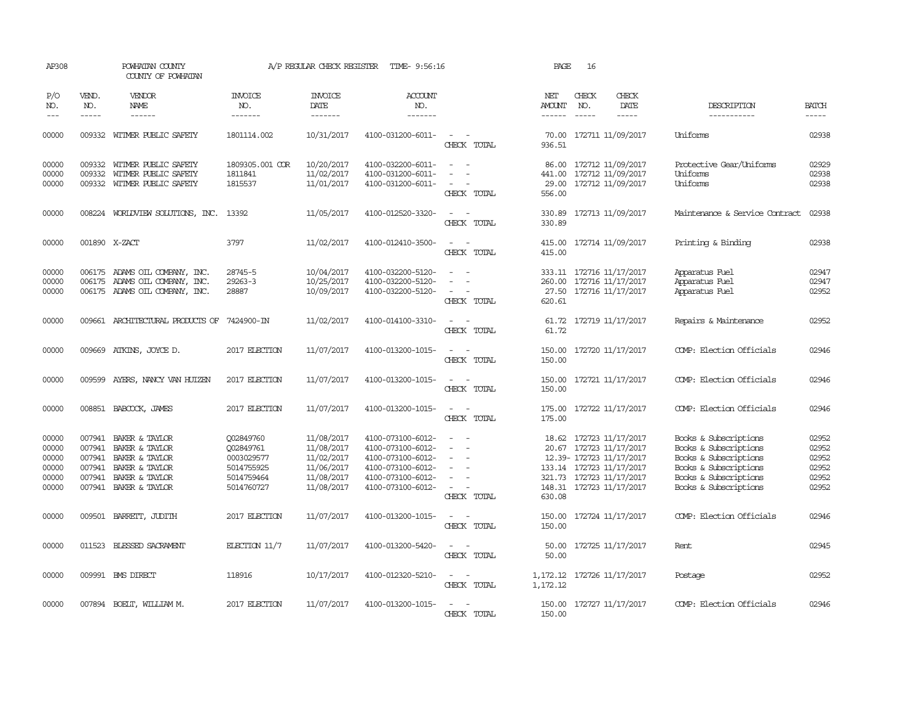AP308 POWHATAN COUNTY A/P REGULAR CHECK REGISTER TIME- 9:56:16 PAGE 16

COUNTY OF POWHATAN

| P/O NO. | VEND. NO. | VENDOR NAME | INVOICE NO. | INVOICE DATE | ACCOUNT NO. | | NET AMOUNT | CHECK NO. | CHECK DATE | DESCRIPTION | BATCH |
|---|---|---|---|---|---|---|---|---|---|---|---|
| 00000 | 009332 | WITMER PUBLIC SAFETY | 1801114.002 | 10/31/2017 | 4100-031200-6011- | - - | 70.00 | 172711 | 11/09/2017 | Uniforms | 02938 |
| | | | | | | CHECK TOTAL | 936.51 | | | | |
| 00000 | 009332 | WITMER PUBLIC SAFETY | 1809305.001 COR | 10/20/2017 | 4100-032200-6011- | - - | 86.00 | 172712 | 11/09/2017 | Protective Gear/Uniforms | 02929 |
| 00000 | 009332 | WITMER PUBLIC SAFETY | 1811841 | 11/02/2017 | 4100-031200-6011- | - - | 441.00 | 172712 | 11/09/2017 | Uniforms | 02938 |
| 00000 | 009332 | WITMER PUBLIC SAFETY | 1815537 | 11/01/2017 | 4100-031200-6011- | - - | 29.00 | 172712 | 11/09/2017 | Uniforms | 02938 |
| | | | | | | CHECK TOTAL | 556.00 | | | | |
| 00000 | 008224 | WORLDVIEW SOLUTIONS, INC. | 13392 | 11/05/2017 | 4100-012520-3320- | - - | 330.89 | 172713 | 11/09/2017 | Maintenance & Service Contract | 02938 |
| | | | | | | CHECK TOTAL | 330.89 | | | | |
| 00000 | 001890 | X-ZACT | 3797 | 11/02/2017 | 4100-012410-3500- | - - | 415.00 | 172714 | 11/09/2017 | Printing & Binding | 02938 |
| | | | | | | CHECK TOTAL | 415.00 | | | | |
| 00000 | 006175 | ADAMS OIL COMPANY, INC. | 28745-5 | 10/04/2017 | 4100-032200-5120- | - - | 333.11 | 172716 | 11/17/2017 | Apparatus Fuel | 02947 |
| 00000 | 006175 | ADAMS OIL COMPANY, INC. | 29263-3 | 10/25/2017 | 4100-032200-5120- | - - | 260.00 | 172716 | 11/17/2017 | Apparatus Fuel | 02947 |
| 00000 | 006175 | ADAMS OIL COMPANY, INC. | 28887 | 10/09/2017 | 4100-032200-5120- | - - | 27.50 | 172716 | 11/17/2017 | Apparatus Fuel | 02952 |
| | | | | | | CHECK TOTAL | 620.61 | | | | |
| 00000 | 009661 | ARCHITECTURAL PRODUCTS OF | 7424900-IN | 11/02/2017 | 4100-014100-3310- | - - | 61.72 | 172719 | 11/17/2017 | Repairs & Maintenance | 02952 |
| | | | | | | CHECK TOTAL | 61.72 | | | | |
| 00000 | 009669 | ATKINS, JOYCE D. | 2017 ELECTION | 11/07/2017 | 4100-013200-1015- | - - | 150.00 | 172720 | 11/17/2017 | COMP: Election Officials | 02946 |
| | | | | | | CHECK TOTAL | 150.00 | | | | |
| 00000 | 009599 | AYERS, NANCY VAN HUIZEN | 2017 ELECTION | 11/07/2017 | 4100-013200-1015- | - - | 150.00 | 172721 | 11/17/2017 | COMP: Election Officials | 02946 |
| | | | | | | CHECK TOTAL | 150.00 | | | | |
| 00000 | 008851 | BABCOCK, JAMES | 2017 ELECTION | 11/07/2017 | 4100-013200-1015- | - - | 175.00 | 172722 | 11/17/2017 | COMP: Election Officials | 02946 |
| | | | | | | CHECK TOTAL | 175.00 | | | | |
| 00000 | 007941 | BAKER & TAYLOR | Q02849760 | 11/08/2017 | 4100-073100-6012- | - - | 18.62 | 172723 | 11/17/2017 | Books & Subscriptions | 02952 |
| 00000 | 007941 | BAKER & TAYLOR | Q02849761 | 11/08/2017 | 4100-073100-6012- | - - | 20.67 | 172723 | 11/17/2017 | Books & Subscriptions | 02952 |
| 00000 | 007941 | BAKER & TAYLOR | 0003029577 | 11/02/2017 | 4100-073100-6012- | - - | 12.39- | 172723 | 11/17/2017 | Books & Subscriptions | 02952 |
| 00000 | 007941 | BAKER & TAYLOR | 5014755925 | 11/06/2017 | 4100-073100-6012- | - - | 133.14 | 172723 | 11/17/2017 | Books & Subscriptions | 02952 |
| 00000 | 007941 | BAKER & TAYLOR | 5014759464 | 11/08/2017 | 4100-073100-6012- | - - | 321.73 | 172723 | 11/17/2017 | Books & Subscriptions | 02952 |
| 00000 | 007941 | BAKER & TAYLOR | 5014760727 | 11/08/2017 | 4100-073100-6012- | - - | 148.31 | 172723 | 11/17/2017 | Books & Subscriptions | 02952 |
| | | | | | | CHECK TOTAL | 630.08 | | | | |
| 00000 | 009501 | BARRETT, JUDITH | 2017 ELECTION | 11/07/2017 | 4100-013200-1015- | - - | 150.00 | 172724 | 11/17/2017 | COMP: Election Officials | 02946 |
| | | | | | | CHECK TOTAL | 150.00 | | | | |
| 00000 | 011523 | BLESSED SACRAMENT | ELECTION 11/7 | 11/07/2017 | 4100-013200-5420- | - - | 50.00 | 172725 | 11/17/2017 | Rent | 02945 |
| | | | | | | CHECK TOTAL | 50.00 | | | | |
| 00000 | 009991 | BMS DIRECT | 118916 | 10/17/2017 | 4100-012320-5210- | - - | 1,172.12 | 172726 | 11/17/2017 | Postage | 02952 |
| | | | | | | CHECK TOTAL | 1,172.12 | | | | |
| 00000 | 007894 | BOELT, WILLIAM M. | 2017 ELECTION | 11/07/2017 | 4100-013200-1015- | - - | 150.00 | 172727 | 11/17/2017 | COMP: Election Officials | 02946 |
| | | | | | | CHECK TOTAL | 150.00 | | | | |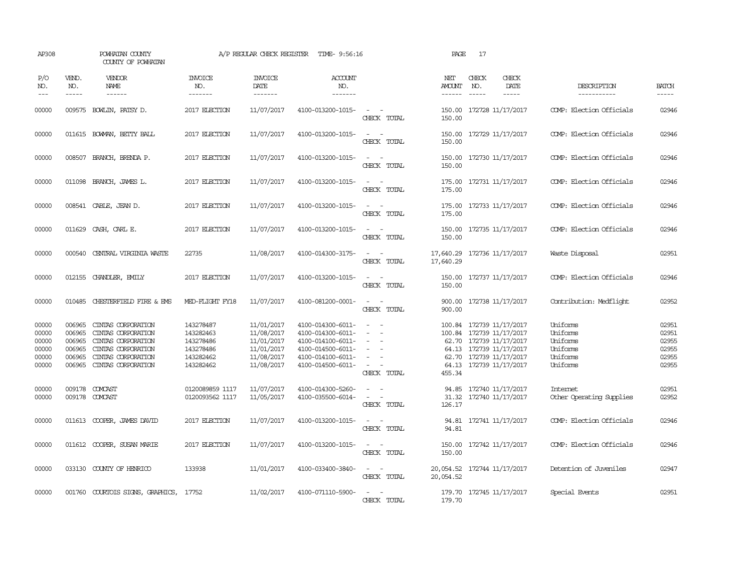AP308 POWHATAN COUNTY A/P REGULAR CHECK REGISTER TIME- 9:56:16 PAGE 17
COUNTY OF POWHATAN

| P/O NO. | VEND. NO. | VENDOR NAME | INVOICE NO. | INVOICE DATE | ACCOUNT NO. | | NET AMOUNT | CHECK NO. | CHECK DATE | DESCRIPTION | BATCH |
|---|---|---|---|---|---|---|---|---|---|---|---|
| 00000 | 009575 | BOWLIN, PATSY D. | 2017 ELECTION | 11/07/2017 | 4100-013200-1015- | - - | 150.00 | 172728 | 11/17/2017 | COMP: Election Officials | 02946 |
| | | | | | | CHECK TOTAL | 150.00 | | | | |
| 00000 | 011615 | BOWMAN, BETTY BALL | 2017 ELECTION | 11/07/2017 | 4100-013200-1015- | - - | 150.00 | 172729 | 11/17/2017 | COMP: Election Officials | 02946 |
| | | | | | | CHECK TOTAL | 150.00 | | | | |
| 00000 | 008507 | BRANCH, BRENDA P. | 2017 ELECTION | 11/07/2017 | 4100-013200-1015- | - - | 150.00 | 172730 | 11/17/2017 | COMP: Election Officials | 02946 |
| | | | | | | CHECK TOTAL | 150.00 | | | | |
| 00000 | 011098 | BRANCH, JAMES L. | 2017 ELECTION | 11/07/2017 | 4100-013200-1015- | - - | 175.00 | 172731 | 11/17/2017 | COMP: Election Officials | 02946 |
| | | | | | | CHECK TOTAL | 175.00 | | | | |
| 00000 | 008541 | CABLE, JEAN D. | 2017 ELECTION | 11/07/2017 | 4100-013200-1015- | - - | 175.00 | 172733 | 11/17/2017 | COMP: Election Officials | 02946 |
| | | | | | | CHECK TOTAL | 175.00 | | | | |
| 00000 | 011629 | CASH, CARL E. | 2017 ELECTION | 11/07/2017 | 4100-013200-1015- | - - | 150.00 | 172735 | 11/17/2017 | COMP: Election Officials | 02946 |
| | | | | | | CHECK TOTAL | 150.00 | | | | |
| 00000 | 000540 | CENTRAL VIRGINIA WASTE | 22735 | 11/08/2017 | 4100-014300-3175- | - - | 17,640.29 | 172736 | 11/17/2017 | Waste Disposal | 02951 |
| | | | | | | CHECK TOTAL | 17,640.29 | | | | |
| 00000 | 012155 | CHANDLER, EMILY | 2017 ELECTION | 11/07/2017 | 4100-013200-1015- | - - | 150.00 | 172737 | 11/17/2017 | COMP: Election Officials | 02946 |
| | | | | | | CHECK TOTAL | 150.00 | | | | |
| 00000 | 010485 | CHESTERFIELD FIRE & EMS | MED-FLIGHT FY18 | 11/07/2017 | 4100-081200-0001- | - - | 900.00 | 172738 | 11/17/2017 | Contribution: Medflight | 02952 |
| | | | | | | CHECK TOTAL | 900.00 | | | | |
| 00000 | 006965 | CINTAS CORPORATION | 143278487 | 11/01/2017 | 4100-014300-6011- | - - | 100.84 | 172739 | 11/17/2017 | Uniforms | 02951 |
| 00000 | 006965 | CINTAS CORPORATION | 143282463 | 11/08/2017 | 4100-014300-6011- | - - | 100.84 | 172739 | 11/17/2017 | Uniforms | 02951 |
| 00000 | 006965 | CINTAS CORPORATION | 143278486 | 11/01/2017 | 4100-014100-6011- | - - | 62.70 | 172739 | 11/17/2017 | Uniforms | 02955 |
| 00000 | 006965 | CINTAS CORPORATION | 143278486 | 11/01/2017 | 4100-014500-6011- | - - | 64.13 | 172739 | 11/17/2017 | Uniforms | 02955 |
| 00000 | 006965 | CINTAS CORPORATION | 143282462 | 11/08/2017 | 4100-014100-6011- | - - | 62.70 | 172739 | 11/17/2017 | Uniforms | 02955 |
| 00000 | 006965 | CINTAS CORPORATION | 143282462 | 11/08/2017 | 4100-014500-6011- | - - | 64.13 | 172739 | 11/17/2017 | Uniforms | 02955 |
| | | | | | | CHECK TOTAL | 455.34 | | | | |
| 00000 | 009178 | COMCAST | 0120089859 1117 | 11/07/2017 | 4100-014300-5260- | - - | 94.85 | 172740 | 11/17/2017 | Internet | 02951 |
| 00000 | 009178 | COMCAST | 0120093562 1117 | 11/05/2017 | 4100-035500-6014- | - - | 31.32 | 172740 | 11/17/2017 | Other Operating Supplies | 02952 |
| | | | | | | CHECK TOTAL | 126.17 | | | | |
| 00000 | 011613 | COOPER, JAMES DAVID | 2017 ELECTION | 11/07/2017 | 4100-013200-1015- | - - | 94.81 | 172741 | 11/17/2017 | COMP: Election Officials | 02946 |
| | | | | | | CHECK TOTAL | 94.81 | | | | |
| 00000 | 011612 | COOPER, SUSAN MARIE | 2017 ELECTION | 11/07/2017 | 4100-013200-1015- | - - | 150.00 | 172742 | 11/17/2017 | COMP: Election Officials | 02946 |
| | | | | | | CHECK TOTAL | 150.00 | | | | |
| 00000 | 033130 | COUNTY OF HENRICO | 133938 | 11/01/2017 | 4100-033400-3840- | - - | 20,054.52 | 172744 | 11/17/2017 | Detention of Juveniles | 02947 |
| | | | | | | CHECK TOTAL | 20,054.52 | | | | |
| 00000 | 001760 | COURTOIS SIGNS, GRAPHICS, | 17752 | 11/02/2017 | 4100-071110-5900- | - - | 179.70 | 172745 | 11/17/2017 | Special Events | 02951 |
| | | | | | | CHECK TOTAL | 179.70 | | | | |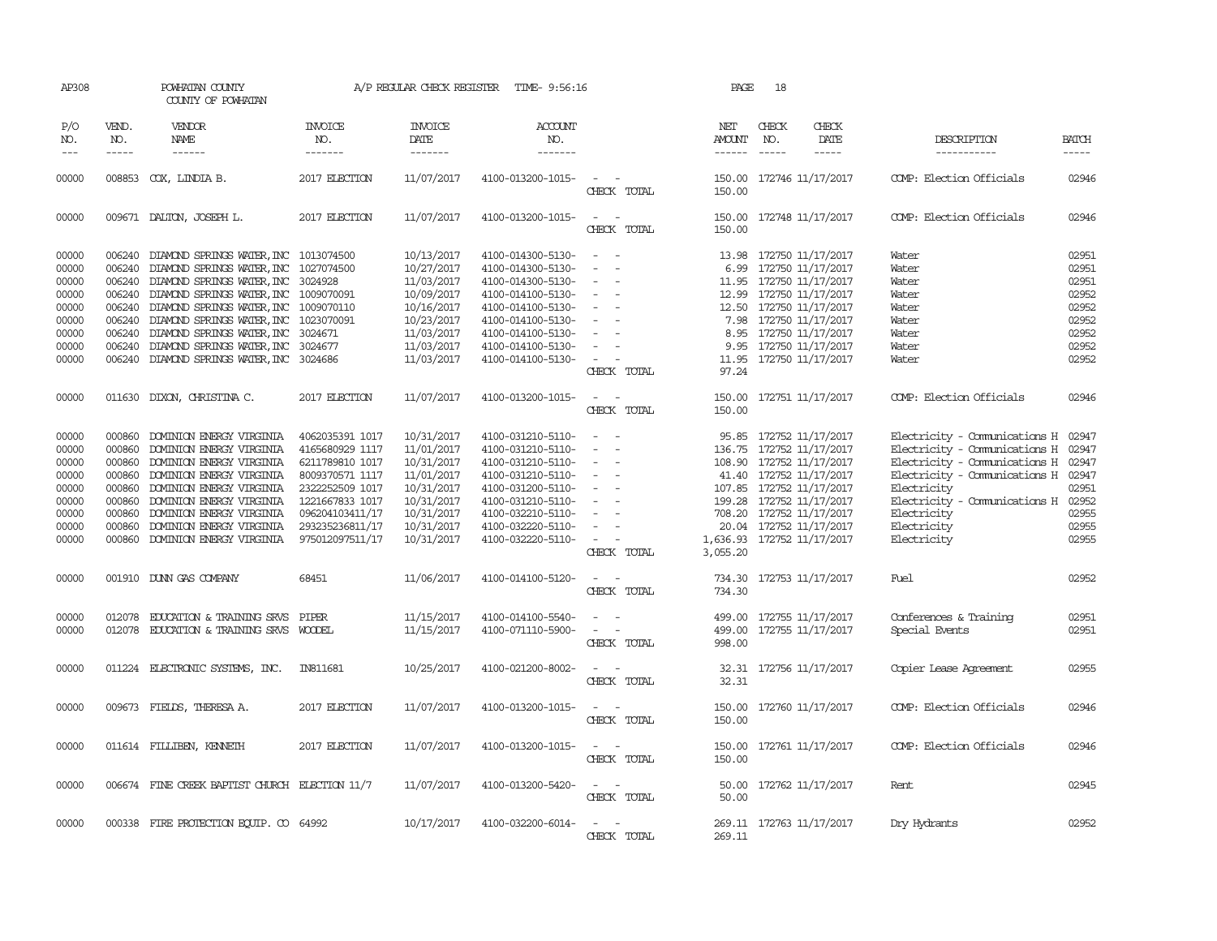AP308 POWHATAN COUNTY A/P REGULAR CHECK REGISTER TIME- 9:56:16 PAGE 18
COUNTY OF POWHATAN

| P/O NO. | VEND. NO. | VENDOR NAME | INVOICE NO. | INVOICE DATE | ACCOUNT NO. | | NET AMOUNT | CHECK NO. | CHECK DATE | DESCRIPTION | BATCH |
|---|---|---|---|---|---|---|---|---|---|---|---|
| 00000 | 008853 | COX, LINDIA B. | 2017 ELECTION | 11/07/2017 | 4100-013200-1015- | - - | 150.00 | 172746 | 11/17/2017 | COMP: Election Officials | 02946 |
| | | | | | | CHECK TOTAL | 150.00 | | | | |
| 00000 | 009671 | DALTON, JOSEPH L. | 2017 ELECTION | 11/07/2017 | 4100-013200-1015- | - - | 150.00 | 172748 | 11/17/2017 | COMP: Election Officials | 02946 |
| | | | | | | CHECK TOTAL | 150.00 | | | | |
| 00000 | 006240 | DIAMOND SPRINGS WATER, INC | 1013074500 | 10/13/2017 | 4100-014300-5130- | - - | 13.98 | 172750 | 11/17/2017 | Water | 02951 |
| 00000 | 006240 | DIAMOND SPRINGS WATER, INC | 1027074500 | 10/27/2017 | 4100-014300-5130- | - - | 6.99 | 172750 | 11/17/2017 | Water | 02951 |
| 00000 | 006240 | DIAMOND SPRINGS WATER, INC | 3024928 | 11/03/2017 | 4100-014300-5130- | - - | 11.95 | 172750 | 11/17/2017 | Water | 02951 |
| 00000 | 006240 | DIAMOND SPRINGS WATER, INC | 1009070091 | 10/09/2017 | 4100-014100-5130- | - - | 12.99 | 172750 | 11/17/2017 | Water | 02952 |
| 00000 | 006240 | DIAMOND SPRINGS WATER, INC | 1009070110 | 10/16/2017 | 4100-014100-5130- | - - | 12.50 | 172750 | 11/17/2017 | Water | 02952 |
| 00000 | 006240 | DIAMOND SPRINGS WATER, INC | 1023070091 | 10/23/2017 | 4100-014100-5130- | - - | 7.98 | 172750 | 11/17/2017 | Water | 02952 |
| 00000 | 006240 | DIAMOND SPRINGS WATER, INC | 3024671 | 11/03/2017 | 4100-014100-5130- | - - | 8.95 | 172750 | 11/17/2017 | Water | 02952 |
| 00000 | 006240 | DIAMOND SPRINGS WATER, INC | 3024677 | 11/03/2017 | 4100-014100-5130- | - - | 9.95 | 172750 | 11/17/2017 | Water | 02952 |
| 00000 | 006240 | DIAMOND SPRINGS WATER, INC | 3024686 | 11/03/2017 | 4100-014100-5130- | - - | 11.95 | 172750 | 11/17/2017 | Water | 02952 |
| | | | | | | CHECK TOTAL | 97.24 | | | | |
| 00000 | 011630 | DIXON, CHRISTINA C. | 2017 ELECTION | 11/07/2017 | 4100-013200-1015- | - - | 150.00 | 172751 | 11/17/2017 | COMP: Election Officials | 02946 |
| | | | | | | CHECK TOTAL | 150.00 | | | | |
| 00000 | 000860 | DOMINION ENERGY VIRGINIA | 4062035391 1017 | 10/31/2017 | 4100-031210-5110- | - - | 95.85 | 172752 | 11/17/2017 | Electricity - Communications H | 02947 |
| 00000 | 000860 | DOMINION ENERGY VIRGINIA | 4165680929 1117 | 11/01/2017 | 4100-031210-5110- | - - | 136.75 | 172752 | 11/17/2017 | Electricity - Communications H | 02947 |
| 00000 | 000860 | DOMINION ENERGY VIRGINIA | 6211789810 1017 | 10/31/2017 | 4100-031210-5110- | - - | 108.90 | 172752 | 11/17/2017 | Electricity - Communications H | 02947 |
| 00000 | 000860 | DOMINION ENERGY VIRGINIA | 8009370571 1117 | 11/01/2017 | 4100-031210-5110- | - - | 41.40 | 172752 | 11/17/2017 | Electricity - Communications H | 02947 |
| 00000 | 000860 | DOMINION ENERGY VIRGINIA | 2322252509 1017 | 10/31/2017 | 4100-031200-5110- | - - | 107.85 | 172752 | 11/17/2017 | Electricity | 02951 |
| 00000 | 000860 | DOMINION ENERGY VIRGINIA | 1221667833 1017 | 10/31/2017 | 4100-031210-5110- | - - | 199.28 | 172752 | 11/17/2017 | Electricity - Communications H | 02952 |
| 00000 | 000860 | DOMINION ENERGY VIRGINIA | 096204103411/17 | 10/31/2017 | 4100-032210-5110- | - - | 708.20 | 172752 | 11/17/2017 | Electricity | 02955 |
| 00000 | 000860 | DOMINION ENERGY VIRGINIA | 293235236811/17 | 10/31/2017 | 4100-032220-5110- | - - | 20.04 | 172752 | 11/17/2017 | Electricity | 02955 |
| 00000 | 000860 | DOMINION ENERGY VIRGINIA | 975012097511/17 | 10/31/2017 | 4100-032220-5110- | - - | 1,636.93 | 172752 | 11/17/2017 | Electricity | 02955 |
| | | | | | | CHECK TOTAL | 3,055.20 | | | | |
| 00000 | 001910 | DUNN GAS COMPANY | 68451 | 11/06/2017 | 4100-014100-5120- | - - | 734.30 | 172753 | 11/17/2017 | Fuel | 02952 |
| | | | | | | CHECK TOTAL | 734.30 | | | | |
| 00000 | 012078 | EDUCATION & TRAINING SRVS | PIPER | 11/15/2017 | 4100-014100-5540- | - - | 499.00 | 172755 | 11/17/2017 | Conferences & Training | 02951 |
| 00000 | 012078 | EDUCATION & TRAINING SRVS | WOODEL | 11/15/2017 | 4100-071110-5900- | - - | 499.00 | 172755 | 11/17/2017 | Special Events | 02951 |
| | | | | | | CHECK TOTAL | 998.00 | | | | |
| 00000 | 011224 | ELECTRONIC SYSTEMS, INC. | IN811681 | 10/25/2017 | 4100-021200-8002- | - - | 32.31 | 172756 | 11/17/2017 | Copier Lease Agreement | 02955 |
| | | | | | | CHECK TOTAL | 32.31 | | | | |
| 00000 | 009673 | FIELDS, THERESA A. | 2017 ELECTION | 11/07/2017 | 4100-013200-1015- | - - | 150.00 | 172760 | 11/17/2017 | COMP: Election Officials | 02946 |
| | | | | | | CHECK TOTAL | 150.00 | | | | |
| 00000 | 011614 | FILLIBEN, KENNETH | 2017 ELECTION | 11/07/2017 | 4100-013200-1015- | - - | 150.00 | 172761 | 11/17/2017 | COMP: Election Officials | 02946 |
| | | | | | | CHECK TOTAL | 150.00 | | | | |
| 00000 | 006674 | FINE CREEK BAPTIST CHURCH | ELECTION 11/7 | 11/07/2017 | 4100-013200-5420- | - - | 50.00 | 172762 | 11/17/2017 | Rent | 02945 |
| | | | | | | CHECK TOTAL | 50.00 | | | | |
| 00000 | 000338 | FIRE PROTECTION EQUIP. CO | 64992 | 10/17/2017 | 4100-032200-6014- | - - | 269.11 | 172763 | 11/17/2017 | Dry Hydrants | 02952 |
| | | | | | | CHECK TOTAL | 269.11 | | | | |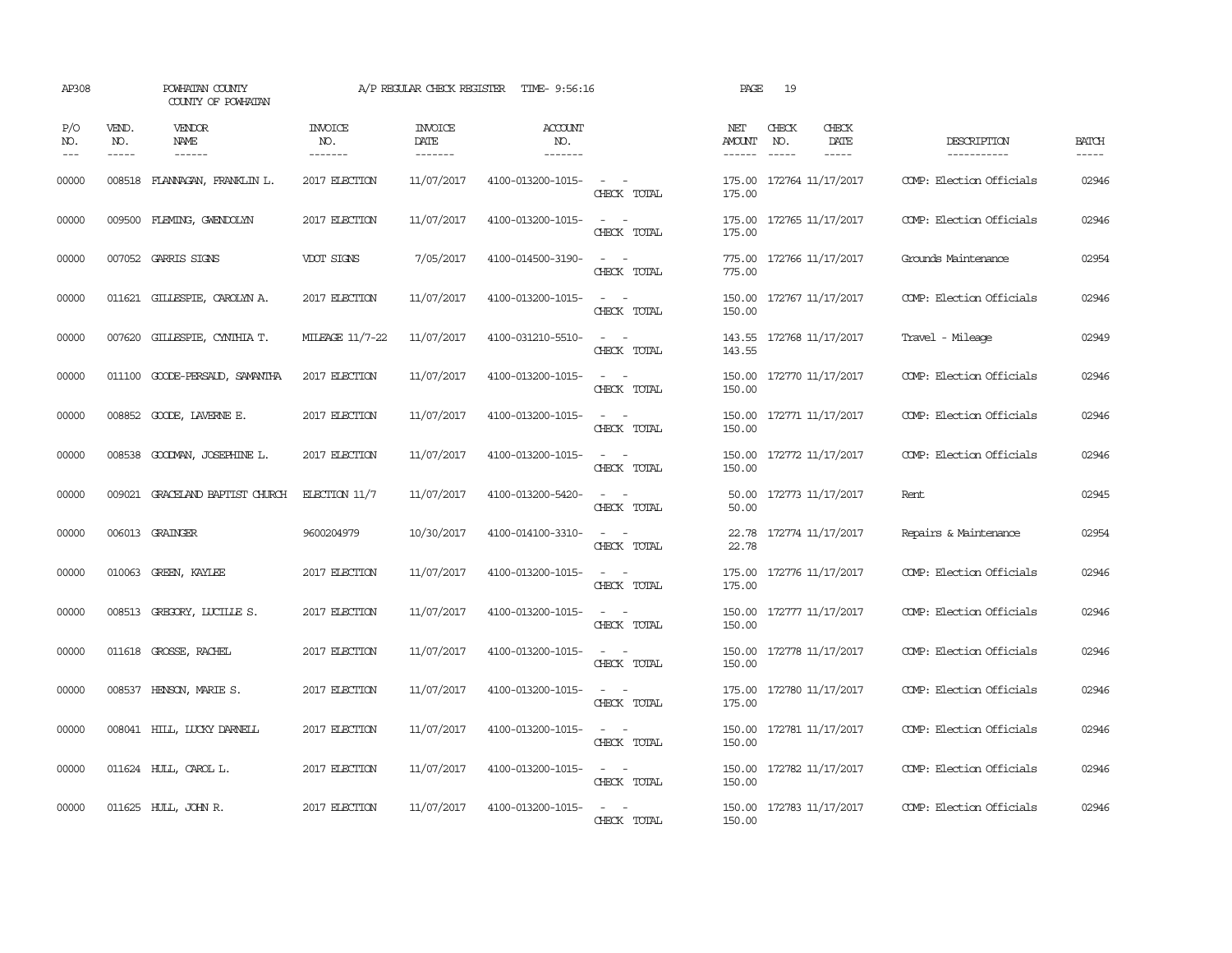AP308 POWHATAN COUNTY A/P REGULAR CHECK REGISTER TIME- 9:56:16 PAGE 19
COUNTY OF POWHATAN

| P/O NO. | VEND. NO. | VENDOR NAME | INVOICE NO. | INVOICE DATE | ACCOUNT NO. | | NET AMOUNT | CHECK NO. | CHECK DATE | DESCRIPTION | BATCH |
|---|---|---|---|---|---|---|---|---|---|---|---|
| 00000 | 008518 | FLANNAGAN, FRANKLIN L. | 2017 ELECTION | 11/07/2017 | 4100-013200-1015- | - - | 175.00 | 172764 | 11/17/2017 | COMP: Election Officials | 02946 |
| | | | | | | CHECK TOTAL | 175.00 | | | | |
| 00000 | 009500 | FLEMING, GWENDOLYN | 2017 ELECTION | 11/07/2017 | 4100-013200-1015- | - - | 175.00 | 172765 | 11/17/2017 | COMP: Election Officials | 02946 |
| | | | | | | CHECK TOTAL | 175.00 | | | | |
| 00000 | 007052 | GARRIS SIGNS | VDOT SIGNS | 7/05/2017 | 4100-014500-3190- | - - | 775.00 | 172766 | 11/17/2017 | Grounds Maintenance | 02954 |
| | | | | | | CHECK TOTAL | 775.00 | | | | |
| 00000 | 011621 | GILLESPIE, CAROLYN A. | 2017 ELECTION | 11/07/2017 | 4100-013200-1015- | - - | 150.00 | 172767 | 11/17/2017 | COMP: Election Officials | 02946 |
| | | | | | | CHECK TOTAL | 150.00 | | | | |
| 00000 | 007620 | GILLESPIE, CYNTHIA T. | MILEAGE 11/7-22 | 11/07/2017 | 4100-031210-5510- | - - | 143.55 | 172768 | 11/17/2017 | Travel - Mileage | 02949 |
| | | | | | | CHECK TOTAL | 143.55 | | | | |
| 00000 | 011100 | GOODE-PERSAUD, SAMANTHA | 2017 ELECTION | 11/07/2017 | 4100-013200-1015- | - - | 150.00 | 172770 | 11/17/2017 | COMP: Election Officials | 02946 |
| | | | | | | CHECK TOTAL | 150.00 | | | | |
| 00000 | 008852 | GOODE, LAVERNE E. | 2017 ELECTION | 11/07/2017 | 4100-013200-1015- | - - | 150.00 | 172771 | 11/17/2017 | COMP: Election Officials | 02946 |
| | | | | | | CHECK TOTAL | 150.00 | | | | |
| 00000 | 008538 | GOODMAN, JOSEPHINE L. | 2017 ELECTION | 11/07/2017 | 4100-013200-1015- | - - | 150.00 | 172772 | 11/17/2017 | COMP: Election Officials | 02946 |
| | | | | | | CHECK TOTAL | 150.00 | | | | |
| 00000 | 009021 | GRACELAND BAPTIST CHURCH | ELECTION 11/7 | 11/07/2017 | 4100-013200-5420- | - - | 50.00 | 172773 | 11/17/2017 | Rent | 02945 |
| | | | | | | CHECK TOTAL | 50.00 | | | | |
| 00000 | 006013 | GRAINGER | 9600204979 | 10/30/2017 | 4100-014100-3310- | - - | 22.78 | 172774 | 11/17/2017 | Repairs & Maintenance | 02954 |
| | | | | | | CHECK TOTAL | 22.78 | | | | |
| 00000 | 010063 | GREEN, KAYLEE | 2017 ELECTION | 11/07/2017 | 4100-013200-1015- | - - | 175.00 | 172776 | 11/17/2017 | COMP: Election Officials | 02946 |
| | | | | | | CHECK TOTAL | 175.00 | | | | |
| 00000 | 008513 | GREGORY, LUCILLE S. | 2017 ELECTION | 11/07/2017 | 4100-013200-1015- | - - | 150.00 | 172777 | 11/17/2017 | COMP: Election Officials | 02946 |
| | | | | | | CHECK TOTAL | 150.00 | | | | |
| 00000 | 011618 | GROSSE, RACHEL | 2017 ELECTION | 11/07/2017 | 4100-013200-1015- | - - | 150.00 | 172778 | 11/17/2017 | COMP: Election Officials | 02946 |
| | | | | | | CHECK TOTAL | 150.00 | | | | |
| 00000 | 008537 | HENSON, MARIE S. | 2017 ELECTION | 11/07/2017 | 4100-013200-1015- | - - | 175.00 | 172780 | 11/17/2017 | COMP: Election Officials | 02946 |
| | | | | | | CHECK TOTAL | 175.00 | | | | |
| 00000 | 008041 | HILL, LUCKY DARNELL | 2017 ELECTION | 11/07/2017 | 4100-013200-1015- | - - | 150.00 | 172781 | 11/17/2017 | COMP: Election Officials | 02946 |
| | | | | | | CHECK TOTAL | 150.00 | | | | |
| 00000 | 011624 | HULL, CAROL L. | 2017 ELECTION | 11/07/2017 | 4100-013200-1015- | - - | 150.00 | 172782 | 11/17/2017 | COMP: Election Officials | 02946 |
| | | | | | | CHECK TOTAL | 150.00 | | | | |
| 00000 | 011625 | HULL, JOHN R. | 2017 ELECTION | 11/07/2017 | 4100-013200-1015- | - - | 150.00 | 172783 | 11/17/2017 | COMP: Election Officials | 02946 |
| | | | | | | CHECK TOTAL | 150.00 | | | | |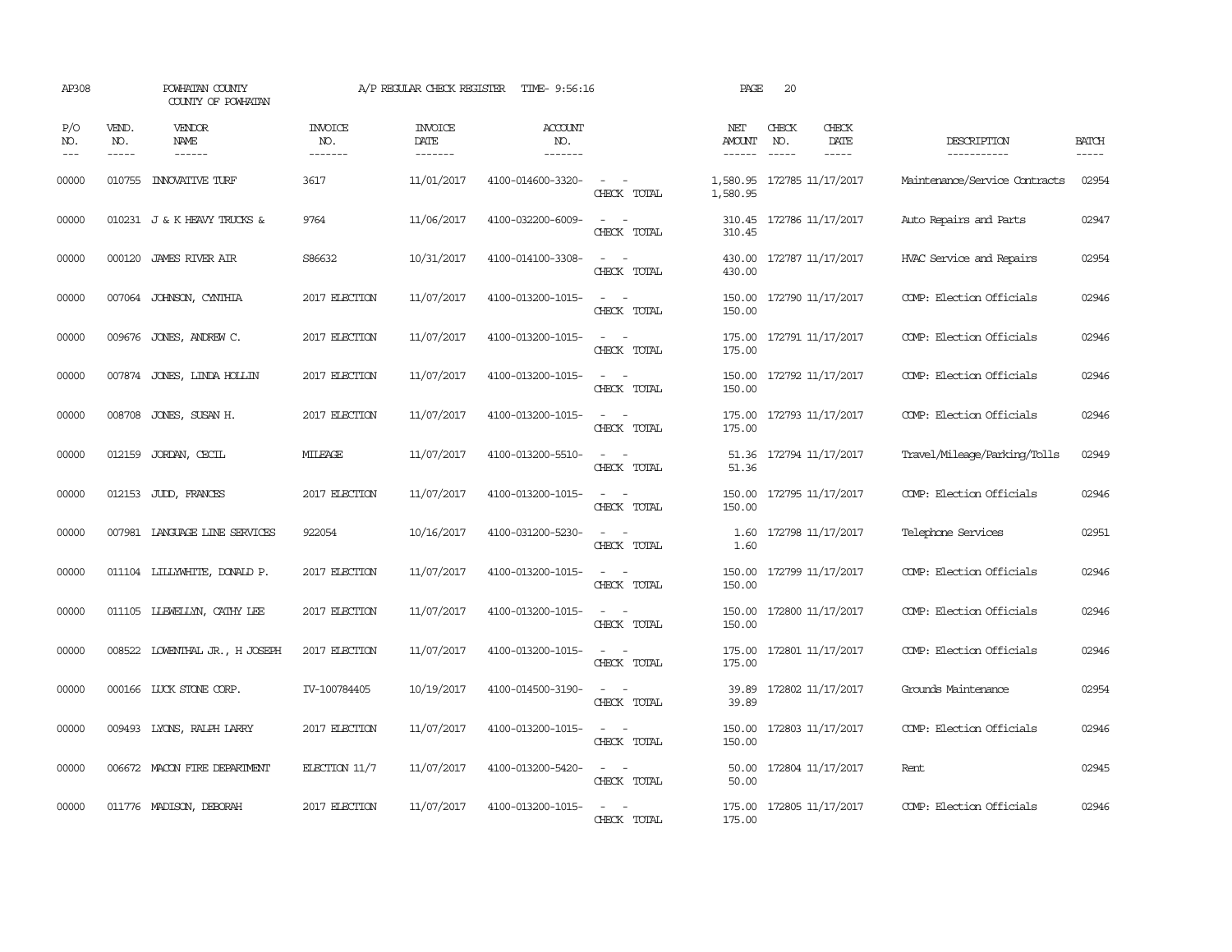AP308 POWHATAN COUNTY A/P REGULAR CHECK REGISTER TIME- 9:56:16 PAGE 20
COUNTY OF POWHATAN

| P/O NO. | VEND. NO. | VENDOR NAME | INVOICE NO. | INVOICE DATE | ACCOUNT NO. | | NET AMOUNT | CHECK NO. | CHECK DATE | DESCRIPTION | BATCH |
|---|---|---|---|---|---|---|---|---|---|---|---|
| 00000 | 010755 | INNOVATIVE TURF | 3617 | 11/01/2017 | 4100-014600-3320- | - - | 1,580.95 | 172785 | 11/17/2017 | Maintenance/Service Contracts | 02954 |
| | | | | | | CHECK TOTAL | 1,580.95 | | | | |
| 00000 | 010231 | J & K HEAVY TRUCKS & | 9764 | 11/06/2017 | 4100-032200-6009- | - - | 310.45 | 172786 | 11/17/2017 | Auto Repairs and Parts | 02947 |
| | | | | | | CHECK TOTAL | 310.45 | | | | |
| 00000 | 000120 | JAMES RIVER AIR | S86632 | 10/31/2017 | 4100-014100-3308- | - - | 430.00 | 172787 | 11/17/2017 | HVAC Service and Repairs | 02954 |
| | | | | | | CHECK TOTAL | 430.00 | | | | |
| 00000 | 007064 | JOHNSON, CYNTHIA | 2017 ELECTION | 11/07/2017 | 4100-013200-1015- | - - | 150.00 | 172790 | 11/17/2017 | COMP: Election Officials | 02946 |
| | | | | | | CHECK TOTAL | 150.00 | | | | |
| 00000 | 009676 | JONES, ANDREW C. | 2017 ELECTION | 11/07/2017 | 4100-013200-1015- | - - | 175.00 | 172791 | 11/17/2017 | COMP: Election Officials | 02946 |
| | | | | | | CHECK TOTAL | 175.00 | | | | |
| 00000 | 007874 | JONES, LINDA HOLLIN | 2017 ELECTION | 11/07/2017 | 4100-013200-1015- | - - | 150.00 | 172792 | 11/17/2017 | COMP: Election Officials | 02946 |
| | | | | | | CHECK TOTAL | 150.00 | | | | |
| 00000 | 008708 | JONES, SUSAN H. | 2017 ELECTION | 11/07/2017 | 4100-013200-1015- | - - | 175.00 | 172793 | 11/17/2017 | COMP: Election Officials | 02946 |
| | | | | | | CHECK TOTAL | 175.00 | | | | |
| 00000 | 012159 | JORDAN, CECIL | MILEAGE | 11/07/2017 | 4100-013200-5510- | - - | 51.36 | 172794 | 11/17/2017 | Travel/Mileage/Parking/Tolls | 02949 |
| | | | | | | CHECK TOTAL | 51.36 | | | | |
| 00000 | 012153 | JUDD, FRANCES | 2017 ELECTION | 11/07/2017 | 4100-013200-1015- | - - | 150.00 | 172795 | 11/17/2017 | COMP: Election Officials | 02946 |
| | | | | | | CHECK TOTAL | 150.00 | | | | |
| 00000 | 007981 | LANGUAGE LINE SERVICES | 922054 | 10/16/2017 | 4100-031200-5230- | - - | 1.60 | 172798 | 11/17/2017 | Telephone Services | 02951 |
| | | | | | | CHECK TOTAL | 1.60 | | | | |
| 00000 | 011104 | LILLYWHITE, DONALD P. | 2017 ELECTION | 11/07/2017 | 4100-013200-1015- | - - | 150.00 | 172799 | 11/17/2017 | COMP: Election Officials | 02946 |
| | | | | | | CHECK TOTAL | 150.00 | | | | |
| 00000 | 011105 | LLEWELLYN, CATHY LEE | 2017 ELECTION | 11/07/2017 | 4100-013200-1015- | - - | 150.00 | 172800 | 11/17/2017 | COMP: Election Officials | 02946 |
| | | | | | | CHECK TOTAL | 150.00 | | | | |
| 00000 | 008522 | LOWENTHAL JR., H JOSEPH | 2017 ELECTION | 11/07/2017 | 4100-013200-1015- | - - | 175.00 | 172801 | 11/17/2017 | COMP: Election Officials | 02946 |
| | | | | | | CHECK TOTAL | 175.00 | | | | |
| 00000 | 000166 | LUCK STONE CORP. | IV-100784405 | 10/19/2017 | 4100-014500-3190- | - - | 39.89 | 172802 | 11/17/2017 | Grounds Maintenance | 02954 |
| | | | | | | CHECK TOTAL | 39.89 | | | | |
| 00000 | 009493 | LYONS, RALPH LARRY | 2017 ELECTION | 11/07/2017 | 4100-013200-1015- | - - | 150.00 | 172803 | 11/17/2017 | COMP: Election Officials | 02946 |
| | | | | | | CHECK TOTAL | 150.00 | | | | |
| 00000 | 006672 | MACON FIRE DEPARTMENT | ELECTION 11/7 | 11/07/2017 | 4100-013200-5420- | - - | 50.00 | 172804 | 11/17/2017 | Rent | 02945 |
| | | | | | | CHECK TOTAL | 50.00 | | | | |
| 00000 | 011776 | MADISON, DEBORAH | 2017 ELECTION | 11/07/2017 | 4100-013200-1015- | - - | 175.00 | 172805 | 11/17/2017 | COMP: Election Officials | 02946 |
| | | | | | | CHECK TOTAL | 175.00 | | | | |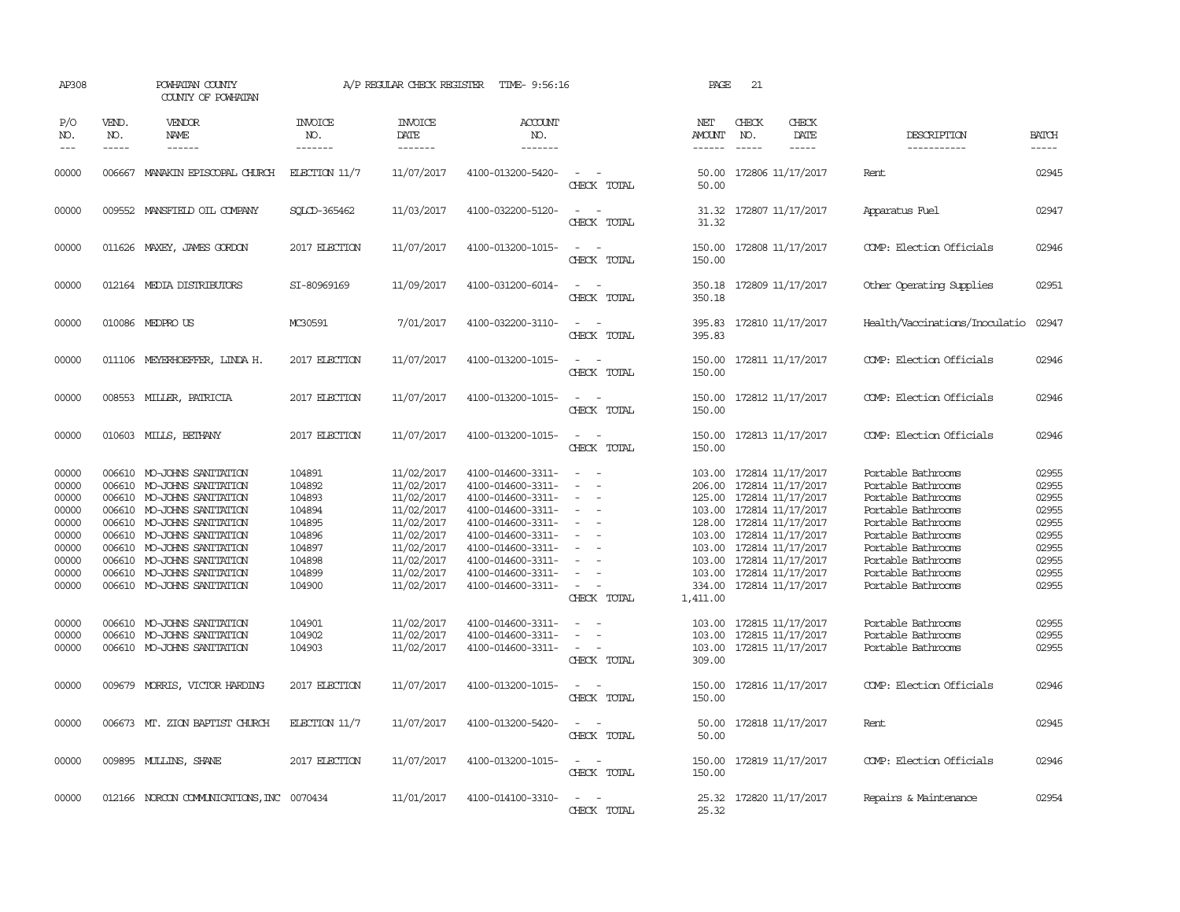AP308 POWHATAN COUNTY A/P REGULAR CHECK REGISTER TIME- 9:56:16 PAGE 21

COUNTY OF POWHATAN

| P/O NO. | VEND. NO. | VENDOR NAME | INVOICE NO. | INVOICE DATE | ACCOUNT NO. | | NET AMOUNT | CHECK NO. | CHECK DATE | DESCRIPTION | BATCH |
|---|---|---|---|---|---|---|---|---|---|---|---|
| 00000 | 006667 | MANAKIN EPISCOPAL CHURCH | ELECTION 11/7 | 11/07/2017 | 4100-013200-5420- | - - | 50.00 | 172806 | 11/17/2017 | Rent | 02945 |
| | | | | | | CHECK TOTAL | 50.00 | | | | |
| 00000 | 009552 | MANSFIELD OIL COMPANY | SQLCD-365462 | 11/03/2017 | 4100-032200-5120- | - - | 31.32 | 172807 | 11/17/2017 | Apparatus Fuel | 02947 |
| | | | | | | CHECK TOTAL | 31.32 | | | | |
| 00000 | 011626 | MAXEY, JAMES GORDON | 2017 ELECTION | 11/07/2017 | 4100-013200-1015- | - - | 150.00 | 172808 | 11/17/2017 | COMP: Election Officials | 02946 |
| | | | | | | CHECK TOTAL | 150.00 | | | | |
| 00000 | 012164 | MEDIA DISTRIBUTORS | SI-80969169 | 11/09/2017 | 4100-031200-6014- | - - | 350.18 | 172809 | 11/17/2017 | Other Operating Supplies | 02951 |
| | | | | | | CHECK TOTAL | 350.18 | | | | |
| 00000 | 010086 | MEDPRO US | MC30591 | 7/01/2017 | 4100-032200-3110- | - - | 395.83 | 172810 | 11/17/2017 | Health/Vaccinations/Inoculatio | 02947 |
| | | | | | | CHECK TOTAL | 395.83 | | | | |
| 00000 | 011106 | MEYERHOEFFER, LINDA H. | 2017 ELECTION | 11/07/2017 | 4100-013200-1015- | - - | 150.00 | 172811 | 11/17/2017 | COMP: Election Officials | 02946 |
| | | | | | | CHECK TOTAL | 150.00 | | | | |
| 00000 | 008553 | MILLER, PATRICIA | 2017 ELECTION | 11/07/2017 | 4100-013200-1015- | - - | 150.00 | 172812 | 11/17/2017 | COMP: Election Officials | 02946 |
| | | | | | | CHECK TOTAL | 150.00 | | | | |
| 00000 | 010603 | MILLS, BETHANY | 2017 ELECTION | 11/07/2017 | 4100-013200-1015- | - - | 150.00 | 172813 | 11/17/2017 | COMP: Election Officials | 02946 |
| | | | | | | CHECK TOTAL | 150.00 | | | | |
| 00000 | 006610 | MO-JOHNS SANITATION | 104891 | 11/02/2017 | 4100-014600-3311- | - - | 103.00 | 172814 | 11/17/2017 | Portable Bathrooms | 02955 |
| 00000 | 006610 | MO-JOHNS SANITATION | 104892 | 11/02/2017 | 4100-014600-3311- | - - | 206.00 | 172814 | 11/17/2017 | Portable Bathrooms | 02955 |
| 00000 | 006610 | MO-JOHNS SANITATION | 104893 | 11/02/2017 | 4100-014600-3311- | - - | 125.00 | 172814 | 11/17/2017 | Portable Bathrooms | 02955 |
| 00000 | 006610 | MO-JOHNS SANITATION | 104894 | 11/02/2017 | 4100-014600-3311- | - - | 103.00 | 172814 | 11/17/2017 | Portable Bathrooms | 02955 |
| 00000 | 006610 | MO-JOHNS SANITATION | 104895 | 11/02/2017 | 4100-014600-3311- | - - | 128.00 | 172814 | 11/17/2017 | Portable Bathrooms | 02955 |
| 00000 | 006610 | MO-JOHNS SANITATION | 104896 | 11/02/2017 | 4100-014600-3311- | - - | 103.00 | 172814 | 11/17/2017 | Portable Bathrooms | 02955 |
| 00000 | 006610 | MO-JOHNS SANITATION | 104897 | 11/02/2017 | 4100-014600-3311- | - - | 103.00 | 172814 | 11/17/2017 | Portable Bathrooms | 02955 |
| 00000 | 006610 | MO-JOHNS SANITATION | 104898 | 11/02/2017 | 4100-014600-3311- | - - | 103.00 | 172814 | 11/17/2017 | Portable Bathrooms | 02955 |
| 00000 | 006610 | MO-JOHNS SANITATION | 104899 | 11/02/2017 | 4100-014600-3311- | - - | 103.00 | 172814 | 11/17/2017 | Portable Bathrooms | 02955 |
| 00000 | 006610 | MO-JOHNS SANITATION | 104900 | 11/02/2017 | 4100-014600-3311- | - - | 334.00 | 172814 | 11/17/2017 | Portable Bathrooms | 02955 |
| | | | | | | CHECK TOTAL | 1,411.00 | | | | |
| 00000 | 006610 | MO-JOHNS SANITATION | 104901 | 11/02/2017 | 4100-014600-3311- | - - | 103.00 | 172815 | 11/17/2017 | Portable Bathrooms | 02955 |
| 00000 | 006610 | MO-JOHNS SANITATION | 104902 | 11/02/2017 | 4100-014600-3311- | - - | 103.00 | 172815 | 11/17/2017 | Portable Bathrooms | 02955 |
| 00000 | 006610 | MO-JOHNS SANITATION | 104903 | 11/02/2017 | 4100-014600-3311- | - - | 103.00 | 172815 | 11/17/2017 | Portable Bathrooms | 02955 |
| | | | | | | CHECK TOTAL | 309.00 | | | | |
| 00000 | 009679 | MORRIS, VICTOR HARDING | 2017 ELECTION | 11/07/2017 | 4100-013200-1015- | - - | 150.00 | 172816 | 11/17/2017 | COMP: Election Officials | 02946 |
| | | | | | | CHECK TOTAL | 150.00 | | | | |
| 00000 | 006673 | MT. ZION BAPTIST CHURCH | ELECTION 11/7 | 11/07/2017 | 4100-013200-5420- | - - | 50.00 | 172818 | 11/17/2017 | Rent | 02945 |
| | | | | | | CHECK TOTAL | 50.00 | | | | |
| 00000 | 009895 | MULLINS, SHANE | 2017 ELECTION | 11/07/2017 | 4100-013200-1015- | - - | 150.00 | 172819 | 11/17/2017 | COMP: Election Officials | 02946 |
| | | | | | | CHECK TOTAL | 150.00 | | | | |
| 00000 | 012166 | NORCON COMMUNICATIONS,INC | 0070434 | 11/01/2017 | 4100-014100-3310- | - - | 25.32 | 172820 | 11/17/2017 | Repairs & Maintenance | 02954 |
| | | | | | | CHECK TOTAL | 25.32 | | | | |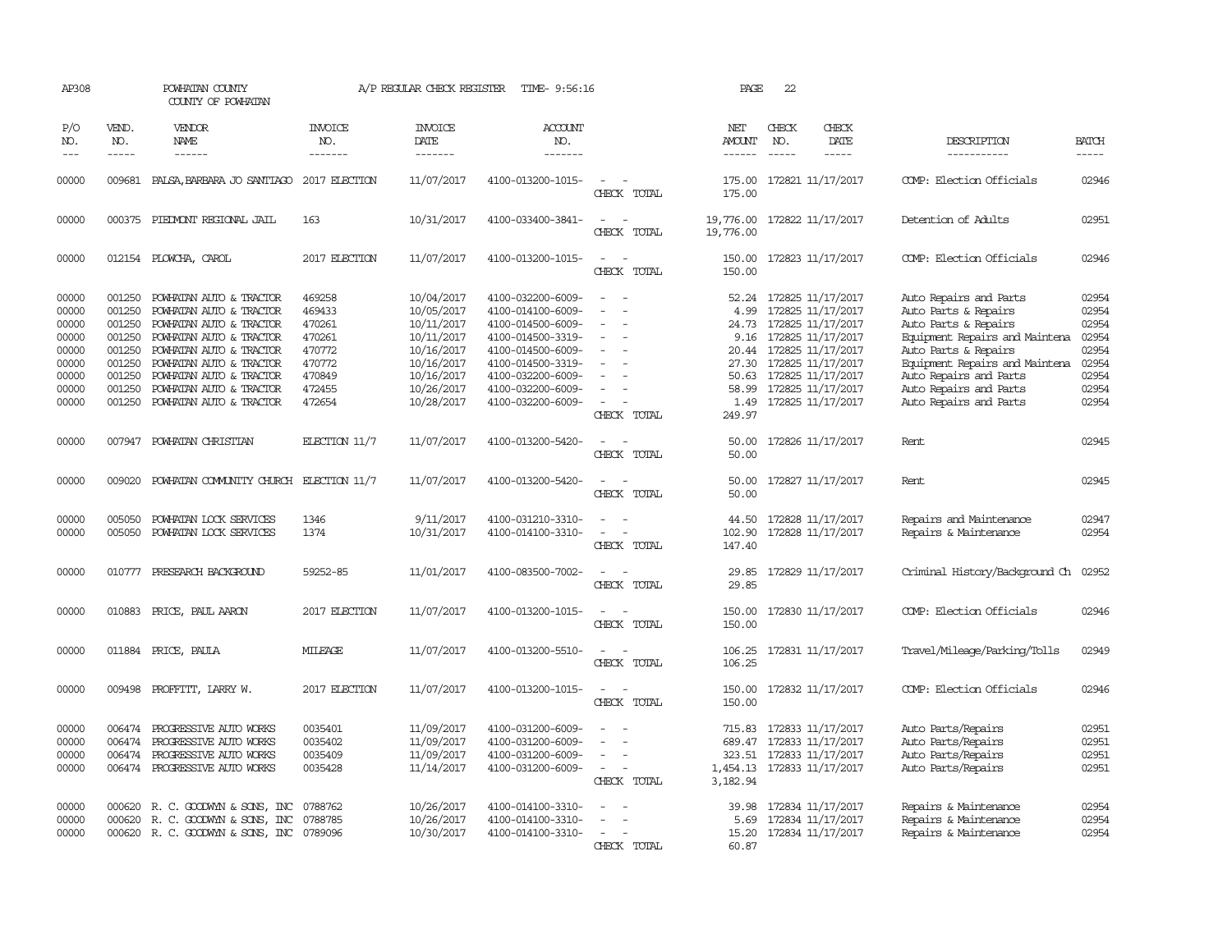AP308 POWHATAN COUNTY A/P REGULAR CHECK REGISTER TIME- 9:56:16 PAGE 22

COUNTY OF POWHATAN

| P/O NO. | VEND. NO. | VENDOR NAME | INVOICE NO. | INVOICE DATE | ACCOUNT NO. | | NET AMOUNT | CHECK NO. | CHECK DATE | DESCRIPTION | BATCH |
|---|---|---|---|---|---|---|---|---|---|---|---|
| --- | ----- | ------ | ------- | ------- | ------- | | ------ | ----- | ----- | ----------- | ----- |
| 00000 | 009681 | PALSA,BARBARA JO SANTIAGO | 2017 ELECTION | 11/07/2017 | 4100-013200-1015- | - - | 175.00 | 172821 | 11/17/2017 | COMP: Election Officials | 02946 |
| | | | | | | CHECK TOTAL | 175.00 | | | | |
| 00000 | 000375 | PIEDMONT REGIONAL JAIL | 163 | 10/31/2017 | 4100-033400-3841- | - - | 19,776.00 | 172822 | 11/17/2017 | Detention of Adults | 02951 |
| | | | | | | CHECK TOTAL | 19,776.00 | | | | |
| 00000 | 012154 | PLOWCHA, CAROL | 2017 ELECTION | 11/07/2017 | 4100-013200-1015- | - - | 150.00 | 172823 | 11/17/2017 | COMP: Election Officials | 02946 |
| | | | | | | CHECK TOTAL | 150.00 | | | | |
| 00000 | 001250 | POWHATAN AUTO & TRACTOR | 469258 | 10/04/2017 | 4100-032200-6009- | - - | 52.24 | 172825 | 11/17/2017 | Auto Repairs and Parts | 02954 |
| 00000 | 001250 | POWHATAN AUTO & TRACTOR | 469433 | 10/05/2017 | 4100-014100-6009- | - - | 4.99 | 172825 | 11/17/2017 | Auto Parts & Repairs | 02954 |
| 00000 | 001250 | POWHATAN AUTO & TRACTOR | 470261 | 10/11/2017 | 4100-014500-6009- | - - | 24.73 | 172825 | 11/17/2017 | Auto Parts & Repairs | 02954 |
| 00000 | 001250 | POWHATAN AUTO & TRACTOR | 470261 | 10/11/2017 | 4100-014500-3319- | - - | 9.16 | 172825 | 11/17/2017 | Equipment Repairs and Maintena | 02954 |
| 00000 | 001250 | POWHATAN AUTO & TRACTOR | 470772 | 10/16/2017 | 4100-014500-6009- | - - | 20.44 | 172825 | 11/17/2017 | Auto Parts & Repairs | 02954 |
| 00000 | 001250 | POWHATAN AUTO & TRACTOR | 470772 | 10/16/2017 | 4100-014500-3319- | - - | 27.30 | 172825 | 11/17/2017 | Equipment Repairs and Maintena | 02954 |
| 00000 | 001250 | POWHATAN AUTO & TRACTOR | 470849 | 10/16/2017 | 4100-032200-6009- | - - | 50.63 | 172825 | 11/17/2017 | Auto Repairs and Parts | 02954 |
| 00000 | 001250 | POWHATAN AUTO & TRACTOR | 472455 | 10/26/2017 | 4100-032200-6009- | - - | 58.99 | 172825 | 11/17/2017 | Auto Repairs and Parts | 02954 |
| 00000 | 001250 | POWHATAN AUTO & TRACTOR | 472654 | 10/28/2017 | 4100-032200-6009- | - - | 1.49 | 172825 | 11/17/2017 | Auto Repairs and Parts | 02954 |
| | | | | | | CHECK TOTAL | 249.97 | | | | |
| 00000 | 007947 | POWHATAN CHRISTIAN | ELECTION 11/7 | 11/07/2017 | 4100-013200-5420- | - - | 50.00 | 172826 | 11/17/2017 | Rent | 02945 |
| | | | | | | CHECK TOTAL | 50.00 | | | | |
| 00000 | 009020 | POWHATAN COMMUNITY CHURCH | ELECTION 11/7 | 11/07/2017 | 4100-013200-5420- | - - | 50.00 | 172827 | 11/17/2017 | Rent | 02945 |
| | | | | | | CHECK TOTAL | 50.00 | | | | |
| 00000 | 005050 | POWHATAN LOCK SERVICES | 1346 | 9/11/2017 | 4100-031210-3310- | - - | 44.50 | 172828 | 11/17/2017 | Repairs and Maintenance | 02947 |
| 00000 | 005050 | POWHATAN LOCK SERVICES | 1374 | 10/31/2017 | 4100-014100-3310- | - - | 102.90 | 172828 | 11/17/2017 | Repairs & Maintenance | 02954 |
| | | | | | | CHECK TOTAL | 147.40 | | | | |
| 00000 | 010777 | PRESEARCH BACKGROUND | 59252-85 | 11/01/2017 | 4100-083500-7002- | - - | 29.85 | 172829 | 11/17/2017 | Criminal History/Background Ch | 02952 |
| | | | | | | CHECK TOTAL | 29.85 | | | | |
| 00000 | 010883 | PRICE, PAUL AARON | 2017 ELECTION | 11/07/2017 | 4100-013200-1015- | - - | 150.00 | 172830 | 11/17/2017 | COMP: Election Officials | 02946 |
| | | | | | | CHECK TOTAL | 150.00 | | | | |
| 00000 | 011884 | PRICE, PAULA | MILEAGE | 11/07/2017 | 4100-013200-5510- | - - | 106.25 | 172831 | 11/17/2017 | Travel/Mileage/Parking/Tolls | 02949 |
| | | | | | | CHECK TOTAL | 106.25 | | | | |
| 00000 | 009498 | PROFFITT, LARRY W. | 2017 ELECTION | 11/07/2017 | 4100-013200-1015- | - - | 150.00 | 172832 | 11/17/2017 | COMP: Election Officials | 02946 |
| | | | | | | CHECK TOTAL | 150.00 | | | | |
| 00000 | 006474 | PROGRESSIVE AUTO WORKS | 0035401 | 11/09/2017 | 4100-031200-6009- | - - | 715.83 | 172833 | 11/17/2017 | Auto Parts/Repairs | 02951 |
| 00000 | 006474 | PROGRESSIVE AUTO WORKS | 0035402 | 11/09/2017 | 4100-031200-6009- | - - | 689.47 | 172833 | 11/17/2017 | Auto Parts/Repairs | 02951 |
| 00000 | 006474 | PROGRESSIVE AUTO WORKS | 0035409 | 11/09/2017 | 4100-031200-6009- | - - | 323.51 | 172833 | 11/17/2017 | Auto Parts/Repairs | 02951 |
| 00000 | 006474 | PROGRESSIVE AUTO WORKS | 0035428 | 11/14/2017 | 4100-031200-6009- | - - | 1,454.13 | 172833 | 11/17/2017 | Auto Parts/Repairs | 02951 |
| | | | | | | CHECK TOTAL | 3,182.94 | | | | |
| 00000 | 000620 | R. C. GOODWYN & SONS, INC | 0788762 | 10/26/2017 | 4100-014100-3310- | - - | 39.98 | 172834 | 11/17/2017 | Repairs & Maintenance | 02954 |
| 00000 | 000620 | R. C. GOODWYN & SONS, INC | 0788785 | 10/26/2017 | 4100-014100-3310- | - - | 5.69 | 172834 | 11/17/2017 | Repairs & Maintenance | 02954 |
| 00000 | 000620 | R. C. GOODWYN & SONS, INC | 0789096 | 10/30/2017 | 4100-014100-3310- | - - | 15.20 | 172834 | 11/17/2017 | Repairs & Maintenance | 02954 |
| | | | | | | CHECK TOTAL | 60.87 | | | | |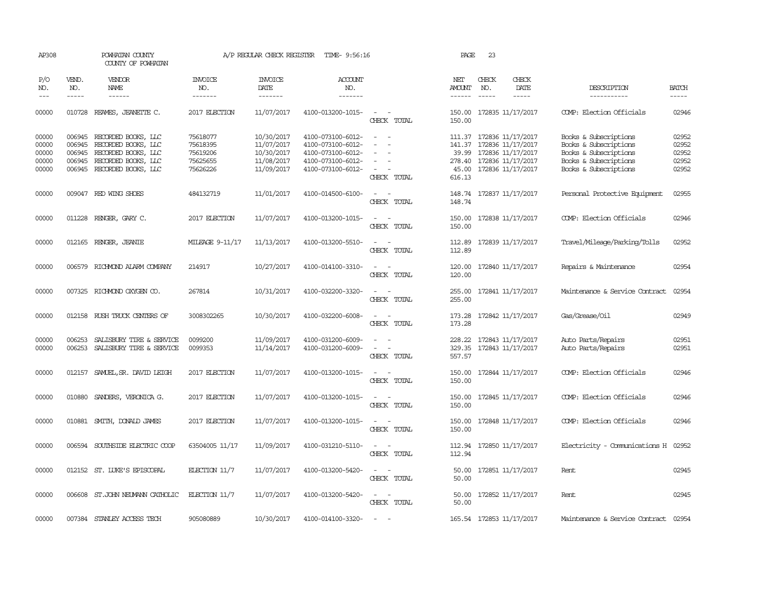AP308 POWHATAN COUNTY A/P REGULAR CHECK REGISTER TIME- 9:56:16

COUNTY OF POWHATAN

| P/O NO. | VEND. NO. | VENDOR NAME | INVOICE NO. | INVOICE DATE | ACCOUNT NO. | | NET AMOUNT | CHECK NO. | CHECK DATE | DESCRIPTION | BATCH |
|---|---|---|---|---|---|---|---|---|---|---|---|
| 00000 | 010728 | REAMES, JEANETTE C. | 2017 ELECTION | 11/07/2017 | 4100-013200-1015- | - - | 150.00 | 172835 | 11/17/2017 | COMP: Election Officials | 02946 |
| | | | | | | CHECK TOTAL | 150.00 | | | | |
| 00000 | 006945 | RECORDED BOOKS, LLC | 75618077 | 10/30/2017 | 4100-073100-6012- | - - | 111.37 | 172836 | 11/17/2017 | Books & Subscriptions | 02952 |
| 00000 | 006945 | RECORDED BOOKS, LLC | 75618395 | 11/07/2017 | 4100-073100-6012- | - - | 141.37 | 172836 | 11/17/2017 | Books & Subscriptions | 02952 |
| 00000 | 006945 | RECORDED BOOKS, LLC | 75619206 | 10/30/2017 | 4100-073100-6012- | - - | 39.99 | 172836 | 11/17/2017 | Books & Subscriptions | 02952 |
| 00000 | 006945 | RECORDED BOOKS, LLC | 75625655 | 11/08/2017 | 4100-073100-6012- | - - | 278.40 | 172836 | 11/17/2017 | Books & Subscriptions | 02952 |
| 00000 | 006945 | RECORDED BOOKS, LLC | 75626226 | 11/09/2017 | 4100-073100-6012- | - - | 45.00 | 172836 | 11/17/2017 | Books & Subscriptions | 02952 |
| | | | | | | CHECK TOTAL | 616.13 | | | | |
| 00000 | 009047 | RED WING SHOES | 484132719 | 11/01/2017 | 4100-014500-6100- | - - | 148.74 | 172837 | 11/17/2017 | Personal Protective Equipment | 02955 |
| | | | | | | CHECK TOTAL | 148.74 | | | | |
| 00000 | 011228 | RENGER, GARY C. | 2017 ELECTION | 11/07/2017 | 4100-013200-1015- | - - | 150.00 | 172838 | 11/17/2017 | COMP: Election Officials | 02946 |
| | | | | | | CHECK TOTAL | 150.00 | | | | |
| 00000 | 012165 | RENGER, JEANIE | MILEAGE 9-11/17 | 11/13/2017 | 4100-013200-5510- | - - | 112.89 | 172839 | 11/17/2017 | Travel/Mileage/Parking/Tolls | 02952 |
| | | | | | | CHECK TOTAL | 112.89 | | | | |
| 00000 | 006579 | RICHMOND ALARM COMPANY | 214917 | 10/27/2017 | 4100-014100-3310- | - - | 120.00 | 172840 | 11/17/2017 | Repairs & Maintenance | 02954 |
| | | | | | | CHECK TOTAL | 120.00 | | | | |
| 00000 | 007325 | RICHMOND OXYGEN CO. | 267814 | 10/31/2017 | 4100-032200-3320- | - - | 255.00 | 172841 | 11/17/2017 | Maintenance & Service Contract | 02954 |
| | | | | | | CHECK TOTAL | 255.00 | | | | |
| 00000 | 012158 | RUSH TRUCK CENTERS OF | 3008302265 | 10/30/2017 | 4100-032200-6008- | - - | 173.28 | 172842 | 11/17/2017 | Gas/Grease/Oil | 02949 |
| | | | | | | CHECK TOTAL | 173.28 | | | | |
| 00000 | 006253 | SALISBURY TIRE & SERVICE | 0099200 | 11/09/2017 | 4100-031200-6009- | - - | 228.22 | 172843 | 11/17/2017 | Auto Parts/Repairs | 02951 |
| 00000 | 006253 | SALISBURY TIRE & SERVICE | 0099353 | 11/14/2017 | 4100-031200-6009- | - - | 329.35 | 172843 | 11/17/2017 | Auto Parts/Repairs | 02951 |
| | | | | | | CHECK TOTAL | 557.57 | | | | |
| 00000 | 012157 | SAMUEL,SR. DAVID LEIGH | 2017 ELECTION | 11/07/2017 | 4100-013200-1015- | - - | 150.00 | 172844 | 11/17/2017 | COMP: Election Officials | 02946 |
| | | | | | | CHECK TOTAL | 150.00 | | | | |
| 00000 | 010880 | SANDERS, VERONICA G. | 2017 ELECTION | 11/07/2017 | 4100-013200-1015- | - - | 150.00 | 172845 | 11/17/2017 | COMP: Election Officials | 02946 |
| | | | | | | CHECK TOTAL | 150.00 | | | | |
| 00000 | 010881 | SMITH, DONALD JAMES | 2017 ELECTION | 11/07/2017 | 4100-013200-1015- | - - | 150.00 | 172848 | 11/17/2017 | COMP: Election Officials | 02946 |
| | | | | | | CHECK TOTAL | 150.00 | | | | |
| 00000 | 006594 | SOUTHSIDE ELECTRIC COOP | 63504005 11/17 | 11/09/2017 | 4100-031210-5110- | - - | 112.94 | 172850 | 11/17/2017 | Electricity - Comunications H | 02952 |
| | | | | | | CHECK TOTAL | 112.94 | | | | |
| 00000 | 012152 | ST. LUKE'S EPISCOPAL | ELECTION 11/7 | 11/07/2017 | 4100-013200-5420- | - - | 50.00 | 172851 | 11/17/2017 | Rent | 02945 |
| | | | | | | CHECK TOTAL | 50.00 | | | | |
| 00000 | 006608 | ST.JOHN NEUMANN CATHOLIC | ELECTION 11/7 | 11/07/2017 | 4100-013200-5420- | - - | 50.00 | 172852 | 11/17/2017 | Rent | 02945 |
| | | | | | | CHECK TOTAL | 50.00 | | | | |
| 00000 | 007384 | STANLEY ACCESS TECH | 905080889 | 10/30/2017 | 4100-014100-3320- | - - | 165.54 | 172853 | 11/17/2017 | Maintenance & Service Contract | 02954 |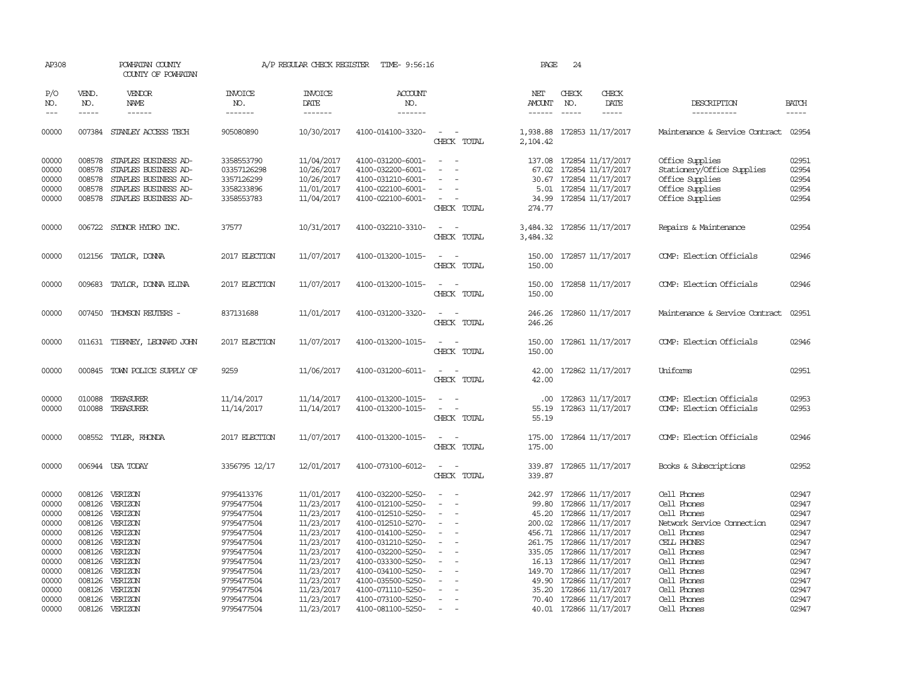AP308 POWHATAN COUNTY A/P REGULAR CHECK REGISTER TIME- 9:56:16 PAGE 24
COUNTY OF POWHATAN

| P/O NO. | VEND. NO. | VENDOR NAME | INVOICE NO. | INVOICE DATE | ACCOUNT NO. | | NET AMOUNT | CHECK NO. | CHECK DATE | DESCRIPTION | BATCH |
|---|---|---|---|---|---|---|---|---|---|---|---|
| 00000 | 007384 | STANLEY ACCESS TECH | 905080890 | 10/30/2017 | 4100-014100-3320- | - - | 1,938.88 | 172853 | 11/17/2017 | Maintenance & Service Contract | 02954 |
| | | | | | | CHECK TOTAL | 2,104.42 | | | | |
| 00000 | 008578 | STAPLES BUSINESS AD- | 3358553790 | 11/04/2017 | 4100-031200-6001- | - - | 137.08 | 172854 | 11/17/2017 | Office Supplies | 02951 |
| 00000 | 008578 | STAPLES BUSINESS AD- | 03357126298 | 10/26/2017 | 4100-032200-6001- | - - | 67.02 | 172854 | 11/17/2017 | Stationery/Office Supplies | 02954 |
| 00000 | 008578 | STAPLES BUSINESS AD- | 3357126299 | 10/26/2017 | 4100-031210-6001- | - - | 30.67 | 172854 | 11/17/2017 | Office Supplies | 02954 |
| 00000 | 008578 | STAPLES BUSINESS AD- | 3358233896 | 11/01/2017 | 4100-022100-6001- | - - | 5.01 | 172854 | 11/17/2017 | Office Supplies | 02954 |
| 00000 | 008578 | STAPLES BUSINESS AD- | 3358553783 | 11/04/2017 | 4100-022100-6001- | - - | 34.99 | 172854 | 11/17/2017 | Office Supplies | 02954 |
| | | | | | | CHECK TOTAL | 274.77 | | | | |
| 00000 | 006722 | SYDNOR HYDRO INC. | 37577 | 10/31/2017 | 4100-032210-3310- | - - | 3,484.32 | 172856 | 11/17/2017 | Repairs & Maintenance | 02954 |
| | | | | | | CHECK TOTAL | 3,484.32 | | | | |
| 00000 | 012156 | TAYLOR, DONNA | 2017 ELECTION | 11/07/2017 | 4100-013200-1015- | - - | 150.00 | 172857 | 11/17/2017 | COMP: Election Officials | 02946 |
| | | | | | | CHECK TOTAL | 150.00 | | | | |
| 00000 | 009683 | TAYLOR, DONNA ELINA | 2017 ELECTION | 11/07/2017 | 4100-013200-1015- | - - | 150.00 | 172858 | 11/17/2017 | COMP: Election Officials | 02946 |
| | | | | | | CHECK TOTAL | 150.00 | | | | |
| 00000 | 007450 | THOMSON REUTERS - | 837131688 | 11/01/2017 | 4100-031200-3320- | - - | 246.26 | 172860 | 11/17/2017 | Maintenance & Service Contract | 02951 |
| | | | | | | CHECK TOTAL | 246.26 | | | | |
| 00000 | 011631 | TIERNEY, LEONARD JOHN | 2017 ELECTION | 11/07/2017 | 4100-013200-1015- | - - | 150.00 | 172861 | 11/17/2017 | COMP: Election Officials | 02946 |
| | | | | | | CHECK TOTAL | 150.00 | | | | |
| 00000 | 000845 | TOWN POLICE SUPPLY OF | 9259 | 11/06/2017 | 4100-031200-6011- | - - | 42.00 | 172862 | 11/17/2017 | Uniforms | 02951 |
| | | | | | | CHECK TOTAL | 42.00 | | | | |
| 00000 | 010088 | TREASURER | 11/14/2017 | 11/14/2017 | 4100-013200-1015- | - - | .00 | 172863 | 11/17/2017 | COMP: Election Officials | 02953 |
| 00000 | 010088 | TREASURER | 11/14/2017 | 11/14/2017 | 4100-013200-1015- | - - | 55.19 | 172863 | 11/17/2017 | COMP: Election Officials | 02953 |
| | | | | | | CHECK TOTAL | 55.19 | | | | |
| 00000 | 008552 | TYLER, RHONDA | 2017 ELECTION | 11/07/2017 | 4100-013200-1015- | - - | 175.00 | 172864 | 11/17/2017 | COMP: Election Officials | 02946 |
| | | | | | | CHECK TOTAL | 175.00 | | | | |
| 00000 | 006944 | USA TODAY | 3356795 12/17 | 12/01/2017 | 4100-073100-6012- | - - | 339.87 | 172865 | 11/17/2017 | Books & Subscriptions | 02952 |
| | | | | | | CHECK TOTAL | 339.87 | | | | |
| 00000 | 008126 | VERIZON | 9795413376 | 11/01/2017 | 4100-032200-5250- | - - | 242.97 | 172866 | 11/17/2017 | Cell Phones | 02947 |
| 00000 | 008126 | VERIZON | 9795477504 | 11/23/2017 | 4100-012100-5250- | - - | 99.80 | 172866 | 11/17/2017 | Cell Phones | 02947 |
| 00000 | 008126 | VERIZON | 9795477504 | 11/23/2017 | 4100-012510-5250- | - - | 45.20 | 172866 | 11/17/2017 | Cell Phones | 02947 |
| 00000 | 008126 | VERIZON | 9795477504 | 11/23/2017 | 4100-012510-5270- | - - | 200.02 | 172866 | 11/17/2017 | Network Service Connection | 02947 |
| 00000 | 008126 | VERIZON | 9795477504 | 11/23/2017 | 4100-014100-5250- | - - | 456.71 | 172866 | 11/17/2017 | Cell Phones | 02947 |
| 00000 | 008126 | VERIZON | 9795477504 | 11/23/2017 | 4100-031210-5250- | - - | 261.75 | 172866 | 11/17/2017 | CELL PHONES | 02947 |
| 00000 | 008126 | VERIZON | 9795477504 | 11/23/2017 | 4100-032200-5250- | - - | 335.05 | 172866 | 11/17/2017 | Cell Phones | 02947 |
| 00000 | 008126 | VERIZON | 9795477504 | 11/23/2017 | 4100-033300-5250- | - - | 16.13 | 172866 | 11/17/2017 | Cell Phones | 02947 |
| 00000 | 008126 | VERIZON | 9795477504 | 11/23/2017 | 4100-034100-5250- | - - | 149.70 | 172866 | 11/17/2017 | Cell Phones | 02947 |
| 00000 | 008126 | VERIZON | 9795477504 | 11/23/2017 | 4100-035500-5250- | - - | 49.90 | 172866 | 11/17/2017 | Cell Phones | 02947 |
| 00000 | 008126 | VERIZON | 9795477504 | 11/23/2017 | 4100-071110-5250- | - - | 35.20 | 172866 | 11/17/2017 | Cell Phones | 02947 |
| 00000 | 008126 | VERIZON | 9795477504 | 11/23/2017 | 4100-073100-5250- | - - | 70.40 | 172866 | 11/17/2017 | Cell Phones | 02947 |
| 00000 | 008126 | VERIZON | 9795477504 | 11/23/2017 | 4100-081100-5250- | - - | 40.01 | 172866 | 11/17/2017 | Cell Phones | 02947 |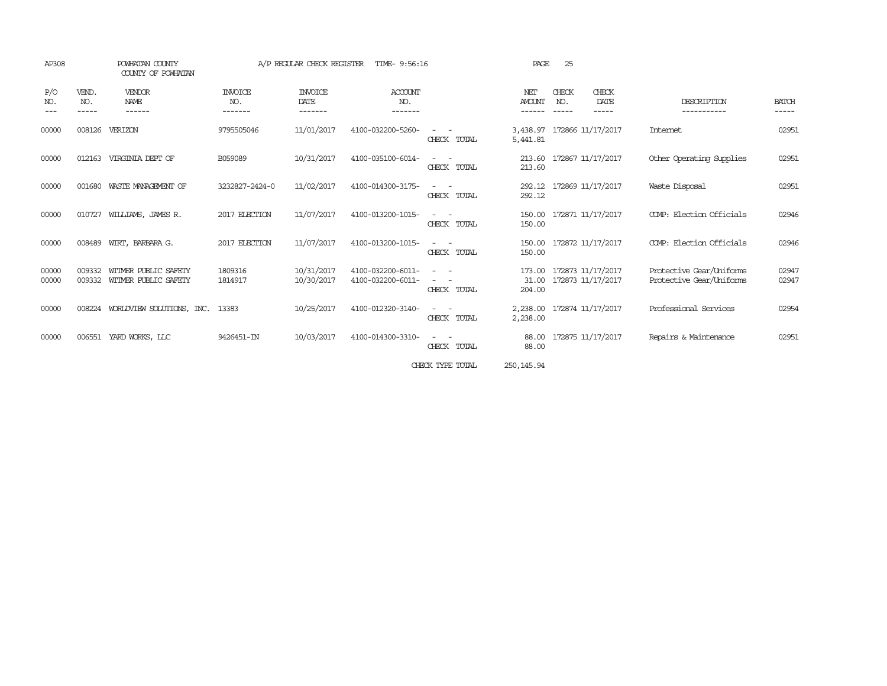AP308 POWHATAN COUNTY A/P REGULAR CHECK REGISTER TIME- 9:56:16 PAGE 25
COUNTY OF POWHATAN

| P/O NO. | VEND. NO. | VENDOR NAME | INVOICE NO. | INVOICE DATE | ACCOUNT NO. | | NET AMOUNT | CHECK NO. | CHECK DATE | DESCRIPTION | BATCH |
|---|---|---|---|---|---|---|---|---|---|---|---|
| 00000 | 008126 | VERIZON | 9795505046 | 11/01/2017 | 4100-032200-5260- | - - | 3,438.97 | 172866 | 11/17/2017 | Internet | 02951 |
| | | | | | | CHECK TOTAL | 5,441.81 | | | | |
| 00000 | 012163 | VIRGINIA DEPT OF | B059089 | 10/31/2017 | 4100-035100-6014- | - - | 213.60 | 172867 | 11/17/2017 | Other Operating Supplies | 02951 |
| | | | | | | CHECK TOTAL | 213.60 | | | | |
| 00000 | 001680 | WASTE MANAGEMENT OF | 3232827-2424-0 | 11/02/2017 | 4100-014300-3175- | - - | 292.12 | 172869 | 11/17/2017 | Waste Disposal | 02951 |
| | | | | | | CHECK TOTAL | 292.12 | | | | |
| 00000 | 010727 | WILLIAMS, JAMES R. | 2017 ELECTION | 11/07/2017 | 4100-013200-1015- | - - | 150.00 | 172871 | 11/17/2017 | COMP: Election Officials | 02946 |
| | | | | | | CHECK TOTAL | 150.00 | | | | |
| 00000 | 008489 | WIRT, BARBARA G. | 2017 ELECTION | 11/07/2017 | 4100-013200-1015- | - - | 150.00 | 172872 | 11/17/2017 | COMP: Election Officials | 02946 |
| | | | | | | CHECK TOTAL | 150.00 | | | | |
| 00000 | 009332 | WITMER PUBLIC SAFETY | 1809316 | 10/31/2017 | 4100-032200-6011- | - - | 173.00 | 172873 | 11/17/2017 | Protective Gear/Uniforms | 02947 |
| 00000 | 009332 | WITMER PUBLIC SAFETY | 1814917 | 10/30/2017 | 4100-032200-6011- | - - | 31.00 | 172873 | 11/17/2017 | Protective Gear/Uniforms | 02947 |
| | | | | | | CHECK TOTAL | 204.00 | | | | |
| 00000 | 008224 | WORLDVIEW SOLUTIONS, INC. | 13383 | 10/25/2017 | 4100-012320-3140- | - - | 2,238.00 | 172874 | 11/17/2017 | Professional Services | 02954 |
| | | | | | | CHECK TOTAL | 2,238.00 | | | | |
| 00000 | 006551 | YARD WORKS, LLC | 9426451-IN | 10/03/2017 | 4100-014300-3310- | - - | 88.00 | 172875 | 11/17/2017 | Repairs & Maintenance | 02951 |
| | | | | | | CHECK TOTAL | 88.00 | | | | |
| | | | | | | CHECK TYPE TOTAL | 250,145.94 | | | | |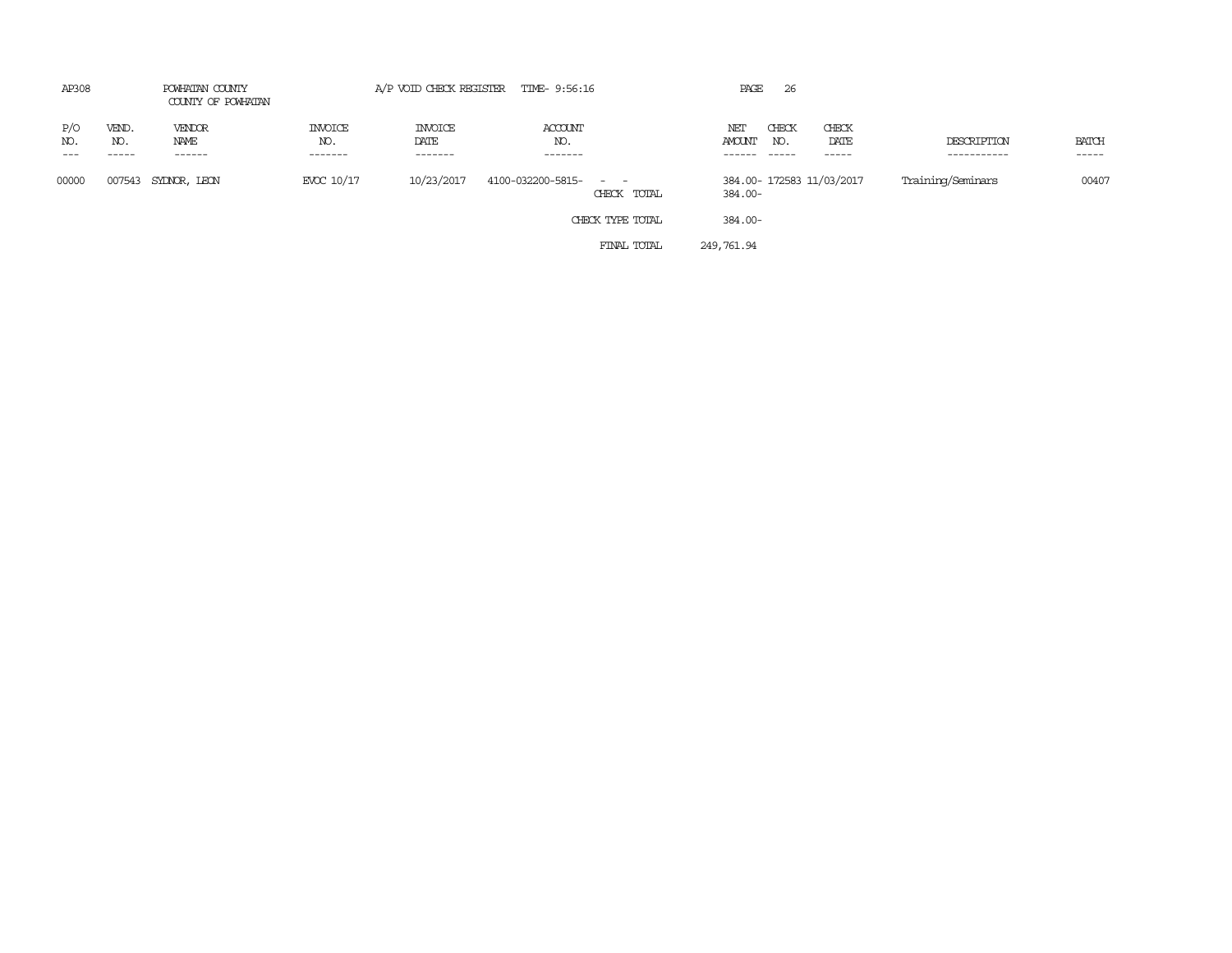AP308 POWHATAN COUNTY A/P VOID CHECK REGISTER TIME- 9:56:16 PAGE 26

COUNTY OF POWHATAN

| P/O NO. | VEND. NO. | VENDOR NAME | INVOICE NO. | INVOICE DATE | ACCOUNT NO. | | NET AMOUNT | CHECK NO. | CHECK DATE | DESCRIPTION | BATCH |
|---|---|---|---|---|---|---|---|---|---|---|---|
| 00000 | 007543 | SYDNOR, LEON | EVOC 10/17 | 10/23/2017 | 4100-032200-5815- - - | | 384.00- | 172583 | 11/03/2017 | Training/Seminars | 00407 |
| | | | | | | CHECK TOTAL | 384.00- | | | | |
| | | | | | | CHECK TYPE TOTAL | 384.00- | | | | |
| | | | | | | FINAL TOTAL | 249,761.94 | | | | |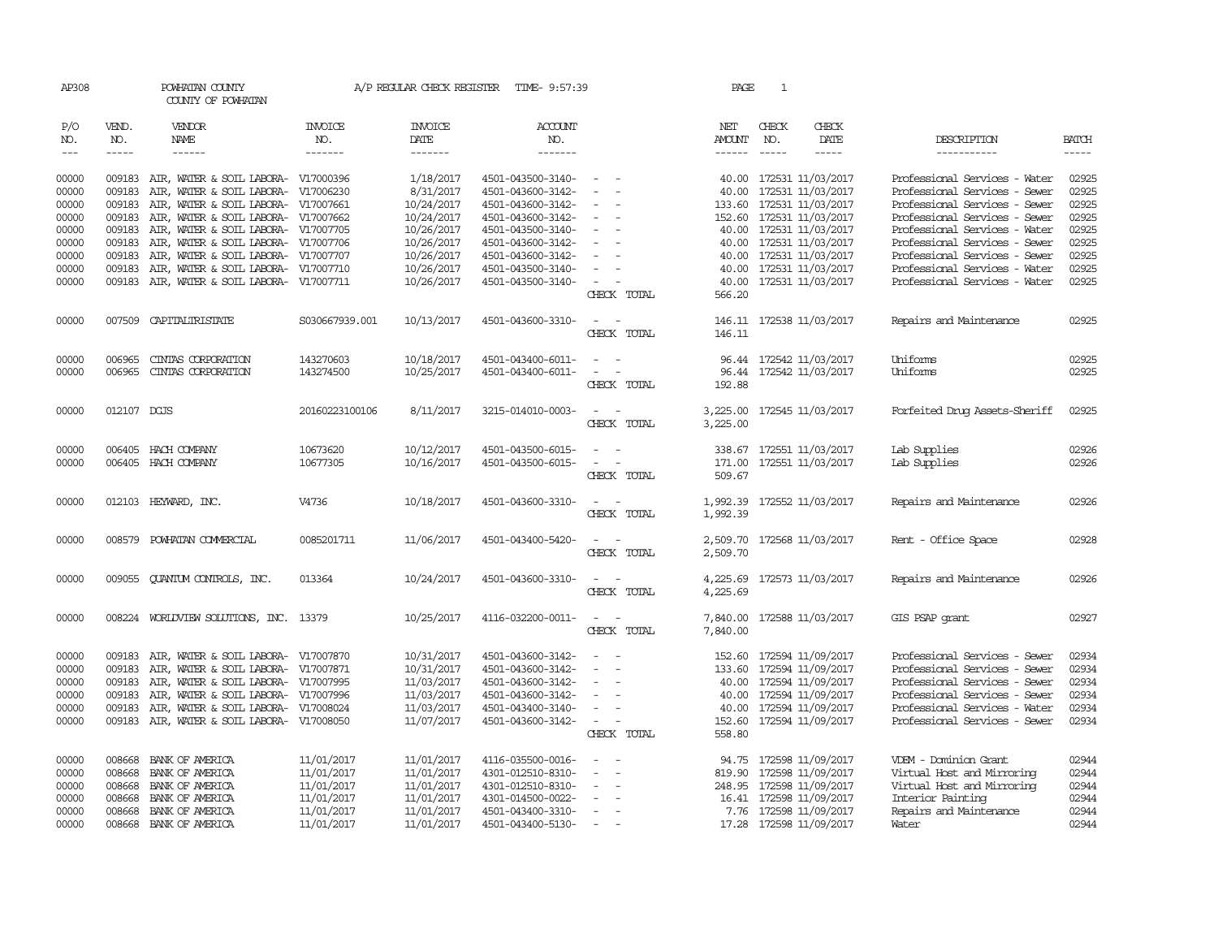AP308 POWHATAN COUNTY A/P REGULAR CHECK REGISTER TIME- 9:57:39 PAGE 1

COUNTY OF POWHATAN

| P/O NO. | VEND. NO. | VENDOR NAME | INVOICE NO. | INVOICE DATE | ACCOUNT NO. | | NET AMOUNT | CHECK NO. | CHECK DATE | DESCRIPTION | BATCH |
|---|---|---|---|---|---|---|---|---|---|---|---|
| --- | ----- | ------ | ------- | ------- | ------- | | ------ | ----- | ----- | ----------- | ----- |
| 00000 | 009183 | AIR, WATER & SOIL LABORA- | V17000396 | 1/18/2017 | 4501-043500-3140- | - - | 40.00 | 172531 | 11/03/2017 | Professional Services - Water | 02925 |
| 00000 | 009183 | AIR, WATER & SOIL LABORA- | V17006230 | 8/31/2017 | 4501-043600-3142- | - - | 40.00 | 172531 | 11/03/2017 | Professional Services - Sewer | 02925 |
| 00000 | 009183 | AIR, WATER & SOIL LABORA- | V17007661 | 10/24/2017 | 4501-043600-3142- | - - | 133.60 | 172531 | 11/03/2017 | Professional Services - Sewer | 02925 |
| 00000 | 009183 | AIR, WATER & SOIL LABORA- | V17007662 | 10/24/2017 | 4501-043600-3142- | - - | 152.60 | 172531 | 11/03/2017 | Professional Services - Sewer | 02925 |
| 00000 | 009183 | AIR, WATER & SOIL LABORA- | V17007705 | 10/26/2017 | 4501-043500-3140- | - - | 40.00 | 172531 | 11/03/2017 | Professional Services - Water | 02925 |
| 00000 | 009183 | AIR, WATER & SOIL LABORA- | V17007706 | 10/26/2017 | 4501-043600-3142- | - - | 40.00 | 172531 | 11/03/2017 | Professional Services - Sewer | 02925 |
| 00000 | 009183 | AIR, WATER & SOIL LABORA- | V17007707 | 10/26/2017 | 4501-043600-3142- | - - | 40.00 | 172531 | 11/03/2017 | Professional Services - Sewer | 02925 |
| 00000 | 009183 | AIR, WATER & SOIL LABORA- | V17007710 | 10/26/2017 | 4501-043500-3140- | - - | 40.00 | 172531 | 11/03/2017 | Professional Services - Water | 02925 |
| 00000 | 009183 | AIR, WATER & SOIL LABORA- | V17007711 | 10/26/2017 | 4501-043500-3140- | - - | 40.00 | 172531 | 11/03/2017 | Professional Services - Water | 02925 |
| | | | | | | CHECK TOTAL | 566.20 | | | | |
| 00000 | 007509 | CAPITALTRISTATE | S030667939.001 | 10/13/2017 | 4501-043600-3310- | - - | 146.11 | 172538 | 11/03/2017 | Repairs and Maintenance | 02925 |
| | | | | | | CHECK TOTAL | 146.11 | | | | |
| 00000 | 006965 | CINTAS CORPORATION | 143270603 | 10/18/2017 | 4501-043400-6011- | - - | 96.44 | 172542 | 11/03/2017 | Uniforms | 02925 |
| 00000 | 006965 | CINTAS CORPORATION | 143274500 | 10/25/2017 | 4501-043400-6011- | - - | 96.44 | 172542 | 11/03/2017 | Uniforms | 02925 |
| | | | | | | CHECK TOTAL | 192.88 | | | | |
| 00000 | 012107 | DCJS | 20160223100106 | 8/11/2017 | 3215-014010-0003- | - - | 3,225.00 | 172545 | 11/03/2017 | Forfeited Drug Assets-Sheriff | 02925 |
| | | | | | | CHECK TOTAL | 3,225.00 | | | | |
| 00000 | 006405 | HACH COMPANY | 10673620 | 10/12/2017 | 4501-043500-6015- | - - | 338.67 | 172551 | 11/03/2017 | Lab Supplies | 02926 |
| 00000 | 006405 | HACH COMPANY | 10677305 | 10/16/2017 | 4501-043500-6015- | - - | 171.00 | 172551 | 11/03/2017 | Lab Supplies | 02926 |
| | | | | | | CHECK TOTAL | 509.67 | | | | |
| 00000 | 012103 | HEYWARD, INC. | V4736 | 10/18/2017 | 4501-043600-3310- | - - | 1,992.39 | 172552 | 11/03/2017 | Repairs and Maintenance | 02926 |
| | | | | | | CHECK TOTAL | 1,992.39 | | | | |
| 00000 | 008579 | POWHATAN COMMERCIAL | 0085201711 | 11/06/2017 | 4501-043400-5420- | - - | 2,509.70 | 172568 | 11/03/2017 | Rent - Office Space | 02928 |
| | | | | | | CHECK TOTAL | 2,509.70 | | | | |
| 00000 | 009055 | QUANTUM CONTROLS, INC. | 013364 | 10/24/2017 | 4501-043600-3310- | - - | 4,225.69 | 172573 | 11/03/2017 | Repairs and Maintenance | 02926 |
| | | | | | | CHECK TOTAL | 4,225.69 | | | | |
| 00000 | 008224 | WORLDVIEW SOLUTIONS, INC. | 13379 | 10/25/2017 | 4116-032200-0011- | - - | 7,840.00 | 172588 | 11/03/2017 | GIS PSAP grant | 02927 |
| | | | | | | CHECK TOTAL | 7,840.00 | | | | |
| 00000 | 009183 | AIR, WATER & SOIL LABORA- | V17007870 | 10/31/2017 | 4501-043600-3142- | - - | 152.60 | 172594 | 11/09/2017 | Professional Services - Sewer | 02934 |
| 00000 | 009183 | AIR, WATER & SOIL LABORA- | V17007871 | 10/31/2017 | 4501-043600-3142- | - - | 133.60 | 172594 | 11/09/2017 | Professional Services - Sewer | 02934 |
| 00000 | 009183 | AIR, WATER & SOIL LABORA- | V17007995 | 11/03/2017 | 4501-043600-3142- | - - | 40.00 | 172594 | 11/09/2017 | Professional Services - Sewer | 02934 |
| 00000 | 009183 | AIR, WATER & SOIL LABORA- | V17007996 | 11/03/2017 | 4501-043600-3142- | - - | 40.00 | 172594 | 11/09/2017 | Professional Services - Sewer | 02934 |
| 00000 | 009183 | AIR, WATER & SOIL LABORA- | V17008024 | 11/03/2017 | 4501-043400-3140- | - - | 40.00 | 172594 | 11/09/2017 | Professional Services - Water | 02934 |
| 00000 | 009183 | AIR, WATER & SOIL LABORA- | V17008050 | 11/07/2017 | 4501-043600-3142- | - - | 152.60 | 172594 | 11/09/2017 | Professional Services - Sewer | 02934 |
| | | | | | | CHECK TOTAL | 558.80 | | | | |
| 00000 | 008668 | BANK OF AMERICA | 11/01/2017 | 11/01/2017 | 4116-035500-0016- | - - | 94.75 | 172598 | 11/09/2017 | VDEM - Dominion Grant | 02944 |
| 00000 | 008668 | BANK OF AMERICA | 11/01/2017 | 11/01/2017 | 4301-012510-8310- | - - | 819.90 | 172598 | 11/09/2017 | Virtual Host and Mirroring | 02944 |
| 00000 | 008668 | BANK OF AMERICA | 11/01/2017 | 11/01/2017 | 4301-012510-8310- | - - | 248.95 | 172598 | 11/09/2017 | Virtual Host and Mirroring | 02944 |
| 00000 | 008668 | BANK OF AMERICA | 11/01/2017 | 11/01/2017 | 4301-014500-0022- | - - | 16.41 | 172598 | 11/09/2017 | Interior Painting | 02944 |
| 00000 | 008668 | BANK OF AMERICA | 11/01/2017 | 11/01/2017 | 4501-043400-3310- | - - | 7.76 | 172598 | 11/09/2017 | Repairs and Maintenance | 02944 |
| 00000 | 008668 | BANK OF AMERICA | 11/01/2017 | 11/01/2017 | 4501-043400-5130- | - - | 17.28 | 172598 | 11/09/2017 | Water | 02944 |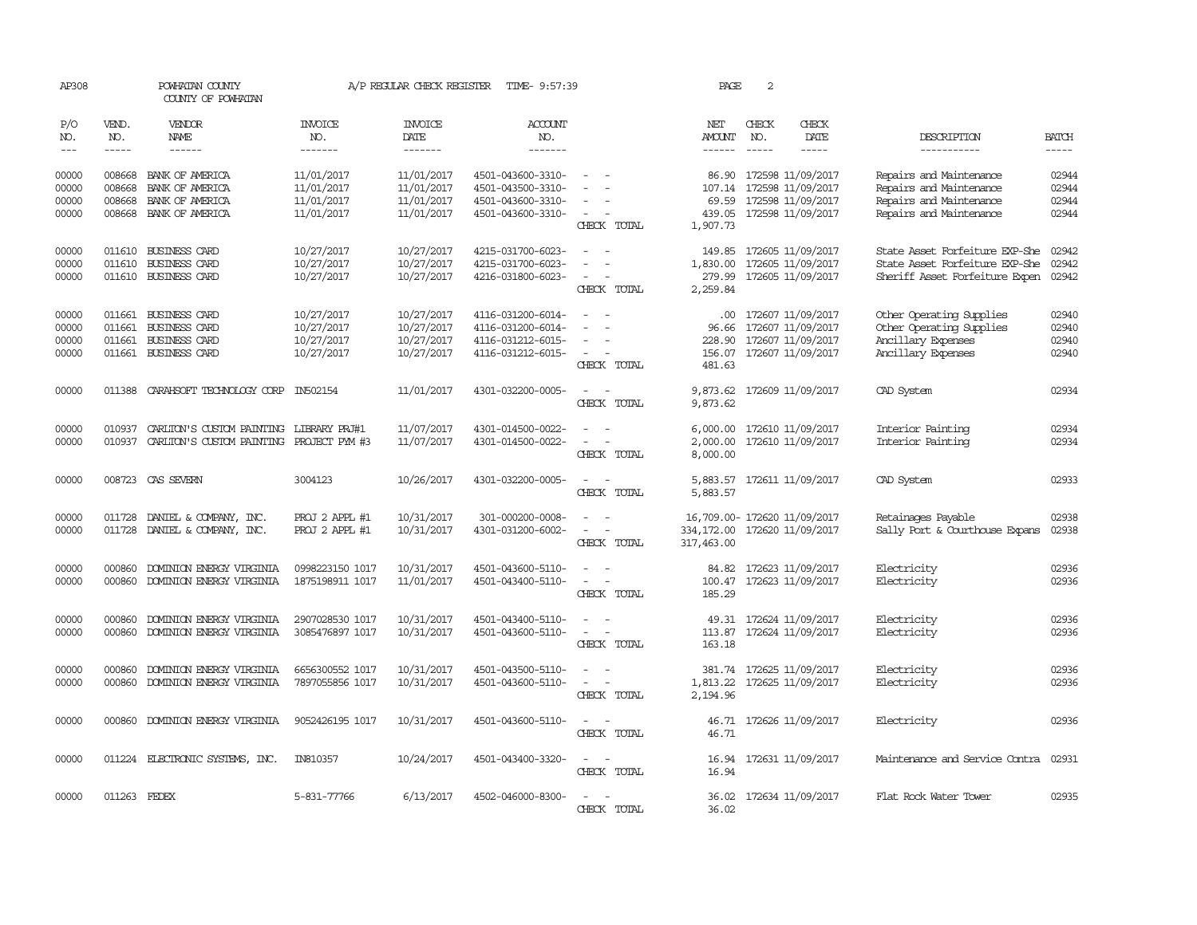AP308 POWHATAN COUNTY A/P REGULAR CHECK REGISTER TIME- 9:57:39 PAGE 2

COUNTY OF POWHATAN

| P/O NO. | VEND. NO. | VENDOR NAME | INVOICE NO. | INVOICE DATE | ACCOUNT NO. | | NET AMOUNT | CHECK NO. | CHECK DATE | DESCRIPTION | BATCH |
|---|---|---|---|---|---|---|---|---|---|---|---|
| --- | ----- | ------ | ------- | ------- | ------- | | ------ | ----- | ----- | ----------- | ----- |
| 00000 | 008668 | BANK OF AMERICA | 11/01/2017 | 11/01/2017 | 4501-043600-3310- | - - | 86.90 | 172598 | 11/09/2017 | Repairs and Maintenance | 02944 |
| 00000 | 008668 | BANK OF AMERICA | 11/01/2017 | 11/01/2017 | 4501-043500-3310- | - - | 107.14 | 172598 | 11/09/2017 | Repairs and Maintenance | 02944 |
| 00000 | 008668 | BANK OF AMERICA | 11/01/2017 | 11/01/2017 | 4501-043600-3310- | - - | 69.59 | 172598 | 11/09/2017 | Repairs and Maintenance | 02944 |
| 00000 | 008668 | BANK OF AMERICA | 11/01/2017 | 11/01/2017 | 4501-043600-3310- | - - | 439.05 | 172598 | 11/09/2017 | Repairs and Maintenance | 02944 |
| | | | | | | CHECK TOTAL | 1,907.73 | | | | |
| 00000 | 011610 | BUSINESS CARD | 10/27/2017 | 10/27/2017 | 4215-031700-6023- | - - | 149.85 | 172605 | 11/09/2017 | State Asset Forfeiture EXP-She | 02942 |
| 00000 | 011610 | BUSINESS CARD | 10/27/2017 | 10/27/2017 | 4215-031700-6023- | - - | 1,830.00 | 172605 | 11/09/2017 | State Asset Forfeiture EXP-She | 02942 |
| 00000 | 011610 | BUSINESS CARD | 10/27/2017 | 10/27/2017 | 4216-031800-6023- | - - | 279.99 | 172605 | 11/09/2017 | Sheriff Asset Forfeiture Expen | 02942 |
| | | | | | | CHECK TOTAL | 2,259.84 | | | | |
| 00000 | 011661 | BUSINESS CARD | 10/27/2017 | 10/27/2017 | 4116-031200-6014- | - - | .00 | 172607 | 11/09/2017 | Other Operating Supplies | 02940 |
| 00000 | 011661 | BUSINESS CARD | 10/27/2017 | 10/27/2017 | 4116-031200-6014- | - - | 96.66 | 172607 | 11/09/2017 | Other Operating Supplies | 02940 |
| 00000 | 011661 | BUSINESS CARD | 10/27/2017 | 10/27/2017 | 4116-031212-6015- | - - | 228.90 | 172607 | 11/09/2017 | Ancillary Expenses | 02940 |
| 00000 | 011661 | BUSINESS CARD | 10/27/2017 | 10/27/2017 | 4116-031212-6015- | - - | 156.07 | 172607 | 11/09/2017 | Ancillary Expenses | 02940 |
| | | | | | | CHECK TOTAL | 481.63 | | | | |
| 00000 | 011388 | CARAHSOFT TECHNOLOGY CORP | IN502154 | 11/01/2017 | 4301-032200-0005- | - - | 9,873.62 | 172609 | 11/09/2017 | CAD System | 02934 |
| | | | | | | CHECK TOTAL | 9,873.62 | | | | |
| 00000 | 010937 | CARLTON'S CUSTOM PAINTING | LIBRARY PRJ#1 | 11/07/2017 | 4301-014500-0022- | - - | 6,000.00 | 172610 | 11/09/2017 | Interior Painting | 02934 |
| 00000 | 010937 | CARLTON'S CUSTOM PAINTING | PROJECT PYM #3 | 11/07/2017 | 4301-014500-0022- | - - | 2,000.00 | 172610 | 11/09/2017 | Interior Painting | 02934 |
| | | | | | | CHECK TOTAL | 8,000.00 | | | | |
| 00000 | 008723 | CAS SEVERN | 3004123 | 10/26/2017 | 4301-032200-0005- | - - | 5,883.57 | 172611 | 11/09/2017 | CAD System | 02933 |
| | | | | | | CHECK TOTAL | 5,883.57 | | | | |
| 00000 | 011728 | DANIEL & COMPANY, INC. | PROJ 2 APPL #1 | 10/31/2017 | 301-000200-0008- | - - | 16,709.00- | 172620 | 11/09/2017 | Retainages Payable | 02938 |
| 00000 | 011728 | DANIEL & COMPANY, INC. | PROJ 2 APPL #1 | 10/31/2017 | 4301-031200-6002- | - - | 334,172.00 | 172620 | 11/09/2017 | Sally Port & Courthouse Expans | 02938 |
| | | | | | | CHECK TOTAL | 317,463.00 | | | | |
| 00000 | 000860 | DOMINION ENERGY VIRGINIA | 0998223150 1017 | 10/31/2017 | 4501-043600-5110- | - - | 84.82 | 172623 | 11/09/2017 | Electricity | 02936 |
| 00000 | 000860 | DOMINION ENERGY VIRGINIA | 1875198911 1017 | 11/01/2017 | 4501-043400-5110- | - - | 100.47 | 172623 | 11/09/2017 | Electricity | 02936 |
| | | | | | | CHECK TOTAL | 185.29 | | | | |
| 00000 | 000860 | DOMINION ENERGY VIRGINIA | 2907028530 1017 | 10/31/2017 | 4501-043400-5110- | - - | 49.31 | 172624 | 11/09/2017 | Electricity | 02936 |
| 00000 | 000860 | DOMINION ENERGY VIRGINIA | 3085476897 1017 | 10/31/2017 | 4501-043600-5110- | - - | 113.87 | 172624 | 11/09/2017 | Electricity | 02936 |
| | | | | | | CHECK TOTAL | 163.18 | | | | |
| 00000 | 000860 | DOMINION ENERGY VIRGINIA | 6656300552 1017 | 10/31/2017 | 4501-043500-5110- | - - | 381.74 | 172625 | 11/09/2017 | Electricity | 02936 |
| 00000 | 000860 | DOMINION ENERGY VIRGINIA | 7897055856 1017 | 10/31/2017 | 4501-043600-5110- | - - | 1,813.22 | 172625 | 11/09/2017 | Electricity | 02936 |
| | | | | | | CHECK TOTAL | 2,194.96 | | | | |
| 00000 | 000860 | DOMINION ENERGY VIRGINIA | 9052426195 1017 | 10/31/2017 | 4501-043600-5110- | - - | 46.71 | 172626 | 11/09/2017 | Electricity | 02936 |
| | | | | | | CHECK TOTAL | 46.71 | | | | |
| 00000 | 011224 | ELECTRONIC SYSTEMS, INC. | IN810357 | 10/24/2017 | 4501-043400-3320- | - - | 16.94 | 172631 | 11/09/2017 | Maintenance and Service Contra | 02931 |
| | | | | | | CHECK TOTAL | 16.94 | | | | |
| 00000 | 011263 | FEDEX | 5-831-77766 | 6/13/2017 | 4502-046000-8300- | - - | 36.02 | 172634 | 11/09/2017 | Flat Rock Water Tower | 02935 |
| | | | | | | CHECK TOTAL | 36.02 | | | | |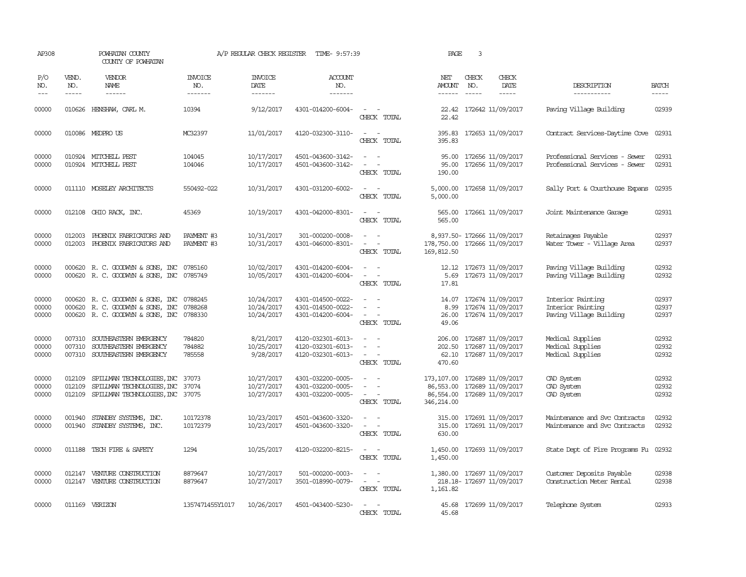AP308 POWHATAN COUNTY A/P REGULAR CHECK REGISTER TIME- 9:57:39 PAGE 3

COUNTY OF POWHATAN

| P/O NO. | VEND. NO. | VENDOR NAME | INVOICE NO. | INVOICE DATE | ACCOUNT NO. | | NET AMOUNT | CHECK NO. | CHECK DATE | DESCRIPTION | BATCH |
|---|---|---|---|---|---|---|---|---|---|---|---|
| --- | ----- | ------ | ------- | ------- | ------- | | ------ | ----- | ----- | ----------- | ----- |
| 00000 | 010626 | HENSHAW, CARL M. | 10394 | 9/12/2017 | 4301-014200-6004- | - - | 22.42 | 172642 | 11/09/2017 | Paving Village Building | 02939 |
| | | | | | | CHECK TOTAL | 22.42 | | | | |
| 00000 | 010086 | MEDPRO US | MC32397 | 11/01/2017 | 4120-032300-3110- | - - | 395.83 | 172653 | 11/09/2017 | Contract Services-Daytime Cove | 02931 |
| | | | | | | CHECK TOTAL | 395.83 | | | | |
| 00000 | 010924 | MITCHELL PEST | 104045 | 10/17/2017 | 4501-043600-3142- | - - | 95.00 | 172656 | 11/09/2017 | Professional Services - Sewer | 02931 |
| 00000 | 010924 | MITCHELL PEST | 104046 | 10/17/2017 | 4501-043600-3142- | - - | 95.00 | 172656 | 11/09/2017 | Professional Services - Sewer | 02931 |
| | | | | | | CHECK TOTAL | 190.00 | | | | |
| 00000 | 011110 | MOSELEY ARCHITECTS | 550492-022 | 10/31/2017 | 4301-031200-6002- | - - | 5,000.00 | 172658 | 11/09/2017 | Sally Port & Courthouse Expans | 02935 |
| | | | | | | CHECK TOTAL | 5,000.00 | | | | |
| 00000 | 012108 | OHIO RACK, INC. | 45369 | 10/19/2017 | 4301-042000-8301- | - - | 565.00 | 172661 | 11/09/2017 | Joint Maintenance Garage | 02931 |
| | | | | | | CHECK TOTAL | 565.00 | | | | |
| 00000 | 012003 | PHOENIX FABRICATORS AND | PAYMENT #3 | 10/31/2017 | 301-000200-0008- | - - | 8,937.50- | 172666 | 11/09/2017 | Retainages Payable | 02937 |
| 00000 | 012003 | PHOENIX FABRICATORS AND | PAYMENT #3 | 10/31/2017 | 4301-046000-8301- | - - | 178,750.00 | 172666 | 11/09/2017 | Water Tower - Village Area | 02937 |
| | | | | | | CHECK TOTAL | 169,812.50 | | | | |
| 00000 | 000620 | R. C. GOODWYN & SONS, INC | 0785160 | 10/02/2017 | 4301-014200-6004- | - - | 12.12 | 172673 | 11/09/2017 | Paving Village Building | 02932 |
| 00000 | 000620 | R. C. GOODWYN & SONS, INC | 0785749 | 10/05/2017 | 4301-014200-6004- | - - | 5.69 | 172673 | 11/09/2017 | Paving Village Building | 02932 |
| | | | | | | CHECK TOTAL | 17.81 | | | | |
| 00000 | 000620 | R. C. GOODWYN & SONS, INC | 0788245 | 10/24/2017 | 4301-014500-0022- | - - | 14.07 | 172674 | 11/09/2017 | Interior Painting | 02937 |
| 00000 | 000620 | R. C. GOODWYN & SONS, INC | 0788268 | 10/24/2017 | 4301-014500-0022- | - - | 8.99 | 172674 | 11/09/2017 | Interior Painting | 02937 |
| 00000 | 000620 | R. C. GOODWYN & SONS, INC | 0788330 | 10/24/2017 | 4301-014200-6004- | - - | 26.00 | 172674 | 11/09/2017 | Paving Village Building | 02937 |
| | | | | | | CHECK TOTAL | 49.06 | | | | |
| 00000 | 007310 | SOUTHEASTERN EMERGENCY | 784820 | 8/21/2017 | 4120-032301-6013- | - - | 206.00 | 172687 | 11/09/2017 | Medical Supplies | 02932 |
| 00000 | 007310 | SOUTHEASTERN EMERGENCY | 784882 | 10/25/2017 | 4120-032301-6013- | - - | 202.50 | 172687 | 11/09/2017 | Medical Supplies | 02932 |
| 00000 | 007310 | SOUTHEASTERN EMERGENCY | 785558 | 9/28/2017 | 4120-032301-6013- | - - | 62.10 | 172687 | 11/09/2017 | Medical Supplies | 02932 |
| | | | | | | CHECK TOTAL | 470.60 | | | | |
| 00000 | 012109 | SPILLMAN TECHNOLOGIES, INC | 37073 | 10/27/2017 | 4301-032200-0005- | - - | 173,107.00 | 172689 | 11/09/2017 | CAD System | 02932 |
| 00000 | 012109 | SPILLMAN TECHNOLOGIES, INC | 37074 | 10/27/2017 | 4301-032200-0005- | - - | 86,553.00 | 172689 | 11/09/2017 | CAD System | 02932 |
| 00000 | 012109 | SPILLMAN TECHNOLOGIES, INC | 37075 | 10/27/2017 | 4301-032200-0005- | - - | 86,554.00 | 172689 | 11/09/2017 | CAD System | 02932 |
| | | | | | | CHECK TOTAL | 346,214.00 | | | | |
| 00000 | 001940 | STANDBY SYSTEMS, INC. | 10172378 | 10/23/2017 | 4501-043600-3320- | - - | 315.00 | 172691 | 11/09/2017 | Maintenance and Svc Contracts | 02932 |
| 00000 | 001940 | STANDBY SYSTEMS, INC. | 10172379 | 10/23/2017 | 4501-043600-3320- | - - | 315.00 | 172691 | 11/09/2017 | Maintenance and Svc Contracts | 02932 |
| | | | | | | CHECK TOTAL | 630.00 | | | | |
| 00000 | 011188 | TECH FIRE & SAFETY | 1294 | 10/25/2017 | 4120-032200-8215- | - - | 1,450.00 | 172693 | 11/09/2017 | State Dept of Fire Programs Fu | 02932 |
| | | | | | | CHECK TOTAL | 1,450.00 | | | | |
| 00000 | 012147 | VENTURE CONSTRUCTION | 8879647 | 10/27/2017 | 501-000200-0003- | - - | 1,380.00 | 172697 | 11/09/2017 | Customer Deposits Payable | 02938 |
| 00000 | 012147 | VENTURE CONSTRUCTION | 8879647 | 10/27/2017 | 3501-018990-0079- | - - | 218.18- | 172697 | 11/09/2017 | Construction Meter Rental | 02938 |
| | | | | | | CHECK TOTAL | 1,161.82 | | | | |
| 00000 | 011169 | VERIZON | 1357471455Y1017 | 10/26/2017 | 4501-043400-5230- | - - | 45.68 | 172699 | 11/09/2017 | Telephone System | 02933 |
| | | | | | | CHECK TOTAL | 45.68 | | | | |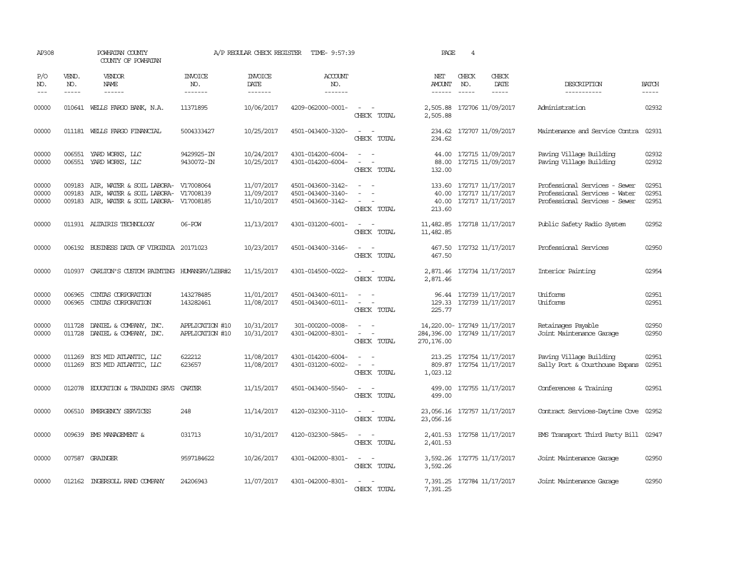AP308 POWHATAN COUNTY A/P REGULAR CHECK REGISTER TIME- 9:57:39 PAGE 4

COUNTY OF POWHATAN

| P/O NO. | VEND. NO. | VENDOR NAME | INVOICE NO. | INVOICE DATE | ACCOUNT NO. | | NET AMOUNT | CHECK NO. | CHECK DATE | DESCRIPTION | BATCH |
|---|---|---|---|---|---|---|---|---|---|---|---|
| --- | ----- | ------ | ------- | ------- | ------- | | ------ | ----- | ----- | ----------- | ----- |
| 00000 | 010641 | WELLS FARGO BANK, N.A. | 11371895 | 10/06/2017 | 4209-062000-0001- | - - | 2,505.88 | 172706 | 11/09/2017 | Administration | 02932 |
| | | | | | | CHECK TOTAL | 2,505.88 | | | | |
| 00000 | 011181 | WELLS FARGO FINANCIAL | 5004333427 | 10/25/2017 | 4501-043400-3320- | - - | 234.62 | 172707 | 11/09/2017 | Maintenance and Service Contra | 02931 |
| | | | | | | CHECK TOTAL | 234.62 | | | | |
| 00000 | 006551 | YARD WORKS, LLC | 9429925-IN | 10/24/2017 | 4301-014200-6004- | - - | 44.00 | 172715 | 11/09/2017 | Paving Village Building | 02932 |
| 00000 | 006551 | YARD WORKS, LLC | 9430072-IN | 10/25/2017 | 4301-014200-6004- | - - | 88.00 | 172715 | 11/09/2017 | Paving Village Building | 02932 |
| | | | | | | CHECK TOTAL | 132.00 | | | | |
| 00000 | 009183 | AIR, WATER & SOIL LABORA- | V17008064 | 11/07/2017 | 4501-043600-3142- | - - | 133.60 | 172717 | 11/17/2017 | Professional Services - Sewer | 02951 |
| 00000 | 009183 | AIR, WATER & SOIL LABORA- | V17008139 | 11/09/2017 | 4501-043400-3140- | - - | 40.00 | 172717 | 11/17/2017 | Professional Services - Water | 02951 |
| 00000 | 009183 | AIR, WATER & SOIL LABORA- | V17008185 | 11/10/2017 | 4501-043600-3142- | - - | 40.00 | 172717 | 11/17/2017 | Professional Services - Sewer | 02951 |
| | | | | | | CHECK TOTAL | 213.60 | | | | |
| 00000 | 011931 | ALTAIRIS TECHNOLOGY | 06-POW | 11/13/2017 | 4301-031200-6001- | - - | 11,482.85 | 172718 | 11/17/2017 | Public Safety Radio System | 02952 |
| | | | | | | CHECK TOTAL | 11,482.85 | | | | |
| 00000 | 006192 | BUSINESS DATA OF VIRGINIA | 20171023 | 10/23/2017 | 4501-043400-3146- | - - | 467.50 | 172732 | 11/17/2017 | Professional Services | 02950 |
| | | | | | | CHECK TOTAL | 467.50 | | | | |
| 00000 | 010937 | CARLTON'S CUSTOM PAINTING | HUMANSRV/LIBR#2 | 11/15/2017 | 4301-014500-0022- | - - | 2,871.46 | 172734 | 11/17/2017 | Interior Painting | 02954 |
| | | | | | | CHECK TOTAL | 2,871.46 | | | | |
| 00000 | 006965 | CINTAS CORPORATION | 143278485 | 11/01/2017 | 4501-043400-6011- | - - | 96.44 | 172739 | 11/17/2017 | Uniforms | 02951 |
| 00000 | 006965 | CINTAS CORPORATION | 143282461 | 11/08/2017 | 4501-043400-6011- | - - | 129.33 | 172739 | 11/17/2017 | Uniforms | 02951 |
| | | | | | | CHECK TOTAL | 225.77 | | | | |
| 00000 | 011728 | DANIEL & COMPANY, INC. | APPLICATION #10 | 10/31/2017 | 301-000200-0008- | - - | 14,220.00- | 172749 | 11/17/2017 | Retainages Payable | 02950 |
| 00000 | 011728 | DANIEL & COMPANY, INC. | APPLICATION #10 | 10/31/2017 | 4301-042000-8301- | - - | 284,396.00 | 172749 | 11/17/2017 | Joint Maintenance Garage | 02950 |
| | | | | | | CHECK TOTAL | 270,176.00 | | | | |
| 00000 | 011269 | ECS MID ATLANTIC, LLC | 622212 | 11/08/2017 | 4301-014200-6004- | - - | 213.25 | 172754 | 11/17/2017 | Paving Village Building | 02951 |
| 00000 | 011269 | ECS MID ATLANTIC, LLC | 623657 | 11/08/2017 | 4301-031200-6002- | - - | 809.87 | 172754 | 11/17/2017 | Sally Port & Courthouse Expans | 02951 |
| | | | | | | CHECK TOTAL | 1,023.12 | | | | |
| 00000 | 012078 | EDUCATION & TRAINING SRVS | CARTER | 11/15/2017 | 4501-043400-5540- | - - | 499.00 | 172755 | 11/17/2017 | Conferences & Training | 02951 |
| | | | | | | CHECK TOTAL | 499.00 | | | | |
| 00000 | 006510 | EMERGENCY SERVICES | 248 | 11/14/2017 | 4120-032300-3110- | - - | 23,056.16 | 172757 | 11/17/2017 | Contract Services-Daytime Cove | 02952 |
| | | | | | | CHECK TOTAL | 23,056.16 | | | | |
| 00000 | 009639 | EMS MANAGEMENT & | 031713 | 10/31/2017 | 4120-032300-5845- | - - | 2,401.53 | 172758 | 11/17/2017 | EMS Transport Third Party Bill | 02947 |
| | | | | | | CHECK TOTAL | 2,401.53 | | | | |
| 00000 | 007587 | GRAINGER | 9597184622 | 10/26/2017 | 4301-042000-8301- | - - | 3,592.26 | 172775 | 11/17/2017 | Joint Maintenance Garage | 02950 |
| | | | | | | CHECK TOTAL | 3,592.26 | | | | |
| 00000 | 012162 | INGERSOLL RAND COMPANY | 24206943 | 11/07/2017 | 4301-042000-8301- | - - | 7,391.25 | 172784 | 11/17/2017 | Joint Maintenance Garage | 02950 |
| | | | | | | CHECK TOTAL | 7,391.25 | | | | |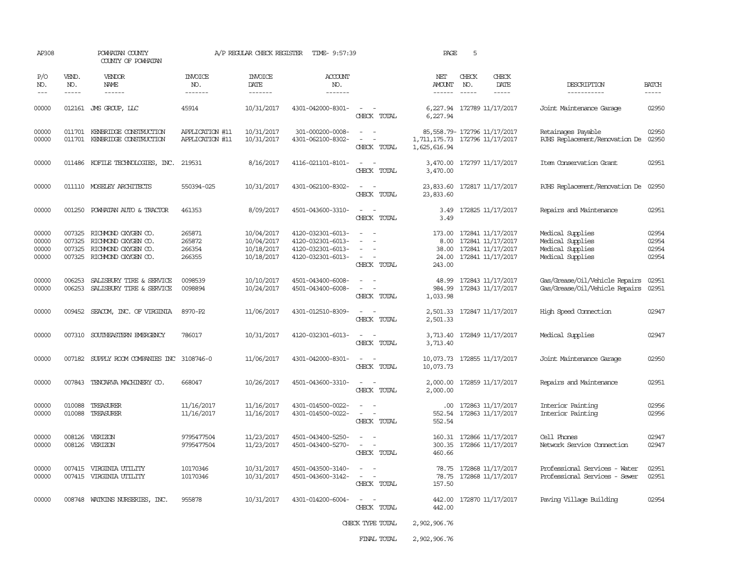AP308 POWHATAN COUNTY A/P REGULAR CHECK REGISTER TIME- 9:57:39 PAGE 5

COUNTY OF POWHATAN

| P/O NO. | VEND. NO. | VENDOR NAME | INVOICE NO. | INVOICE DATE | ACCOUNT NO. | | NET AMOUNT | CHECK NO. | CHECK DATE | DESCRIPTION | BATCH |
|---|---|---|---|---|---|---|---|---|---|---|---|
| 00000 | 012161 | JMS GROUP, LLC | 45914 | 10/31/2017 | 4301-042000-8301- | - - | 6,227.94 | 172789 | 11/17/2017 | Joint Maintenance Garage | 02950 |
| | | | | | | CHECK TOTAL | 6,227.94 | | | | |
| 00000 | 011701 | KENBRIDGE CONSTRUCTION | APPLICATION #11 | 10/31/2017 | 301-000200-0008- | - - | 85,558.79- | 172796 | 11/17/2017 | Retainages Payable | 02950 |
| 00000 | 011701 | KENBRIDGE CONSTRUCTION | APPLICATION #11 | 10/31/2017 | 4301-062100-8302- | - - | 1,711,175.73 | 172796 | 11/17/2017 | PJHS Replacement/Renovation De | 02950 |
| | | | | | | CHECK TOTAL | 1,625,616.94 | | | | |
| 00000 | 011486 | KOFILE TECHNOLOGIES, INC. | 219531 | 8/16/2017 | 4116-021101-8101- | - - | 3,470.00 | 172797 | 11/17/2017 | Item Conservation Grant | 02951 |
| | | | | | | CHECK TOTAL | 3,470.00 | | | | |
| 00000 | 011110 | MOSELEY ARCHITECTS | 550394-025 | 10/31/2017 | 4301-062100-8302- | - - | 23,833.60 | 172817 | 11/17/2017 | PJHS Replacement/Renovation De | 02950 |
| | | | | | | CHECK TOTAL | 23,833.60 | | | | |
| 00000 | 001250 | POWHATAN AUTO & TRACTOR | 461353 | 8/09/2017 | 4501-043600-3310- | - - | 3.49 | 172825 | 11/17/2017 | Repairs and Maintenance | 02951 |
| | | | | | | CHECK TOTAL | 3.49 | | | | |
| 00000 | 007325 | RICHMOND OXYGEN CO. | 265871 | 10/04/2017 | 4120-032301-6013- | - - | 173.00 | 172841 | 11/17/2017 | Medical Supplies | 02954 |
| 00000 | 007325 | RICHMOND OXYGEN CO. | 265872 | 10/04/2017 | 4120-032301-6013- | - - | 8.00 | 172841 | 11/17/2017 | Medical Supplies | 02954 |
| 00000 | 007325 | RICHMOND OXYGEN CO. | 266354 | 10/18/2017 | 4120-032301-6013- | - - | 38.00 | 172841 | 11/17/2017 | Medical Supplies | 02954 |
| 00000 | 007325 | RICHMOND OXYGEN CO. | 266355 | 10/18/2017 | 4120-032301-6013- | - - | 24.00 | 172841 | 11/17/2017 | Medical Supplies | 02954 |
| | | | | | | CHECK TOTAL | 243.00 | | | | |
| 00000 | 006253 | SALISBURY TIRE & SERVICE | 0098539 | 10/10/2017 | 4501-043400-6008- | - - | 48.99 | 172843 | 11/17/2017 | Gas/Grease/Oil/Vehicle Repairs | 02951 |
| 00000 | 006253 | SALISBURY TIRE & SERVICE | 0098894 | 10/24/2017 | 4501-043400-6008- | - - | 984.99 | 172843 | 11/17/2017 | Gas/Grease/Oil/Vehicle Repairs | 02951 |
| | | | | | | CHECK TOTAL | 1,033.98 | | | | |
| 00000 | 009452 | SEACOM, INC. OF VIRGINIA | 8970-P2 | 11/06/2017 | 4301-012510-8309- | - - | 2,501.33 | 172847 | 11/17/2017 | High Speed Connection | 02947 |
| | | | | | | CHECK TOTAL | 2,501.33 | | | | |
| 00000 | 007310 | SOUTHEASTERN EMERGENCY | 786017 | 10/31/2017 | 4120-032301-6013- | - - | 3,713.40 | 172849 | 11/17/2017 | Medical Supplies | 02947 |
| | | | | | | CHECK TOTAL | 3,713.40 | | | | |
| 00000 | 007182 | SUPPLY ROOM COMPANIES INC | 3108746-0 | 11/06/2017 | 4301-042000-8301- | - - | 10,073.73 | 172855 | 11/17/2017 | Joint Maintenance Garage | 02950 |
| | | | | | | CHECK TOTAL | 10,073.73 | | | | |
| 00000 | 007843 | TENCARVA MACHINERY CO. | 668047 | 10/26/2017 | 4501-043600-3310- | - - | 2,000.00 | 172859 | 11/17/2017 | Repairs and Maintenance | 02951 |
| | | | | | | CHECK TOTAL | 2,000.00 | | | | |
| 00000 | 010088 | TREASURER | 11/16/2017 | 11/16/2017 | 4301-014500-0022- | - - | .00 | 172863 | 11/17/2017 | Interior Painting | 02956 |
| 00000 | 010088 | TREASURER | 11/16/2017 | 11/16/2017 | 4301-014500-0022- | - - | 552.54 | 172863 | 11/17/2017 | Interior Painting | 02956 |
| | | | | | | CHECK TOTAL | 552.54 | | | | |
| 00000 | 008126 | VERIZON | 9795477504 | 11/23/2017 | 4501-043400-5250- | - - | 160.31 | 172866 | 11/17/2017 | Cell Phones | 02947 |
| 00000 | 008126 | VERIZON | 9795477504 | 11/23/2017 | 4501-043400-5270- | - - | 300.35 | 172866 | 11/17/2017 | Network Service Connection | 02947 |
| | | | | | | CHECK TOTAL | 460.66 | | | | |
| 00000 | 007415 | VIRGINIA UTILITY | 10170346 | 10/31/2017 | 4501-043500-3140- | - - | 78.75 | 172868 | 11/17/2017 | Professional Services - Water | 02951 |
| 00000 | 007415 | VIRGINIA UTILITY | 10170346 | 10/31/2017 | 4501-043600-3142- | - - | 78.75 | 172868 | 11/17/2017 | Professional Services - Sewer | 02951 |
| | | | | | | CHECK TOTAL | 157.50 | | | | |
| 00000 | 008748 | WATKINS NURSERIES, INC. | 955878 | 10/31/2017 | 4301-014200-6004- | - - | 442.00 | 172870 | 11/17/2017 | Paving Village Building | 02954 |
| | | | | | | CHECK TOTAL | 442.00 | | | | |
| | | | | | | CHECK TYPE TOTAL | 2,902,906.76 | | | | |
| | | | | | | FINAL TOTAL | 2,902,906.76 | | | | |